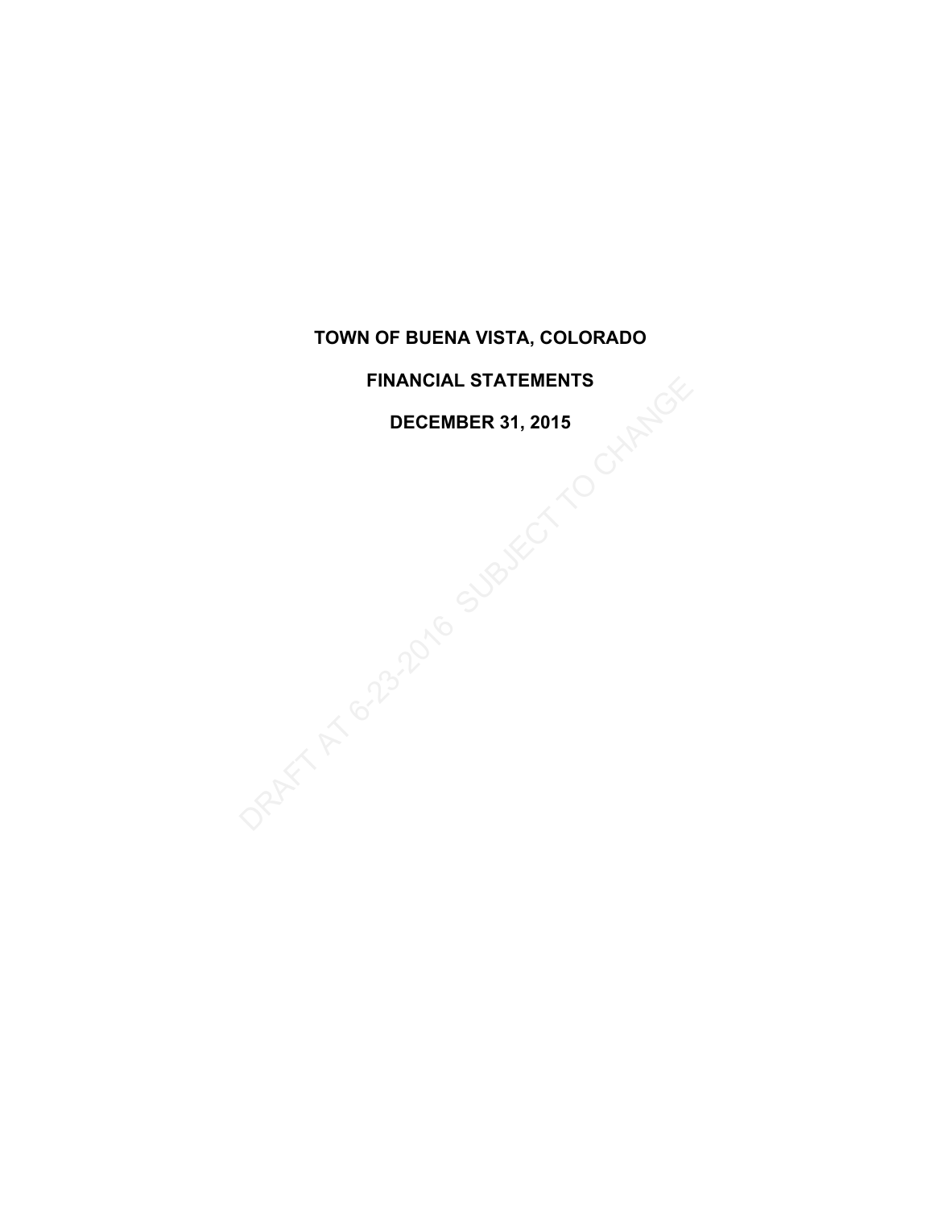# TOWN OF BUENA VISTA, COLORADO

## FINANCIAL STATEMENTS

## DECEMBER 31, 2015

DRAFT AT 6-23-2016 SUBJECT TO CHANGE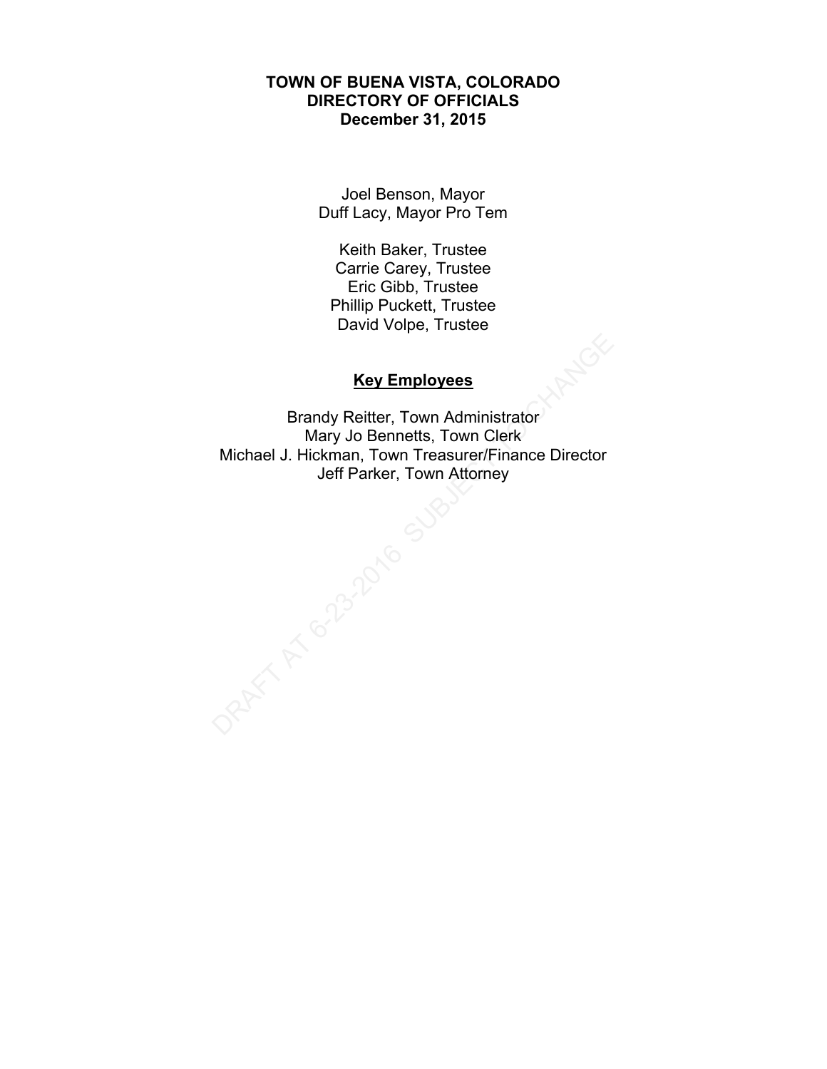# TOWN OF BUENA VISTA, COLORADO
# DIRECTORY OF OFFICIALS
# December 31, 2015

Joel Benson, Mayor
Duff Lacy, Mayor Pro Tem

Keith Baker, Trustee
Carrie Carey, Trustee
Eric Gibb, Trustee
Phillip Puckett, Trustee
David Volpe, Trustee

## Key Employees

Brandy Reitter, Town Administrator
Mary Jo Bennetts, Town Clerk
Michael J. Hickman, Town Treasurer/Finance Director
Jeff Parker, Town Attorney

DRAFT AT 6-23-2016 SUBJECT TO CHANGE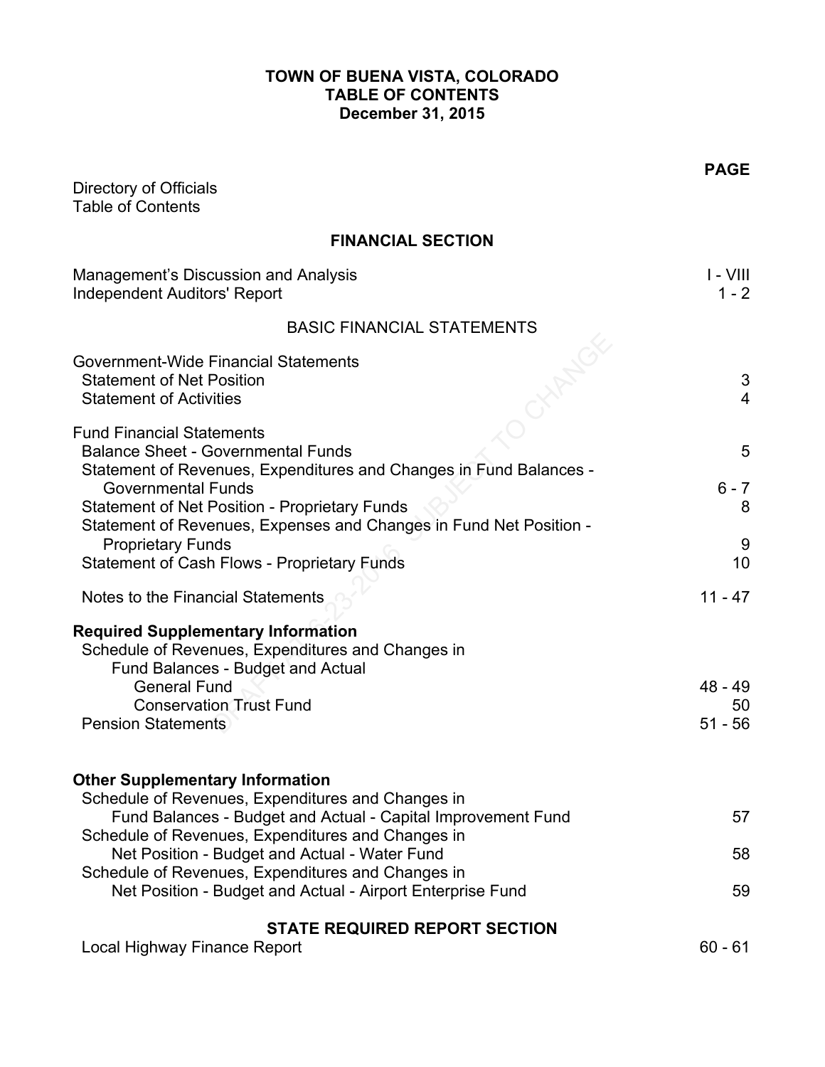# TOWN OF BUENA VISTA, COLORADO
## TABLE OF CONTENTS
### December 31, 2015

| | PAGE |
|---|---|
| Directory of Officials | |
| Table of Contents | |
| **FINANCIAL SECTION** | |
| Management's Discussion and Analysis | I - VIII |
| Independent Auditors' Report | 1 - 2 |
| BASIC FINANCIAL STATEMENTS | |
| Government-Wide Financial Statements | |
| Statement of Net Position | 3 |
| Statement of Activities | 4 |
| Fund Financial Statements | |
| Balance Sheet - Governmental Funds | 5 |
| Statement of Revenues, Expenditures and Changes in Fund Balances - Governmental Funds | 6 - 7 |
| Statement of Net Position - Proprietary Funds | 8 |
| Statement of Revenues, Expenses and Changes in Fund Net Position - Proprietary Funds | 9 |
| Statement of Cash Flows - Proprietary Funds | 10 |
| Notes to the Financial Statements | 11 - 47 |
| **Required Supplementary Information** | |
| Schedule of Revenues, Expenditures and Changes in Fund Balances - Budget and Actual | |
| General Fund | 48 - 49 |
| Conservation Trust Fund | 50 |
| Pension Statements | 51 - 56 |
| **Other Supplementary Information** | |
| Schedule of Revenues, Expenditures and Changes in Fund Balances - Budget and Actual - Capital Improvement Fund | 57 |
| Schedule of Revenues, Expenditures and Changes in Net Position - Budget and Actual - Water Fund | 58 |
| Schedule of Revenues, Expenditures and Changes in Net Position - Budget and Actual - Airport Enterprise Fund | 59 |
| **STATE REQUIRED REPORT SECTION** | |
| Local Highway Finance Report | 60 - 61 |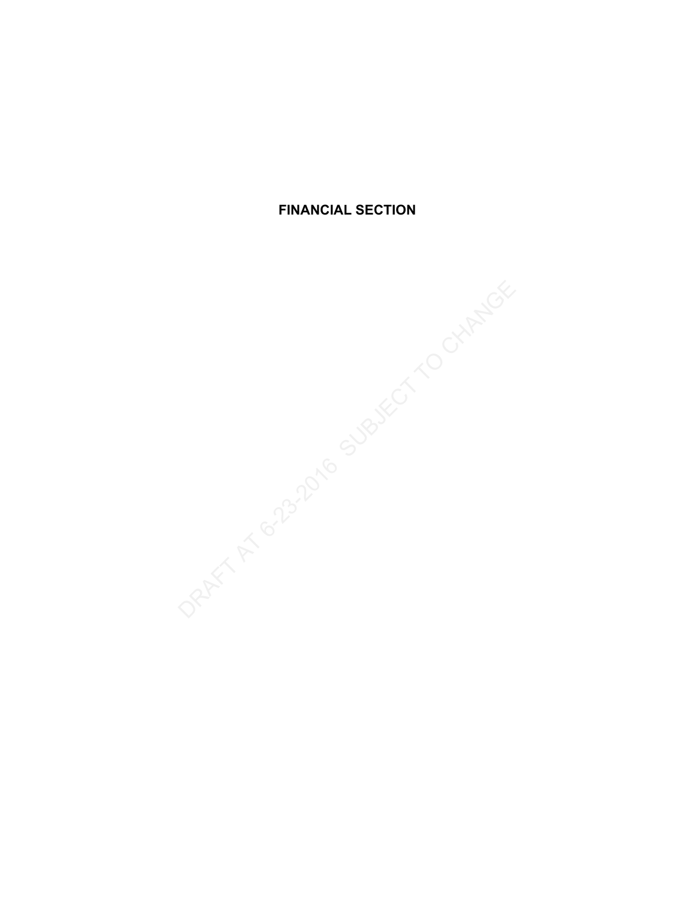**FINANCIAL SECTION**

DRAFT AT 6-23-2016 SUBJECT TO CHANGE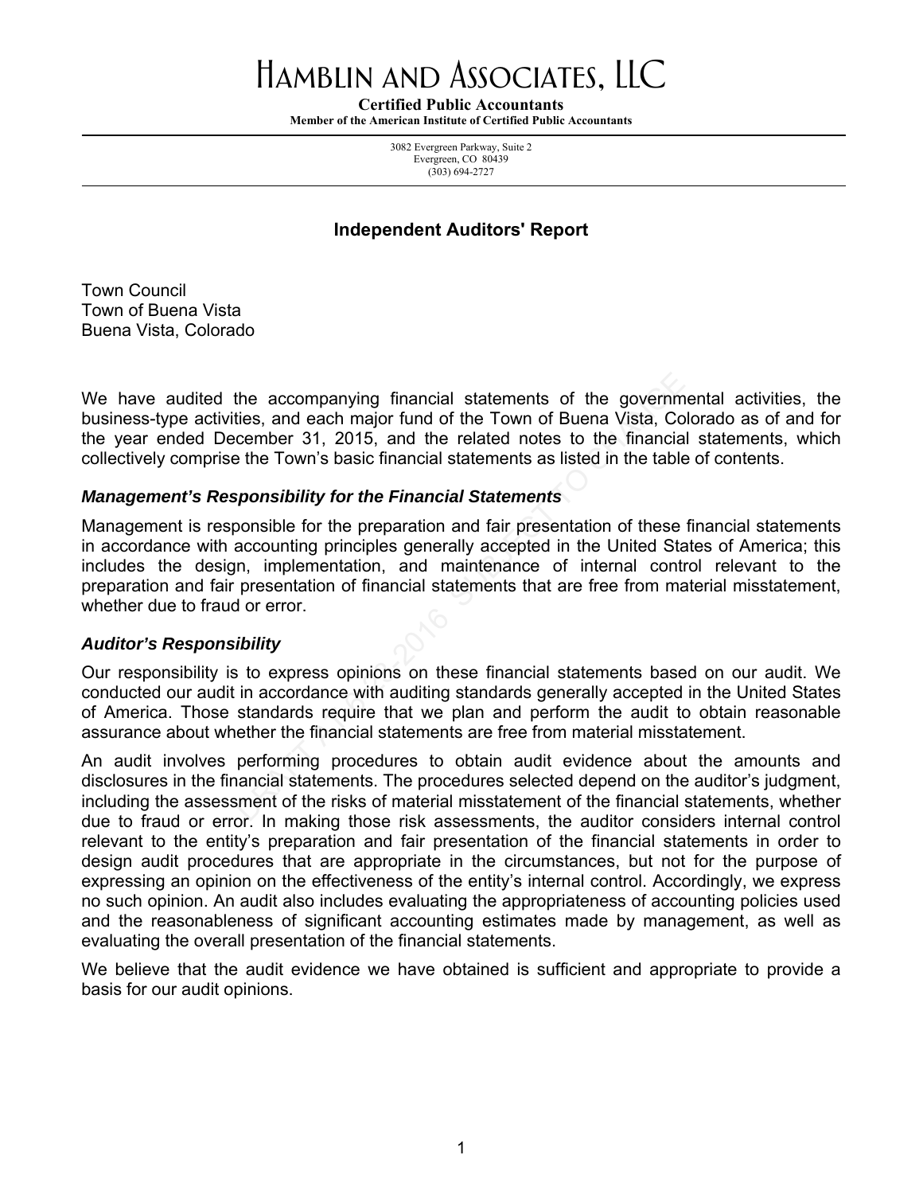# Hamblin and Associates, LLC

**Certified Public Accountants**
**Member of the American Institute of Certified Public Accountants**

3082 Evergreen Parkway, Suite 2
Evergreen, CO 80439
(303) 694-2727

## Independent Auditors' Report

Town Council
Town of Buena Vista
Buena Vista, Colorado

We have audited the accompanying financial statements of the governmental activities, the business-type activities, and each major fund of the Town of Buena Vista, Colorado as of and for the year ended December 31, 2015, and the related notes to the financial statements, which collectively comprise the Town's basic financial statements as listed in the table of contents.

### *Management's Responsibility for the Financial Statements*

Management is responsible for the preparation and fair presentation of these financial statements in accordance with accounting principles generally accepted in the United States of America; this includes the design, implementation, and maintenance of internal control relevant to the preparation and fair presentation of financial statements that are free from material misstatement, whether due to fraud or error.

### *Auditor's Responsibility*

Our responsibility is to express opinions on these financial statements based on our audit. We conducted our audit in accordance with auditing standards generally accepted in the United States of America. Those standards require that we plan and perform the audit to obtain reasonable assurance about whether the financial statements are free from material misstatement.

An audit involves performing procedures to obtain audit evidence about the amounts and disclosures in the financial statements. The procedures selected depend on the auditor's judgment, including the assessment of the risks of material misstatement of the financial statements, whether due to fraud or error. In making those risk assessments, the auditor considers internal control relevant to the entity's preparation and fair presentation of the financial statements in order to design audit procedures that are appropriate in the circumstances, but not for the purpose of expressing an opinion on the effectiveness of the entity's internal control. Accordingly, we express no such opinion. An audit also includes evaluating the appropriateness of accounting policies used and the reasonableness of significant accounting estimates made by management, as well as evaluating the overall presentation of the financial statements.

We believe that the audit evidence we have obtained is sufficient and appropriate to provide a basis for our audit opinions.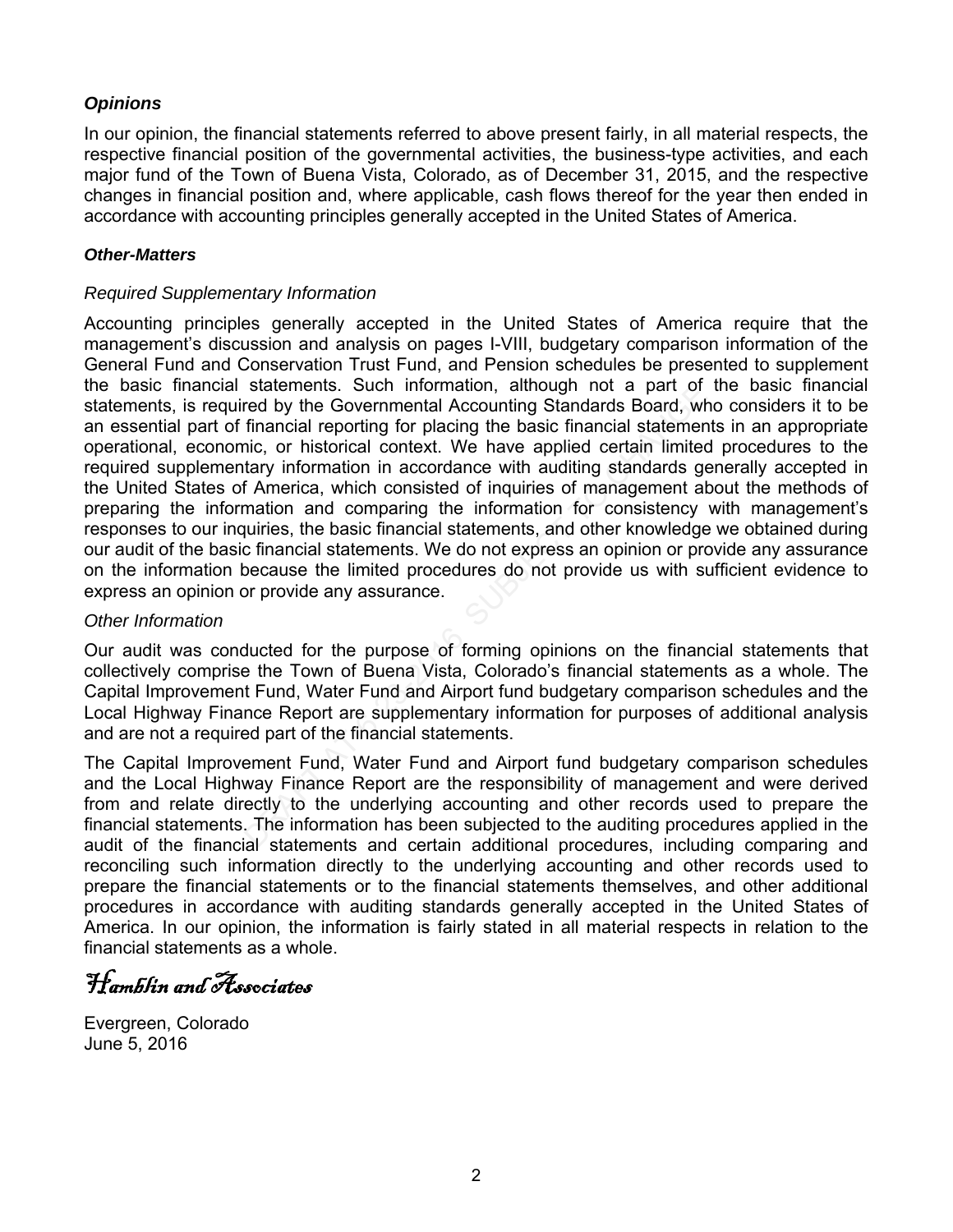### *Opinions*

In our opinion, the financial statements referred to above present fairly, in all material respects, the respective financial position of the governmental activities, the business-type activities, and each major fund of the Town of Buena Vista, Colorado, as of December 31, 2015, and the respective changes in financial position and, where applicable, cash flows thereof for the year then ended in accordance with accounting principles generally accepted in the United States of America.

### *Other-Matters*

*Required Supplementary Information*

Accounting principles generally accepted in the United States of America require that the management's discussion and analysis on pages I-VIII, budgetary comparison information of the General Fund and Conservation Trust Fund, and Pension schedules be presented to supplement the basic financial statements. Such information, although not a part of the basic financial statements, is required by the Governmental Accounting Standards Board, who considers it to be an essential part of financial reporting for placing the basic financial statements in an appropriate operational, economic, or historical context. We have applied certain limited procedures to the required supplementary information in accordance with auditing standards generally accepted in the United States of America, which consisted of inquiries of management about the methods of preparing the information and comparing the information for consistency with management's responses to our inquiries, the basic financial statements, and other knowledge we obtained during our audit of the basic financial statements. We do not express an opinion or provide any assurance on the information because the limited procedures do not provide us with sufficient evidence to express an opinion or provide any assurance.

*Other Information*

Our audit was conducted for the purpose of forming opinions on the financial statements that collectively comprise the Town of Buena Vista, Colorado's financial statements as a whole. The Capital Improvement Fund, Water Fund and Airport fund budgetary comparison schedules and the Local Highway Finance Report are supplementary information for purposes of additional analysis and are not a required part of the financial statements.

The Capital Improvement Fund, Water Fund and Airport fund budgetary comparison schedules and the Local Highway Finance Report are the responsibility of management and were derived from and relate directly to the underlying accounting and other records used to prepare the financial statements. The information has been subjected to the auditing procedures applied in the audit of the financial statements and certain additional procedures, including comparing and reconciling such information directly to the underlying accounting and other records used to prepare the financial statements or to the financial statements themselves, and other additional procedures in accordance with auditing standards generally accepted in the United States of America. In our opinion, the information is fairly stated in all material respects in relation to the financial statements as a whole.

*Hamblin and Associates*

Evergreen, Colorado
June 5, 2016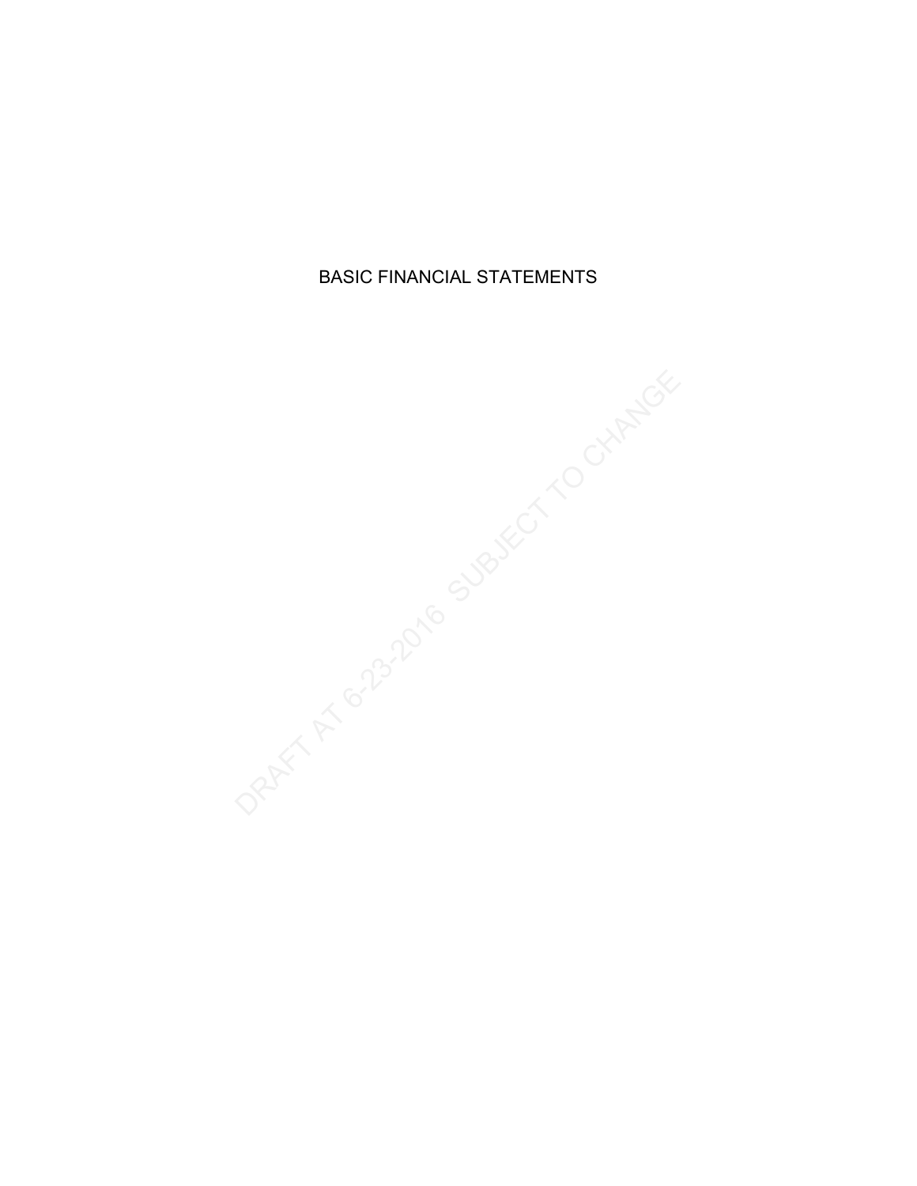# BASIC FINANCIAL STATEMENTS

DRAFT AT 6-23-2016 SUBJECT TO CHANGE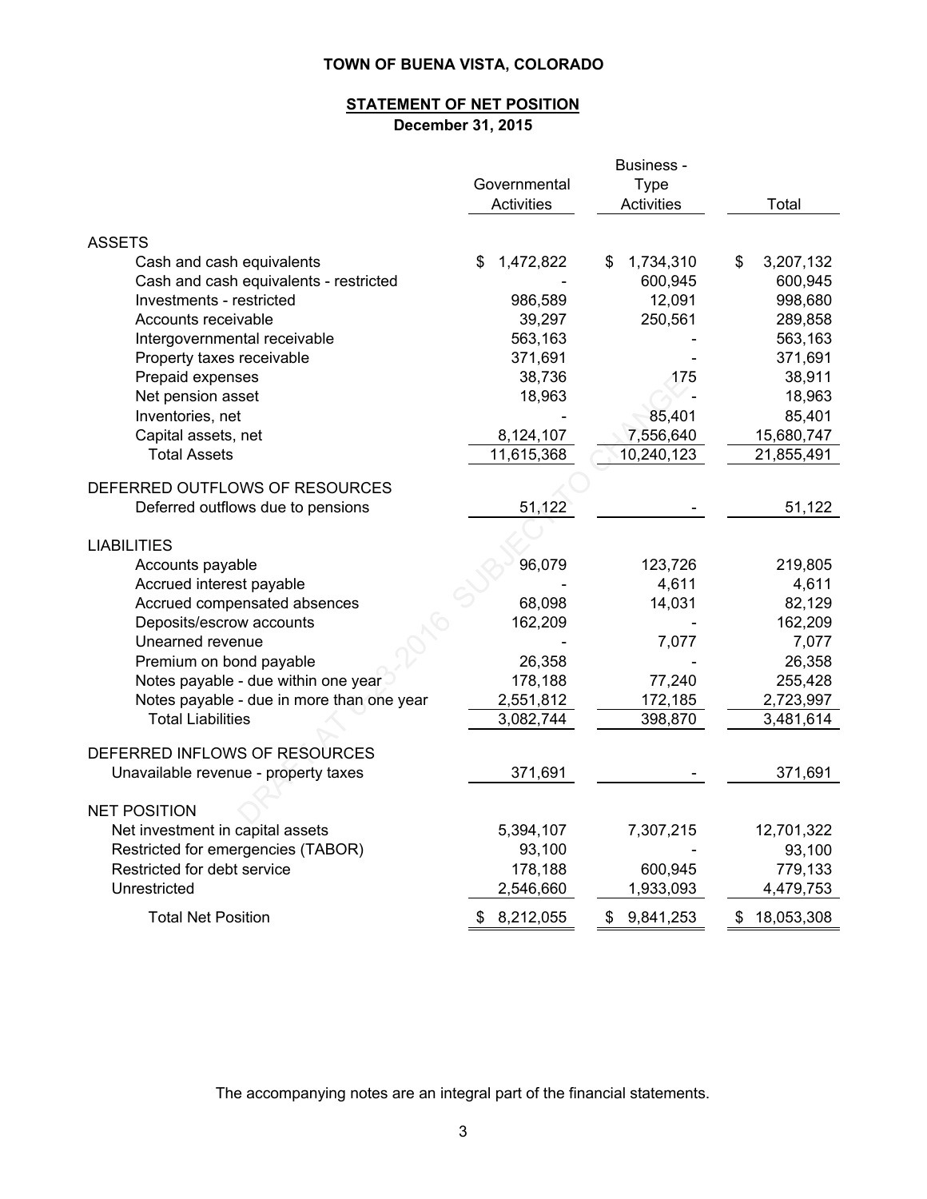# TOWN OF BUENA VISTA, COLORADO

## STATEMENT OF NET POSITION

**December 31, 2015**

| | Governmental Activities | Business - Type Activities | Total |
|---|---|---|---|
| ASSETS | | | |
| Cash and cash equivalents | $ 1,472,822 | $ 1,734,310 | $ 3,207,132 |
| Cash and cash equivalents - restricted | - | 600,945 | 600,945 |
| Investments - restricted | 986,589 | 12,091 | 998,680 |
| Accounts receivable | 39,297 | 250,561 | 289,858 |
| Intergovernmental receivable | 563,163 | - | 563,163 |
| Property taxes receivable | 371,691 | - | 371,691 |
| Prepaid expenses | 38,736 | 175 | 38,911 |
| Net pension asset | 18,963 | - | 18,963 |
| Inventories, net | - | 85,401 | 85,401 |
| Capital assets, net | 8,124,107 | 7,556,640 | 15,680,747 |
| Total Assets | 11,615,368 | 10,240,123 | 21,855,491 |
| DEFERRED OUTFLOWS OF RESOURCES | | | |
| Deferred outflows due to pensions | 51,122 | - | 51,122 |
| LIABILITIES | | | |
| Accounts payable | 96,079 | 123,726 | 219,805 |
| Accrued interest payable | - | 4,611 | 4,611 |
| Accrued compensated absences | 68,098 | 14,031 | 82,129 |
| Deposits/escrow accounts | 162,209 | - | 162,209 |
| Unearned revenue | - | 7,077 | 7,077 |
| Premium on bond payable | 26,358 | - | 26,358 |
| Notes payable - due within one year | 178,188 | 77,240 | 255,428 |
| Notes payable - due in more than one year | 2,551,812 | 172,185 | 2,723,997 |
| Total Liabilities | 3,082,744 | 398,870 | 3,481,614 |
| DEFERRED INFLOWS OF RESOURCES | | | |
| Unavailable revenue - property taxes | 371,691 | - | 371,691 |
| NET POSITION | | | |
| Net investment in capital assets | 5,394,107 | 7,307,215 | 12,701,322 |
| Restricted for emergencies (TABOR) | 93,100 | - | 93,100 |
| Restricted for debt service | 178,188 | 600,945 | 779,133 |
| Unrestricted | 2,546,660 | 1,933,093 | 4,479,753 |
| Total Net Position | $ 8,212,055 | $ 9,841,253 | $ 18,053,308 |

The accompanying notes are an integral part of the financial statements.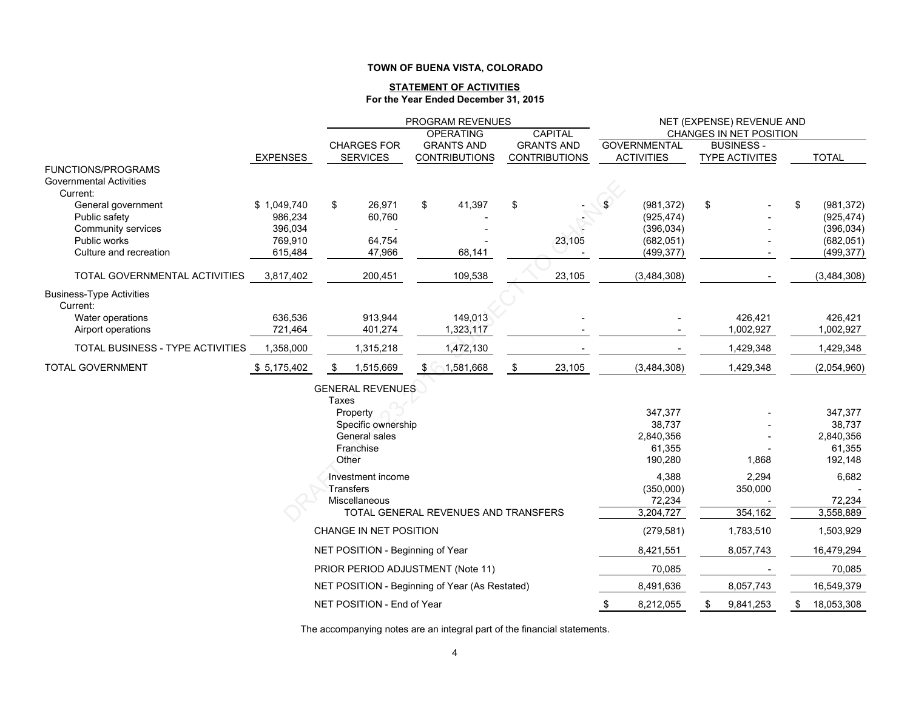**TOWN OF BUENA VISTA, COLORADO**

**STATEMENT OF ACTIVITIES**
**For the Year Ended December 31, 2015**

| | | PROGRAM REVENUES | | | NET (EXPENSE) REVENUE AND CHANGES IN NET POSITION | | |
|---|---|---|---|---|---|---|---|
| | EXPENSES | CHARGES FOR SERVICES | OPERATING GRANTS AND CONTRIBUTIONS | CAPITAL GRANTS AND CONTRIBUTIONS | GOVERNMENTAL ACTIVITIES | BUSINESS - TYPE ACTIVITES | TOTAL |
| FUNCTIONS/PROGRAMS | | | | | | | |
| Governmental Activities | | | | | | | |
| Current: | | | | | | | |
| General government | $ 1,049,740 | $ 26,971 | $ 41,397 | $ - | $ (981,372) | $ - | $ (981,372) |
| Public safety | 986,234 | 60,760 | - | - | (925,474) | - | (925,474) |
| Community services | 396,034 | - | - | - | (396,034) | - | (396,034) |
| Public works | 769,910 | 64,754 | - | 23,105 | (682,051) | - | (682,051) |
| Culture and recreation | 615,484 | 47,966 | 68,141 | - | (499,377) | - | (499,377) |
| TOTAL GOVERNMENTAL ACTIVITIES | 3,817,402 | 200,451 | 109,538 | 23,105 | (3,484,308) | - | (3,484,308) |
| Business-Type Activities | | | | | | | |
| Current: | | | | | | | |
| Water operations | 636,536 | 913,944 | 149,013 | - | - | 426,421 | 426,421 |
| Airport operations | 721,464 | 401,274 | 1,323,117 | - | - | 1,002,927 | 1,002,927 |
| TOTAL BUSINESS - TYPE ACTIVITIES | 1,358,000 | 1,315,218 | 1,472,130 | - | - | 1,429,348 | 1,429,348 |
| TOTAL GOVERNMENT | $ 5,175,402 | $ 1,515,669 | $ 1,581,668 | $ 23,105 | (3,484,308) | 1,429,348 | (2,054,960) |
| GENERAL REVENUES | | | | | | | |
| Taxes | | | | | | | |
| Property | | | | | 347,377 | - | 347,377 |
| Specific ownership | | | | | 38,737 | - | 38,737 |
| General sales | | | | | 2,840,356 | - | 2,840,356 |
| Franchise | | | | | 61,355 | - | 61,355 |
| Other | | | | | 190,280 | 1,868 | 192,148 |
| Investment income | | | | | 4,388 | 2,294 | 6,682 |
| Transfers | | | | | (350,000) | 350,000 | - |
| Miscellaneous | | | | | 72,234 | - | 72,234 |
| TOTAL GENERAL REVENUES AND TRANSFERS | | | | | 3,204,727 | 354,162 | 3,558,889 |
| CHANGE IN NET POSITION | | | | | (279,581) | 1,783,510 | 1,503,929 |
| NET POSITION - Beginning of Year | | | | | 8,421,551 | 8,057,743 | 16,479,294 |
| PRIOR PERIOD ADJUSTMENT (Note 11) | | | | | 70,085 | - | 70,085 |
| NET POSITION - Beginning of Year (As Restated) | | | | | 8,491,636 | 8,057,743 | 16,549,379 |
| NET POSITION - End of Year | | | | | $ 8,212,055 | $ 9,841,253 | $ 18,053,308 |

The accompanying notes are an integral part of the financial statements.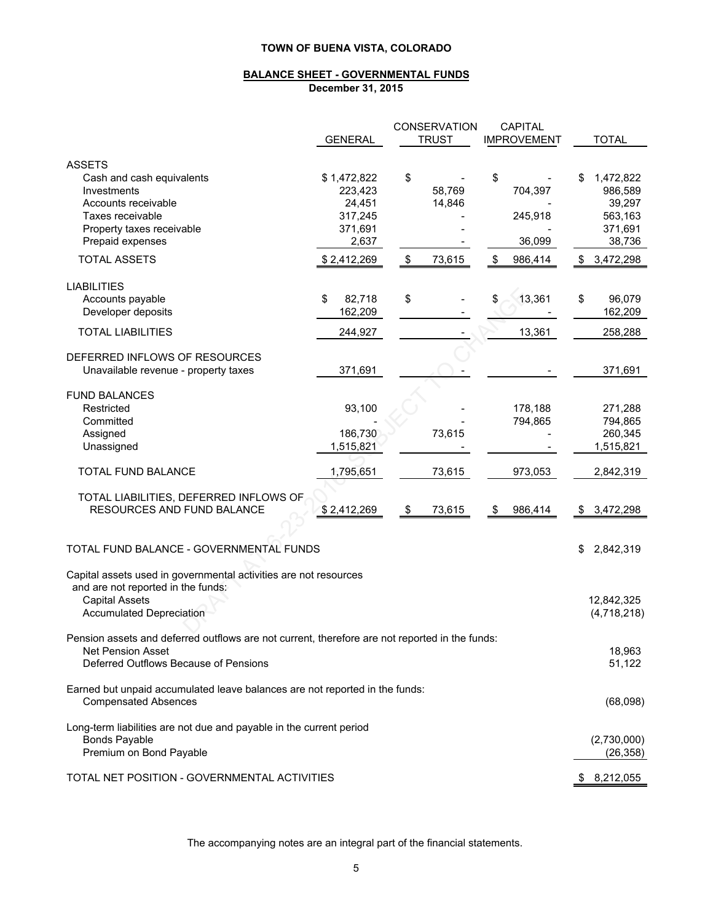**TOWN OF BUENA VISTA, COLORADO**

**BALANCE SHEET - GOVERNMENTAL FUNDS**
**December 31, 2015**

| | GENERAL | CONSERVATION TRUST | CAPITAL IMPROVEMENT | TOTAL |
|---|---|---|---|---|
| **ASSETS** | | | | |
| Cash and cash equivalents | $ 1,472,822 | $ - | $ - | $ 1,472,822 |
| Investments | 223,423 | 58,769 | 704,397 | 986,589 |
| Accounts receivable | 24,451 | 14,846 | - | 39,297 |
| Taxes receivable | 317,245 | - | 245,918 | 563,163 |
| Property taxes receivable | 371,691 | - | - | 371,691 |
| Prepaid expenses | 2,637 | - | 36,099 | 38,736 |
| TOTAL ASSETS | $ 2,412,269 | $ 73,615 | $ 986,414 | $ 3,472,298 |
| **LIABILITIES** | | | | |
| Accounts payable | $ 82,718 | $ - | $ 13,361 | $ 96,079 |
| Developer deposits | 162,209 | - | - | 162,209 |
| TOTAL LIABILITIES | 244,927 | - | 13,361 | 258,288 |
| **DEFERRED INFLOWS OF RESOURCES** | | | | |
| Unavailable revenue - property taxes | 371,691 | - | - | 371,691 |
| **FUND BALANCES** | | | | |
| Restricted | 93,100 | - | 178,188 | 271,288 |
| Committed | - | - | 794,865 | 794,865 |
| Assigned | 186,730 | 73,615 | - | 260,345 |
| Unassigned | 1,515,821 | - | - | 1,515,821 |
| TOTAL FUND BALANCE | 1,795,651 | 73,615 | 973,053 | 2,842,319 |
| TOTAL LIABILITIES, DEFERRED INFLOWS OF RESOURCES AND FUND BALANCE | $ 2,412,269 | $ 73,615 | $ 986,414 | $ 3,472,298 |

| | |
|---|---|
| TOTAL FUND BALANCE - GOVERNMENTAL FUNDS | $ 2,842,319 |
| Capital assets used in governmental activities are not resources and are not reported in the funds: | |
| Capital Assets | 12,842,325 |
| Accumulated Depreciation | (4,718,218) |
| Pension assets and deferred outflows are not current, therefore are not reported in the funds: | |
| Net Pension Asset | 18,963 |
| Deferred Outflows Because of Pensions | 51,122 |
| Earned but unpaid accumulated leave balances are not reported in the funds: | |
| Compensated Absences | (68,098) |
| Long-term liabilities are not due and payable in the current period | |
| Bonds Payable | (2,730,000) |
| Premium on Bond Payable | (26,358) |
| TOTAL NET POSITION - GOVERNMENTAL ACTIVITIES | $ 8,212,055 |

The accompanying notes are an integral part of the financial statements.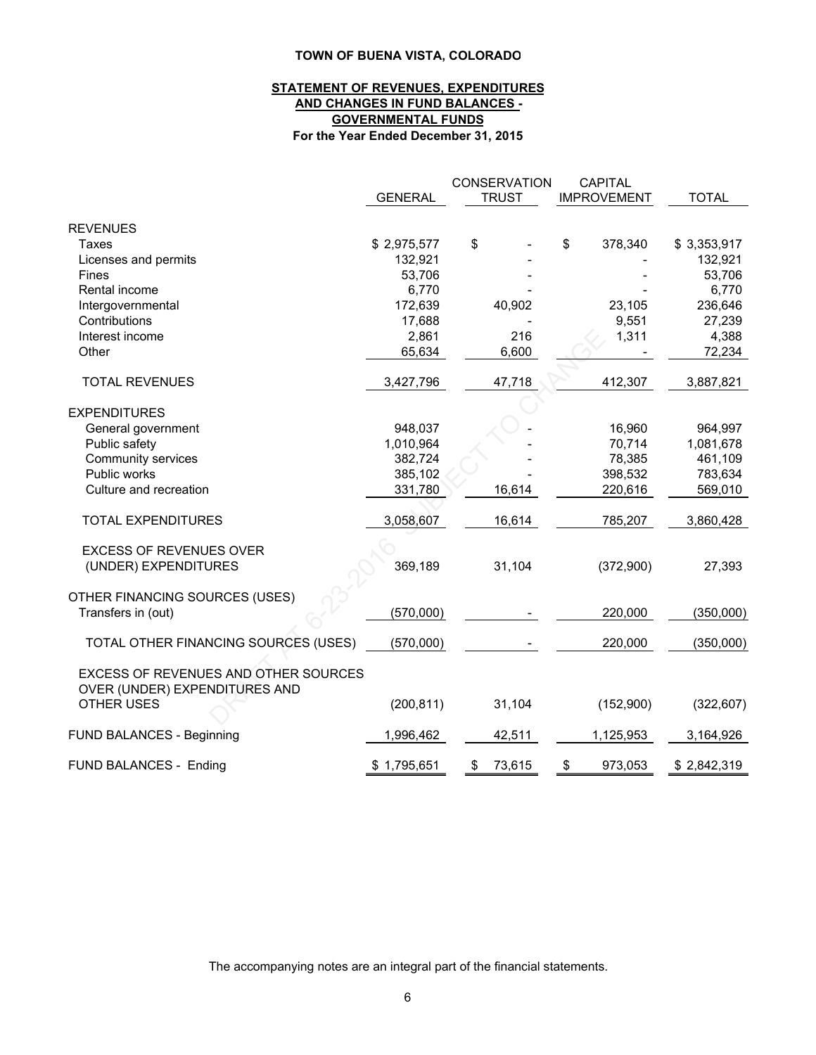# TOWN OF BUENA VISTA, COLORADO

## STATEMENT OF REVENUES, EXPENDITURES AND CHANGES IN FUND BALANCES - GOVERNMENTAL FUNDS

### For the Year Ended December 31, 2015

| | GENERAL | CONSERVATION TRUST | CAPITAL IMPROVEMENT | TOTAL |
|---|---|---|---|---|
| **REVENUES** | | | | |
| Taxes | $ 2,975,577 | $ - | $ 378,340 | $ 3,353,917 |
| Licenses and permits | 132,921 | - | - | 132,921 |
| Fines | 53,706 | - | - | 53,706 |
| Rental income | 6,770 | - | - | 6,770 |
| Intergovernmental | 172,639 | 40,902 | 23,105 | 236,646 |
| Contributions | 17,688 | - | 9,551 | 27,239 |
| Interest income | 2,861 | 216 | 1,311 | 4,388 |
| Other | 65,634 | 6,600 | - | 72,234 |
| TOTAL REVENUES | 3,427,796 | 47,718 | 412,307 | 3,887,821 |
| **EXPENDITURES** | | | | |
| General government | 948,037 | - | 16,960 | 964,997 |
| Public safety | 1,010,964 | - | 70,714 | 1,081,678 |
| Community services | 382,724 | - | 78,385 | 461,109 |
| Public works | 385,102 | - | 398,532 | 783,634 |
| Culture and recreation | 331,780 | 16,614 | 220,616 | 569,010 |
| TOTAL EXPENDITURES | 3,058,607 | 16,614 | 785,207 | 3,860,428 |
| EXCESS OF REVENUES OVER (UNDER) EXPENDITURES | 369,189 | 31,104 | (372,900) | 27,393 |
| **OTHER FINANCING SOURCES (USES)** | | | | |
| Transfers in (out) | (570,000) | - | 220,000 | (350,000) |
| TOTAL OTHER FINANCING SOURCES (USES) | (570,000) | - | 220,000 | (350,000) |
| EXCESS OF REVENUES AND OTHER SOURCES OVER (UNDER) EXPENDITURES AND OTHER USES | (200,811) | 31,104 | (152,900) | (322,607) |
| FUND BALANCES - Beginning | 1,996,462 | 42,511 | 1,125,953 | 3,164,926 |
| FUND BALANCES - Ending | $ 1,795,651 | $ 73,615 | $ 973,053 | $ 2,842,319 |

The accompanying notes are an integral part of the financial statements.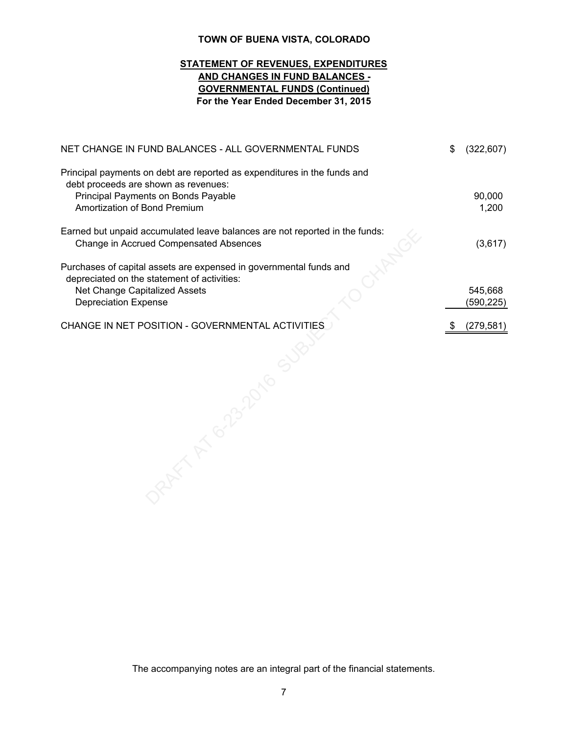**TOWN OF BUENA VISTA, COLORADO**

**STATEMENT OF REVENUES, EXPENDITURES AND CHANGES IN FUND BALANCES - GOVERNMENTAL FUNDS (Continued)**
**For the Year Ended December 31, 2015**

| | |
|---|---|
| NET CHANGE IN FUND BALANCES - ALL GOVERNMENTAL FUNDS | $ (322,607) |
| Principal payments on debt are reported as expenditures in the funds and debt proceeds are shown as revenues: | |
| Principal Payments on Bonds Payable | 90,000 |
| Amortization of Bond Premium | 1,200 |
| Earned but unpaid accumulated leave balances are not reported in the funds: | |
| Change in Accrued Compensated Absences | (3,617) |
| Purchases of capital assets are expensed in governmental funds and depreciated on the statement of activities: | |
| Net Change Capitalized Assets | 545,668 |
| Depreciation Expense | (590,225) |
| CHANGE IN NET POSITION - GOVERNMENTAL ACTIVITIES | $ (279,581) |

The accompanying notes are an integral part of the financial statements.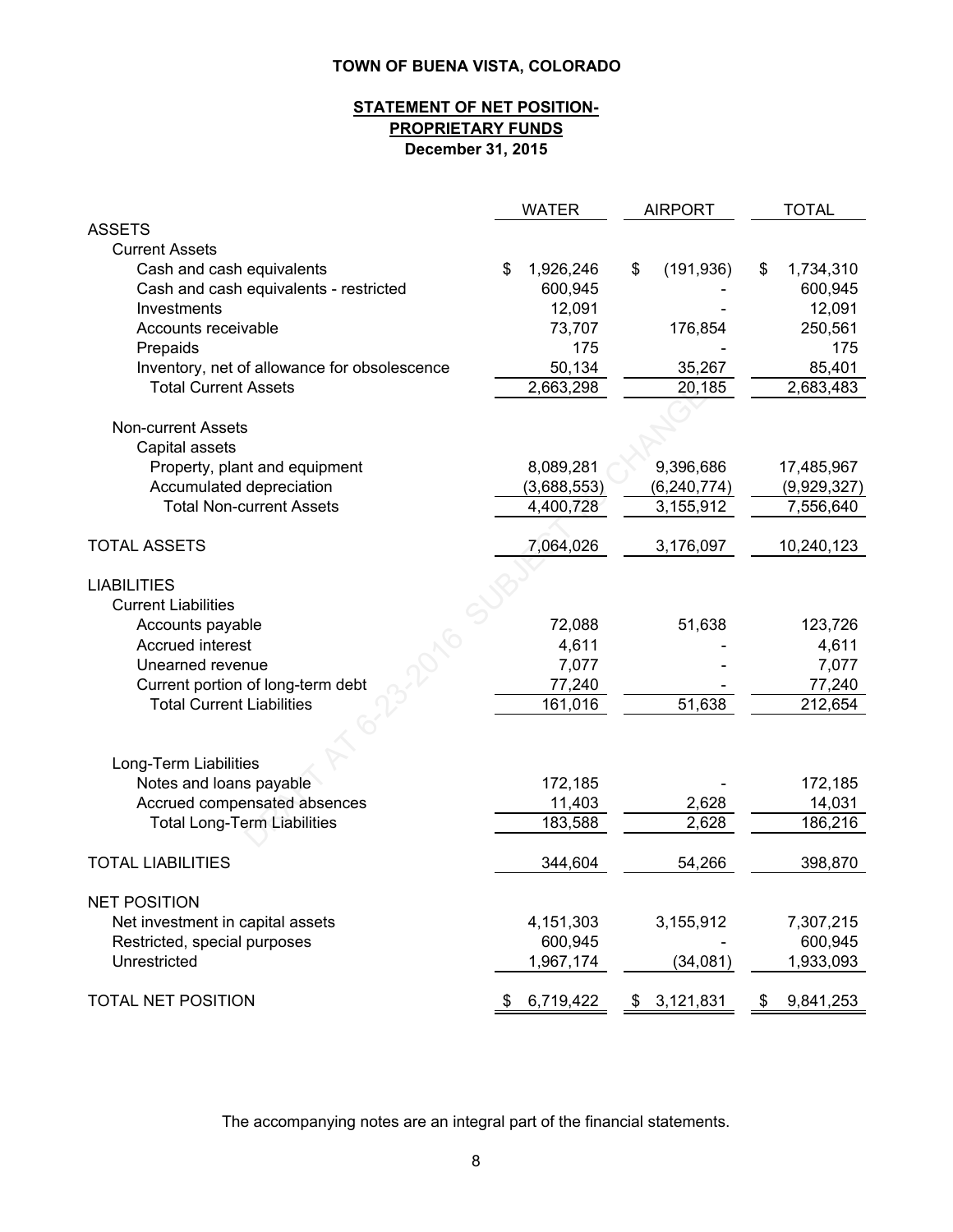# TOWN OF BUENA VISTA, COLORADO

## STATEMENT OF NET POSITION- PROPRIETARY FUNDS

**December 31, 2015**

| | WATER | AIRPORT | TOTAL |
|---|---|---|---|
| **ASSETS** | | | |
| Current Assets | | | |
| Cash and cash equivalents | $ 1,926,246 | $ (191,936) | $ 1,734,310 |
| Cash and cash equivalents - restricted | 600,945 | - | 600,945 |
| Investments | 12,091 | - | 12,091 |
| Accounts receivable | 73,707 | 176,854 | 250,561 |
| Prepaids | 175 | - | 175 |
| Inventory, net of allowance for obsolescence | 50,134 | 35,267 | 85,401 |
| Total Current Assets | 2,663,298 | 20,185 | 2,683,483 |
| Non-current Assets | | | |
| Capital assets | | | |
| Property, plant and equipment | 8,089,281 | 9,396,686 | 17,485,967 |
| Accumulated depreciation | (3,688,553) | (6,240,774) | (9,929,327) |
| Total Non-current Assets | 4,400,728 | 3,155,912 | 7,556,640 |
| TOTAL ASSETS | 7,064,026 | 3,176,097 | 10,240,123 |
| **LIABILITIES** | | | |
| Current Liabilities | | | |
| Accounts payable | 72,088 | 51,638 | 123,726 |
| Accrued interest | 4,611 | - | 4,611 |
| Unearned revenue | 7,077 | - | 7,077 |
| Current portion of long-term debt | 77,240 | - | 77,240 |
| Total Current Liabilities | 161,016 | 51,638 | 212,654 |
| Long-Term Liabilities | | | |
| Notes and loans payable | 172,185 | - | 172,185 |
| Accrued compensated absences | 11,403 | 2,628 | 14,031 |
| Total Long-Term Liabilities | 183,588 | 2,628 | 186,216 |
| TOTAL LIABILITIES | 344,604 | 54,266 | 398,870 |
| **NET POSITION** | | | |
| Net investment in capital assets | 4,151,303 | 3,155,912 | 7,307,215 |
| Restricted, special purposes | 600,945 | - | 600,945 |
| Unrestricted | 1,967,174 | (34,081) | 1,933,093 |
| TOTAL NET POSITION | $ 6,719,422 | $ 3,121,831 | $ 9,841,253 |

The accompanying notes are an integral part of the financial statements.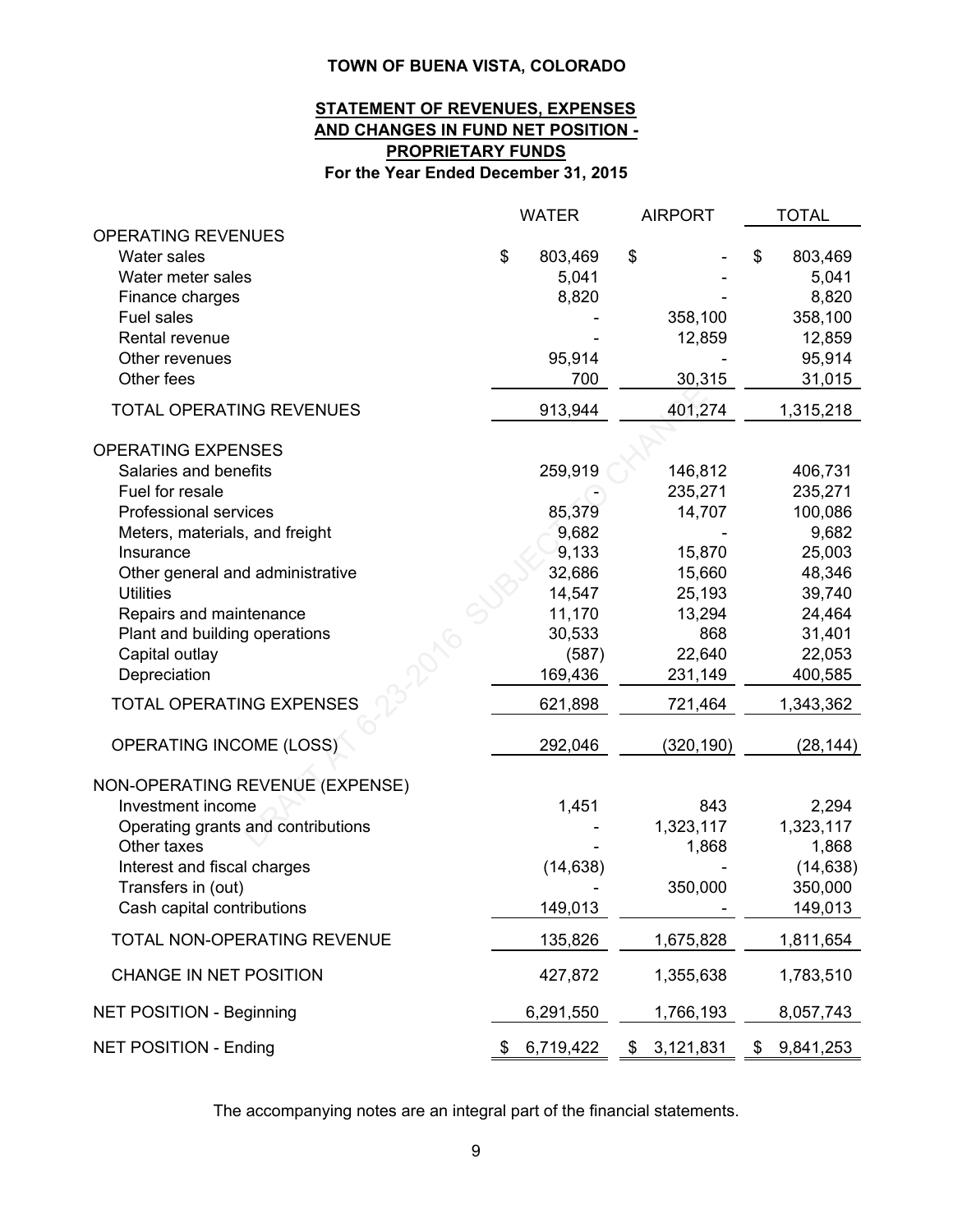**TOWN OF BUENA VISTA, COLORADO**

**STATEMENT OF REVENUES, EXPENSES AND CHANGES IN FUND NET POSITION - PROPRIETARY FUNDS**

**For the Year Ended December 31, 2015**

| | WATER | AIRPORT | TOTAL |
|---|---|---|---|
| OPERATING REVENUES | | | |
| Water sales | $ 803,469 | $ - | $ 803,469 |
| Water meter sales | 5,041 | - | 5,041 |
| Finance charges | 8,820 | - | 8,820 |
| Fuel sales | - | 358,100 | 358,100 |
| Rental revenue | - | 12,859 | 12,859 |
| Other revenues | 95,914 | - | 95,914 |
| Other fees | 700 | 30,315 | 31,015 |
| TOTAL OPERATING REVENUES | 913,944 | 401,274 | 1,315,218 |
| OPERATING EXPENSES | | | |
| Salaries and benefits | 259,919 | 146,812 | 406,731 |
| Fuel for resale | - | 235,271 | 235,271 |
| Professional services | 85,379 | 14,707 | 100,086 |
| Meters, materials, and freight | 9,682 | - | 9,682 |
| Insurance | 9,133 | 15,870 | 25,003 |
| Other general and administrative | 32,686 | 15,660 | 48,346 |
| Utilities | 14,547 | 25,193 | 39,740 |
| Repairs and maintenance | 11,170 | 13,294 | 24,464 |
| Plant and building operations | 30,533 | 868 | 31,401 |
| Capital outlay | (587) | 22,640 | 22,053 |
| Depreciation | 169,436 | 231,149 | 400,585 |
| TOTAL OPERATING EXPENSES | 621,898 | 721,464 | 1,343,362 |
| OPERATING INCOME (LOSS) | 292,046 | (320,190) | (28,144) |
| NON-OPERATING REVENUE (EXPENSE) | | | |
| Investment income | 1,451 | 843 | 2,294 |
| Operating grants and contributions | - | 1,323,117 | 1,323,117 |
| Other taxes | - | 1,868 | 1,868 |
| Interest and fiscal charges | (14,638) | - | (14,638) |
| Transfers in (out) | - | 350,000 | 350,000 |
| Cash capital contributions | 149,013 | - | 149,013 |
| TOTAL NON-OPERATING REVENUE | 135,826 | 1,675,828 | 1,811,654 |
| CHANGE IN NET POSITION | 427,872 | 1,355,638 | 1,783,510 |
| NET POSITION - Beginning | 6,291,550 | 1,766,193 | 8,057,743 |
| NET POSITION - Ending | $ 6,719,422 | $ 3,121,831 | $ 9,841,253 |

The accompanying notes are an integral part of the financial statements.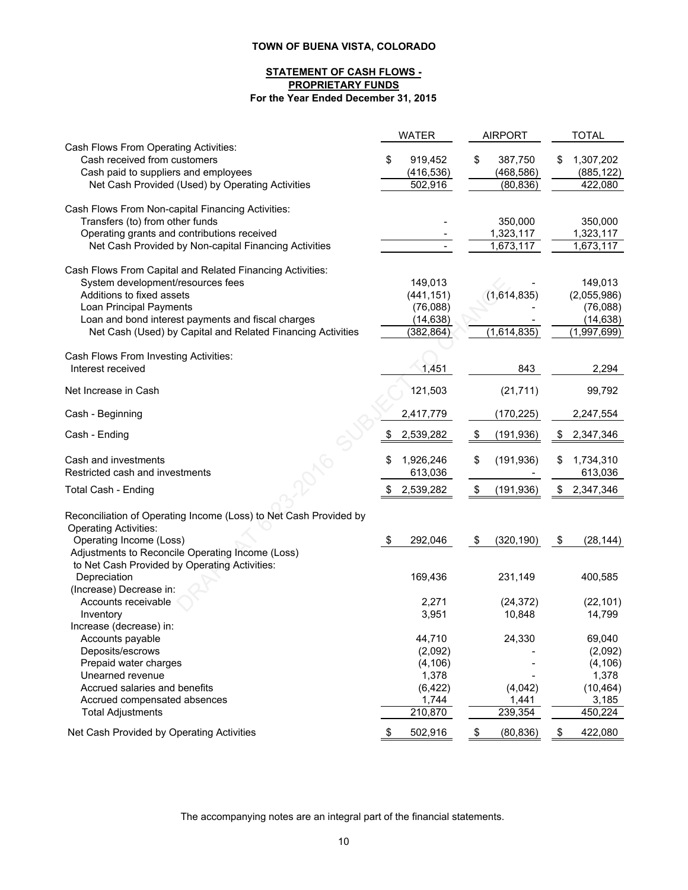**TOWN OF BUENA VISTA, COLORADO**

**STATEMENT OF CASH FLOWS - PROPRIETARY FUNDS**
**For the Year Ended December 31, 2015**

| | WATER | AIRPORT | TOTAL |
|---|---|---|---|
| Cash Flows From Operating Activities: | | | |
| Cash received from customers | $ 919,452 | $ 387,750 | $ 1,307,202 |
| Cash paid to suppliers and employees | (416,536) | (468,586) | (885,122) |
| Net Cash Provided (Used) by Operating Activities | 502,916 | (80,836) | 422,080 |
| Cash Flows From Non-capital Financing Activities: | | | |
| Transfers (to) from other funds | - | 350,000 | 350,000 |
| Operating grants and contributions received | - | 1,323,117 | 1,323,117 |
| Net Cash Provided by Non-capital Financing Activities | - | 1,673,117 | 1,673,117 |
| Cash Flows From Capital and Related Financing Activities: | | | |
| System development/resources fees | 149,013 | - | 149,013 |
| Additions to fixed assets | (441,151) | (1,614,835) | (2,055,986) |
| Loan Principal Payments | (76,088) | - | (76,088) |
| Loan and bond interest payments and fiscal charges | (14,638) | - | (14,638) |
| Net Cash (Used) by Capital and Related Financing Activities | (382,864) | (1,614,835) | (1,997,699) |
| Cash Flows From Investing Activities: | | | |
| Interest received | 1,451 | 843 | 2,294 |
| Net Increase in Cash | 121,503 | (21,711) | 99,792 |
| Cash - Beginning | 2,417,779 | (170,225) | 2,247,554 |
| Cash - Ending | $ 2,539,282 | $ (191,936) | $ 2,347,346 |
| Cash and investments | $ 1,926,246 | $ (191,936) | $ 1,734,310 |
| Restricted cash and investments | 613,036 | - | 613,036 |
| Total Cash - Ending | $ 2,539,282 | $ (191,936) | $ 2,347,346 |
| Reconciliation of Operating Income (Loss) to Net Cash Provided by Operating Activities: | | | |
| Operating Income (Loss) | $ 292,046 | $ (320,190) | $ (28,144) |
| Adjustments to Reconcile Operating Income (Loss) to Net Cash Provided by Operating Activities: | | | |
| Depreciation | 169,436 | 231,149 | 400,585 |
| (Increase) Decrease in: | | | |
| Accounts receivable | 2,271 | (24,372) | (22,101) |
| Inventory | 3,951 | 10,848 | 14,799 |
| Increase (decrease) in: | | | |
| Accounts payable | 44,710 | 24,330 | 69,040 |
| Deposits/escrows | (2,092) | - | (2,092) |
| Prepaid water charges | (4,106) | - | (4,106) |
| Unearned revenue | 1,378 | - | 1,378 |
| Accrued salaries and benefits | (6,422) | (4,042) | (10,464) |
| Accrued compensated absences | 1,744 | 1,441 | 3,185 |
| Total Adjustments | 210,870 | 239,354 | 450,224 |
| Net Cash Provided by Operating Activities | $ 502,916 | $ (80,836) | $ 422,080 |

The accompanying notes are an integral part of the financial statements.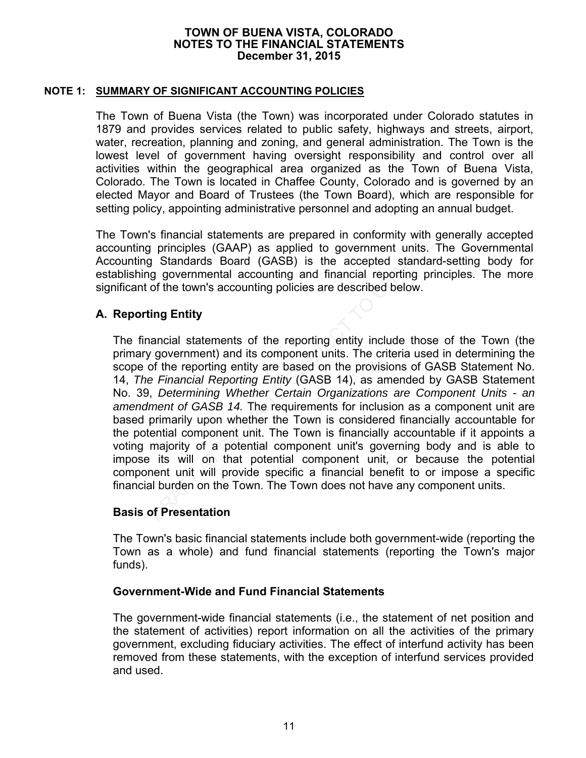# TOWN OF BUENA VISTA, COLORADO
# NOTES TO THE FINANCIAL STATEMENTS
# December 31, 2015

## NOTE 1: SUMMARY OF SIGNIFICANT ACCOUNTING POLICIES

The Town of Buena Vista (the Town) was incorporated under Colorado statutes in 1879 and provides services related to public safety, highways and streets, airport, water, recreation, planning and zoning, and general administration. The Town is the lowest level of government having oversight responsibility and control over all activities within the geographical area organized as the Town of Buena Vista, Colorado. The Town is located in Chaffee County, Colorado and is governed by an elected Mayor and Board of Trustees (the Town Board), which are responsible for setting policy, appointing administrative personnel and adopting an annual budget.

The Town's financial statements are prepared in conformity with generally accepted accounting principles (GAAP) as applied to government units. The Governmental Accounting Standards Board (GASB) is the accepted standard-setting body for establishing governmental accounting and financial reporting principles. The more significant of the town's accounting policies are described below.

### A. Reporting Entity

The financial statements of the reporting entity include those of the Town (the primary government) and its component units. The criteria used in determining the scope of the reporting entity are based on the provisions of GASB Statement No. 14, *The Financial Reporting Entity* (GASB 14), as amended by GASB Statement No. 39, *Determining Whether Certain Organizations are Component Units - an amendment of GASB 14.* The requirements for inclusion as a component unit are based primarily upon whether the Town is considered financially accountable for the potential component unit. The Town is financially accountable if it appoints a voting majority of a potential component unit's governing body and is able to impose its will on that potential component unit, or because the potential component unit will provide specific a financial benefit to or impose a specific financial burden on the Town. The Town does not have any component units.

### Basis of Presentation

The Town's basic financial statements include both government-wide (reporting the Town as a whole) and fund financial statements (reporting the Town's major funds).

### Government-Wide and Fund Financial Statements

The government-wide financial statements (i.e., the statement of net position and the statement of activities) report information on all the activities of the primary government, excluding fiduciary activities. The effect of interfund activity has been removed from these statements, with the exception of interfund services provided and used.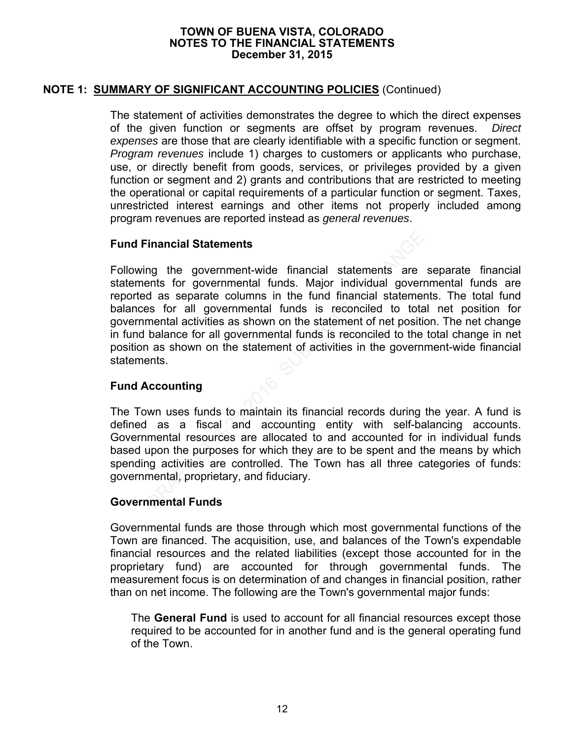## NOTE 1: SUMMARY OF SIGNIFICANT ACCOUNTING POLICIES (Continued)

The statement of activities demonstrates the degree to which the direct expenses of the given function or segments are offset by program revenues. *Direct expenses* are those that are clearly identifiable with a specific function or segment. *Program revenues* include 1) charges to customers or applicants who purchase, use, or directly benefit from goods, services, or privileges provided by a given function or segment and 2) grants and contributions that are restricted to meeting the operational or capital requirements of a particular function or segment. Taxes, unrestricted interest earnings and other items not properly included among program revenues are reported instead as *general revenues*.

### Fund Financial Statements

Following the government-wide financial statements are separate financial statements for governmental funds. Major individual governmental funds are reported as separate columns in the fund financial statements. The total fund balances for all governmental funds is reconciled to total net position for governmental activities as shown on the statement of net position. The net change in fund balance for all governmental funds is reconciled to the total change in net position as shown on the statement of activities in the government-wide financial statements.

### Fund Accounting

The Town uses funds to maintain its financial records during the year. A fund is defined as a fiscal and accounting entity with self-balancing accounts. Governmental resources are allocated to and accounted for in individual funds based upon the purposes for which they are to be spent and the means by which spending activities are controlled. The Town has all three categories of funds: governmental, proprietary, and fiduciary.

### Governmental Funds

Governmental funds are those through which most governmental functions of the Town are financed. The acquisition, use, and balances of the Town's expendable financial resources and the related liabilities (except those accounted for in the proprietary fund) are accounted for through governmental funds. The measurement focus is on determination of and changes in financial position, rather than on net income. The following are the Town's governmental major funds:

The **General Fund** is used to account for all financial resources except those required to be accounted for in another fund and is the general operating fund of the Town.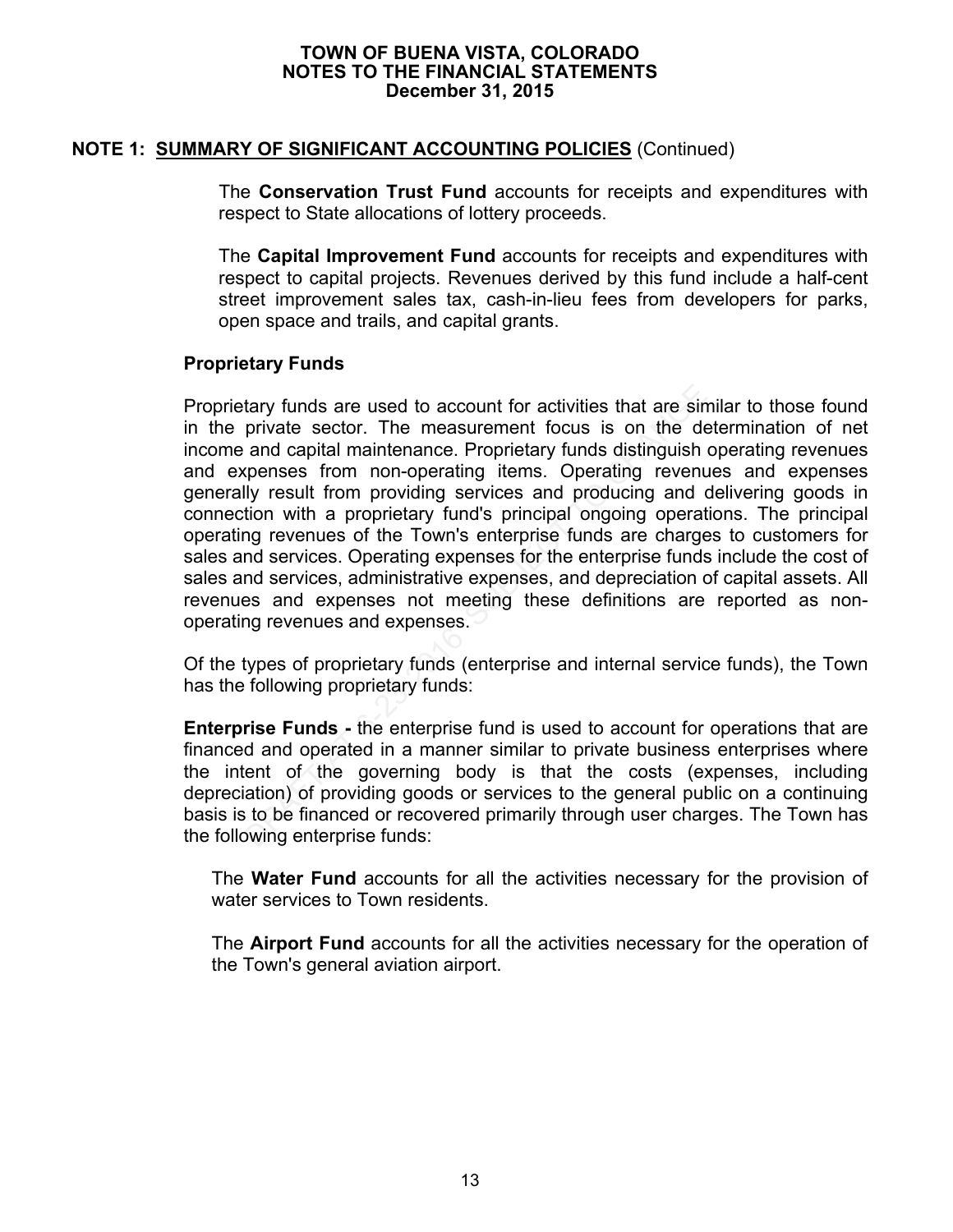## NOTE 1: SUMMARY OF SIGNIFICANT ACCOUNTING POLICIES (Continued)

The **Conservation Trust Fund** accounts for receipts and expenditures with respect to State allocations of lottery proceeds.

The **Capital Improvement Fund** accounts for receipts and expenditures with respect to capital projects. Revenues derived by this fund include a half-cent street improvement sales tax, cash-in-lieu fees from developers for parks, open space and trails, and capital grants.

### Proprietary Funds

Proprietary funds are used to account for activities that are similar to those found in the private sector. The measurement focus is on the determination of net income and capital maintenance. Proprietary funds distinguish operating revenues and expenses from non-operating items. Operating revenues and expenses generally result from providing services and producing and delivering goods in connection with a proprietary fund's principal ongoing operations. The principal operating revenues of the Town's enterprise funds are charges to customers for sales and services. Operating expenses for the enterprise funds include the cost of sales and services, administrative expenses, and depreciation of capital assets. All revenues and expenses not meeting these definitions are reported as non-operating revenues and expenses.

Of the types of proprietary funds (enterprise and internal service funds), the Town has the following proprietary funds:

**Enterprise Funds -** the enterprise fund is used to account for operations that are financed and operated in a manner similar to private business enterprises where the intent of the governing body is that the costs (expenses, including depreciation) of providing goods or services to the general public on a continuing basis is to be financed or recovered primarily through user charges. The Town has the following enterprise funds:

The **Water Fund** accounts for all the activities necessary for the provision of water services to Town residents.

The **Airport Fund** accounts for all the activities necessary for the operation of the Town's general aviation airport.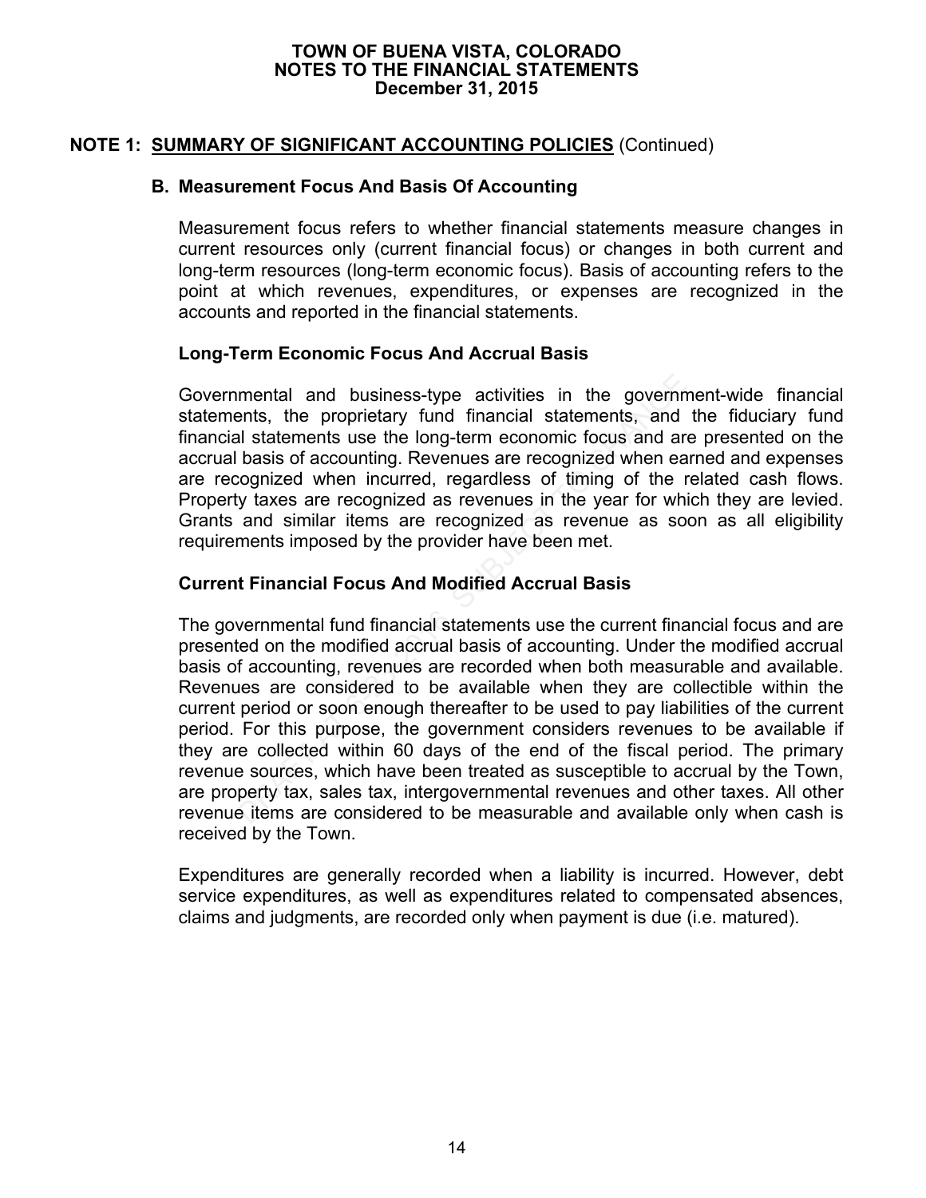## NOTE 1: SUMMARY OF SIGNIFICANT ACCOUNTING POLICIES (Continued)

### B. Measurement Focus And Basis Of Accounting

Measurement focus refers to whether financial statements measure changes in current resources only (current financial focus) or changes in both current and long-term resources (long-term economic focus). Basis of accounting refers to the point at which revenues, expenditures, or expenses are recognized in the accounts and reported in the financial statements.

**Long-Term Economic Focus And Accrual Basis**

Governmental and business-type activities in the government-wide financial statements, the proprietary fund financial statements, and the fiduciary fund financial statements use the long-term economic focus and are presented on the accrual basis of accounting. Revenues are recognized when earned and expenses are recognized when incurred, regardless of timing of the related cash flows. Property taxes are recognized as revenues in the year for which they are levied. Grants and similar items are recognized as revenue as soon as all eligibility requirements imposed by the provider have been met.

**Current Financial Focus And Modified Accrual Basis**

The governmental fund financial statements use the current financial focus and are presented on the modified accrual basis of accounting. Under the modified accrual basis of accounting, revenues are recorded when both measurable and available. Revenues are considered to be available when they are collectible within the current period or soon enough thereafter to be used to pay liabilities of the current period. For this purpose, the government considers revenues to be available if they are collected within 60 days of the end of the fiscal period. The primary revenue sources, which have been treated as susceptible to accrual by the Town, are property tax, sales tax, intergovernmental revenues and other taxes. All other revenue items are considered to be measurable and available only when cash is received by the Town.

Expenditures are generally recorded when a liability is incurred. However, debt service expenditures, as well as expenditures related to compensated absences, claims and judgments, are recorded only when payment is due (i.e. matured).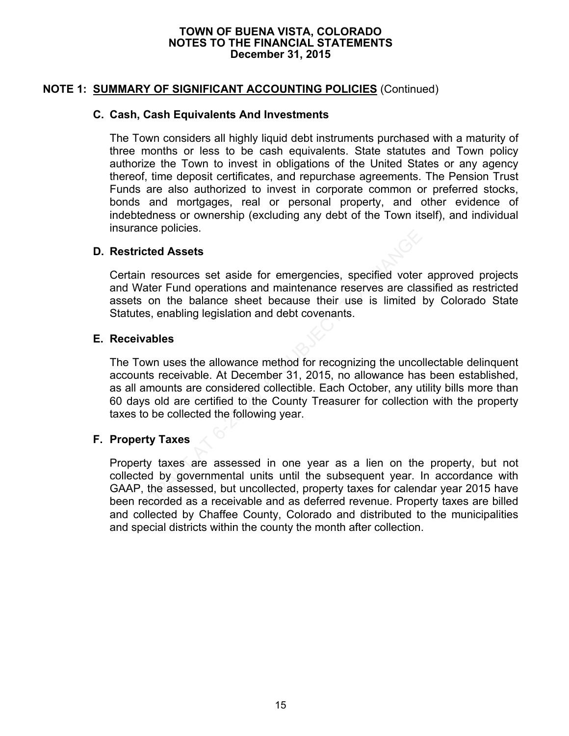## NOTE 1: SUMMARY OF SIGNIFICANT ACCOUNTING POLICIES (Continued)

### C. Cash, Cash Equivalents And Investments

The Town considers all highly liquid debt instruments purchased with a maturity of three months or less to be cash equivalents. State statutes and Town policy authorize the Town to invest in obligations of the United States or any agency thereof, time deposit certificates, and repurchase agreements. The Pension Trust Funds are also authorized to invest in corporate common or preferred stocks, bonds and mortgages, real or personal property, and other evidence of indebtedness or ownership (excluding any debt of the Town itself), and individual insurance policies.

### D. Restricted Assets

Certain resources set aside for emergencies, specified voter approved projects and Water Fund operations and maintenance reserves are classified as restricted assets on the balance sheet because their use is limited by Colorado State Statutes, enabling legislation and debt covenants.

### E. Receivables

The Town uses the allowance method for recognizing the uncollectable delinquent accounts receivable. At December 31, 2015, no allowance has been established, as all amounts are considered collectible. Each October, any utility bills more than 60 days old are certified to the County Treasurer for collection with the property taxes to be collected the following year.

### F. Property Taxes

Property taxes are assessed in one year as a lien on the property, but not collected by governmental units until the subsequent year. In accordance with GAAP, the assessed, but uncollected, property taxes for calendar year 2015 have been recorded as a receivable and as deferred revenue. Property taxes are billed and collected by Chaffee County, Colorado and distributed to the municipalities and special districts within the county the month after collection.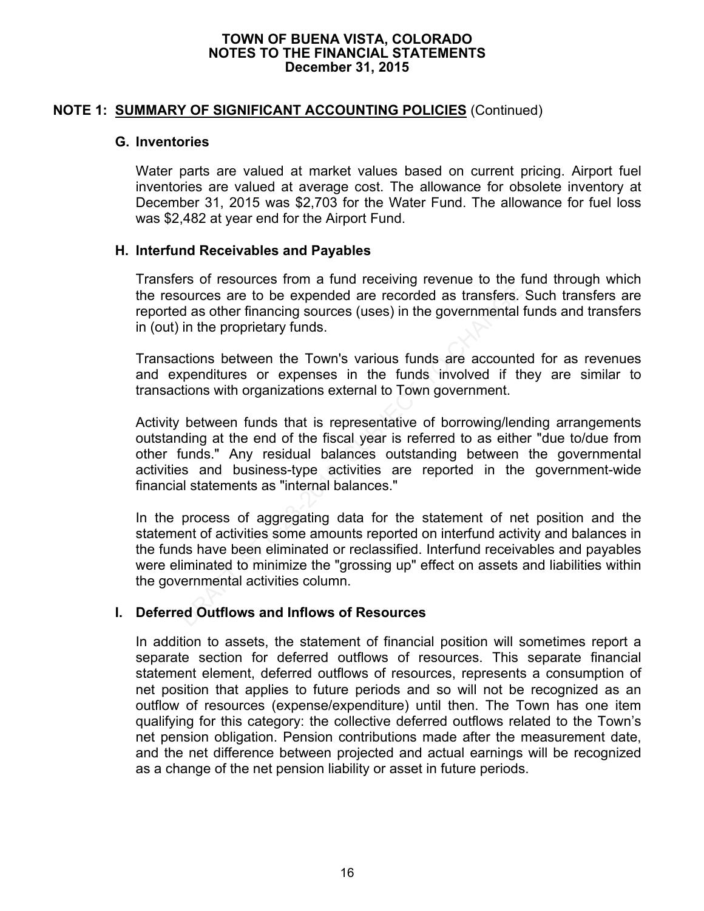# TOWN OF BUENA VISTA, COLORADO
# NOTES TO THE FINANCIAL STATEMENTS
# December 31, 2015

## NOTE 1: SUMMARY OF SIGNIFICANT ACCOUNTING POLICIES (Continued)

### G. Inventories

Water parts are valued at market values based on current pricing. Airport fuel inventories are valued at average cost. The allowance for obsolete inventory at December 31, 2015 was $2,703 for the Water Fund. The allowance for fuel loss was $2,482 at year end for the Airport Fund.

### H. Interfund Receivables and Payables

Transfers of resources from a fund receiving revenue to the fund through which the resources are to be expended are recorded as transfers. Such transfers are reported as other financing sources (uses) in the governmental funds and transfers in (out) in the proprietary funds.

Transactions between the Town's various funds are accounted for as revenues and expenditures or expenses in the funds involved if they are similar to transactions with organizations external to Town government.

Activity between funds that is representative of borrowing/lending arrangements outstanding at the end of the fiscal year is referred to as either "due to/due from other funds." Any residual balances outstanding between the governmental activities and business-type activities are reported in the government-wide financial statements as "internal balances."

In the process of aggregating data for the statement of net position and the statement of activities some amounts reported on interfund activity and balances in the funds have been eliminated or reclassified. Interfund receivables and payables were eliminated to minimize the "grossing up" effect on assets and liabilities within the governmental activities column.

### I. Deferred Outflows and Inflows of Resources

In addition to assets, the statement of financial position will sometimes report a separate section for deferred outflows of resources. This separate financial statement element, deferred outflows of resources, represents a consumption of net position that applies to future periods and so will not be recognized as an outflow of resources (expense/expenditure) until then. The Town has one item qualifying for this category: the collective deferred outflows related to the Town's net pension obligation. Pension contributions made after the measurement date, and the net difference between projected and actual earnings will be recognized as a change of the net pension liability or asset in future periods.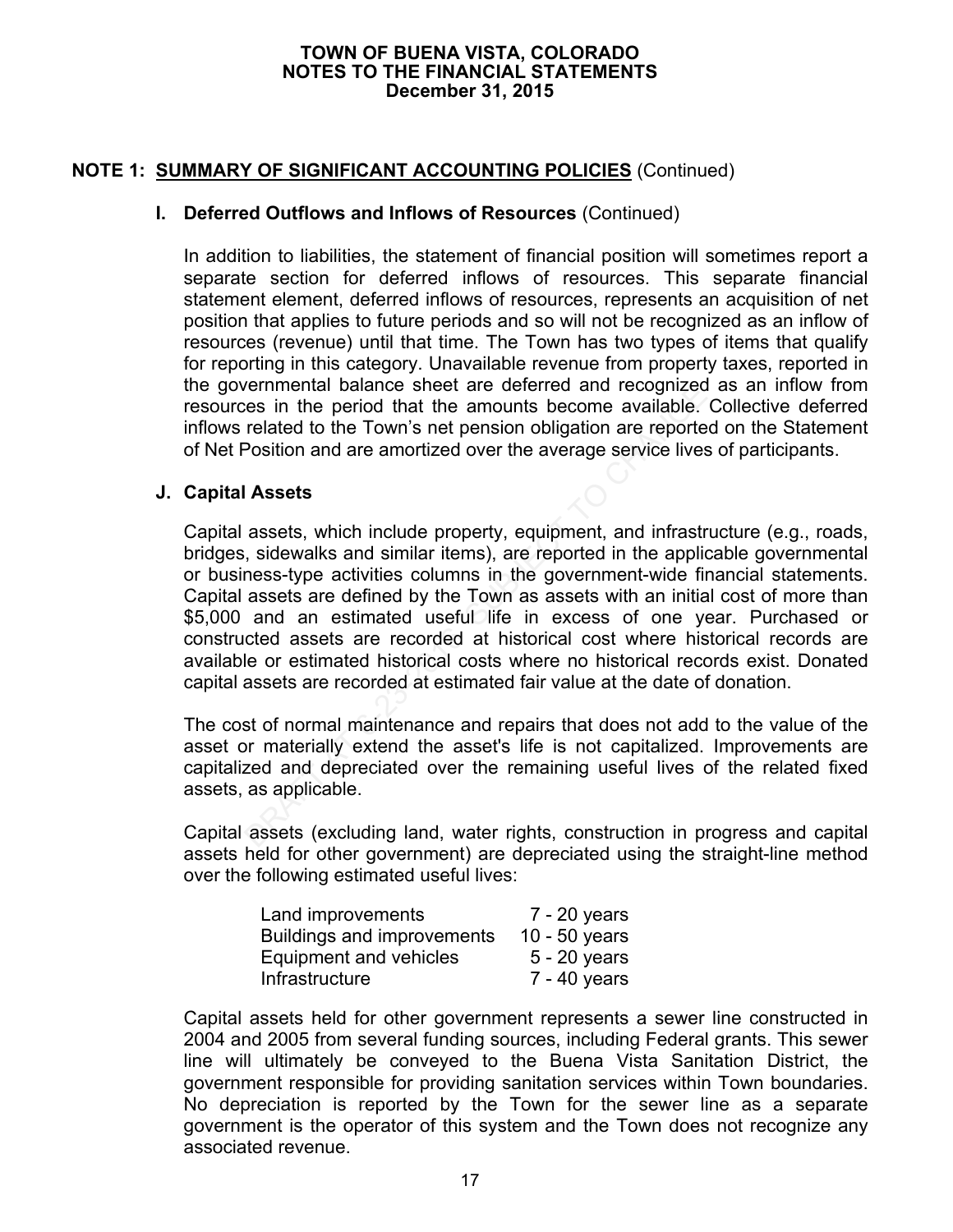## NOTE 1: SUMMARY OF SIGNIFICANT ACCOUNTING POLICIES (Continued)

### I. Deferred Outflows and Inflows of Resources (Continued)

In addition to liabilities, the statement of financial position will sometimes report a separate section for deferred inflows of resources. This separate financial statement element, deferred inflows of resources, represents an acquisition of net position that applies to future periods and so will not be recognized as an inflow of resources (revenue) until that time. The Town has two types of items that qualify for reporting in this category. Unavailable revenue from property taxes, reported in the governmental balance sheet are deferred and recognized as an inflow from resources in the period that the amounts become available. Collective deferred inflows related to the Town's net pension obligation are reported on the Statement of Net Position and are amortized over the average service lives of participants.

### J. Capital Assets

Capital assets, which include property, equipment, and infrastructure (e.g., roads, bridges, sidewalks and similar items), are reported in the applicable governmental or business-type activities columns in the government-wide financial statements. Capital assets are defined by the Town as assets with an initial cost of more than $5,000 and an estimated useful life in excess of one year. Purchased or constructed assets are recorded at historical cost where historical records are available or estimated historical costs where no historical records exist. Donated capital assets are recorded at estimated fair value at the date of donation.

The cost of normal maintenance and repairs that does not add to the value of the asset or materially extend the asset's life is not capitalized. Improvements are capitalized and depreciated over the remaining useful lives of the related fixed assets, as applicable.

Capital assets (excluding land, water rights, construction in progress and capital assets held for other government) are depreciated using the straight-line method over the following estimated useful lives:

| | |
|---|---|
| Land improvements | 7 - 20 years |
| Buildings and improvements | 10 - 50 years |
| Equipment and vehicles | 5 - 20 years |
| Infrastructure | 7 - 40 years |

Capital assets held for other government represents a sewer line constructed in 2004 and 2005 from several funding sources, including Federal grants. This sewer line will ultimately be conveyed to the Buena Vista Sanitation District, the government responsible for providing sanitation services within Town boundaries. No depreciation is reported by the Town for the sewer line as a separate government is the operator of this system and the Town does not recognize any associated revenue.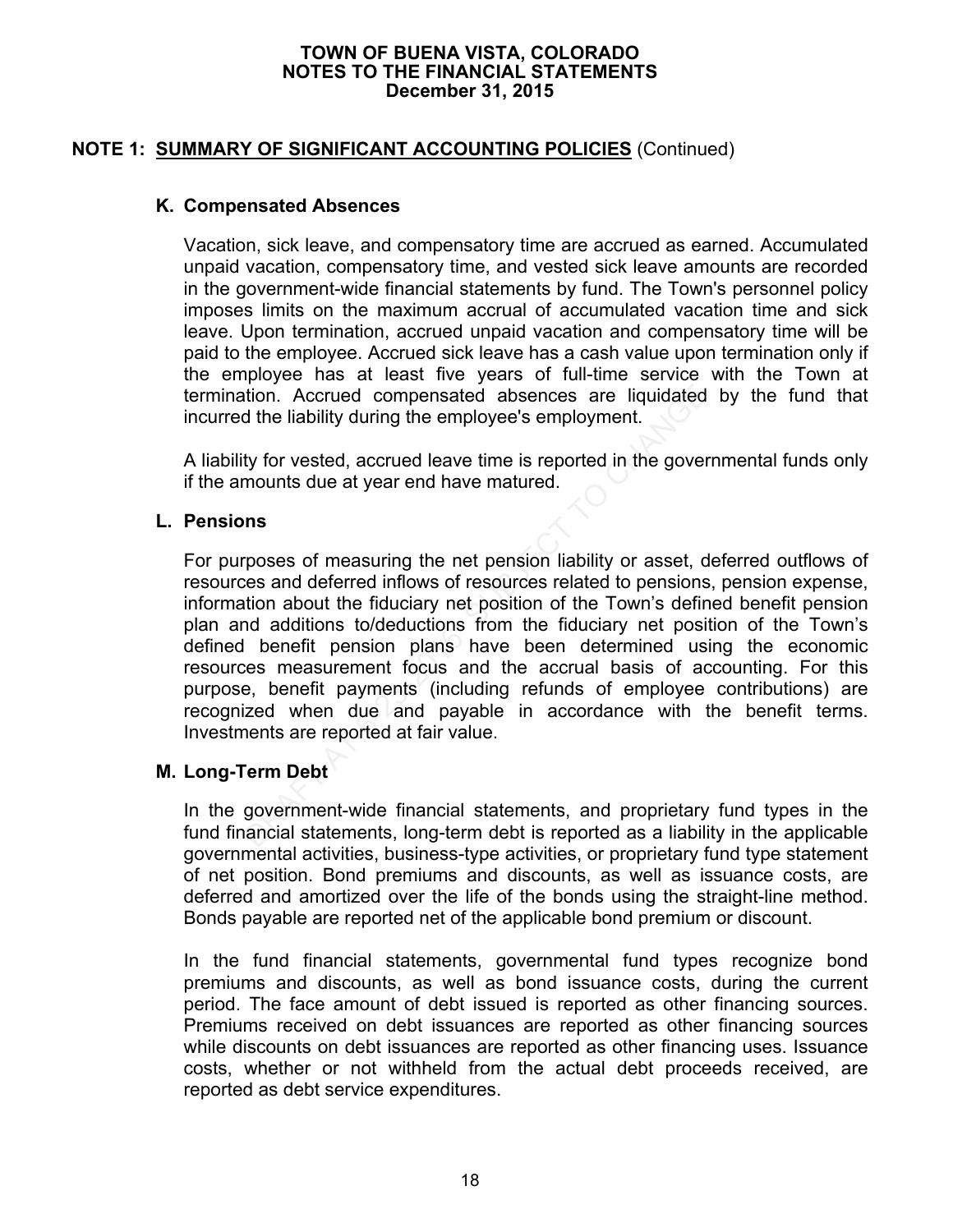## NOTE 1: SUMMARY OF SIGNIFICANT ACCOUNTING POLICIES (Continued)

### K. Compensated Absences

Vacation, sick leave, and compensatory time are accrued as earned. Accumulated unpaid vacation, compensatory time, and vested sick leave amounts are recorded in the government-wide financial statements by fund. The Town's personnel policy imposes limits on the maximum accrual of accumulated vacation time and sick leave. Upon termination, accrued unpaid vacation and compensatory time will be paid to the employee. Accrued sick leave has a cash value upon termination only if the employee has at least five years of full-time service with the Town at termination. Accrued compensated absences are liquidated by the fund that incurred the liability during the employee's employment.

A liability for vested, accrued leave time is reported in the governmental funds only if the amounts due at year end have matured.

### L. Pensions

For purposes of measuring the net pension liability or asset, deferred outflows of resources and deferred inflows of resources related to pensions, pension expense, information about the fiduciary net position of the Town's defined benefit pension plan and additions to/deductions from the fiduciary net position of the Town's defined benefit pension plans have been determined using the economic resources measurement focus and the accrual basis of accounting. For this purpose, benefit payments (including refunds of employee contributions) are recognized when due and payable in accordance with the benefit terms. Investments are reported at fair value.

### M. Long-Term Debt

In the government-wide financial statements, and proprietary fund types in the fund financial statements, long-term debt is reported as a liability in the applicable governmental activities, business-type activities, or proprietary fund type statement of net position. Bond premiums and discounts, as well as issuance costs, are deferred and amortized over the life of the bonds using the straight-line method. Bonds payable are reported net of the applicable bond premium or discount.

In the fund financial statements, governmental fund types recognize bond premiums and discounts, as well as bond issuance costs, during the current period. The face amount of debt issued is reported as other financing sources. Premiums received on debt issuances are reported as other financing sources while discounts on debt issuances are reported as other financing uses. Issuance costs, whether or not withheld from the actual debt proceeds received, are reported as debt service expenditures.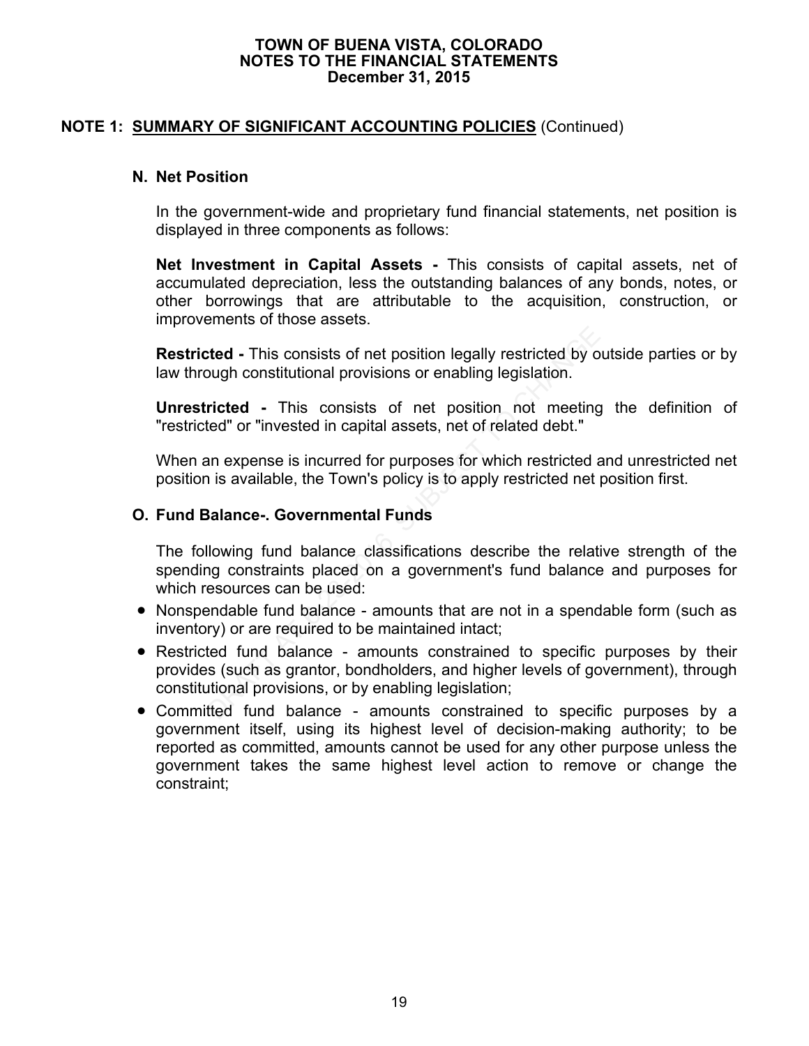**NOTE 1: SUMMARY OF SIGNIFICANT ACCOUNTING POLICIES (Continued)**

**N. Net Position**

In the government-wide and proprietary fund financial statements, net position is displayed in three components as follows:

**Net Investment in Capital Assets -** This consists of capital assets, net of accumulated depreciation, less the outstanding balances of any bonds, notes, or other borrowings that are attributable to the acquisition, construction, or improvements of those assets.

**Restricted -** This consists of net position legally restricted by outside parties or by law through constitutional provisions or enabling legislation.

**Unrestricted -** This consists of net position not meeting the definition of "restricted" or "invested in capital assets, net of related debt."

When an expense is incurred for purposes for which restricted and unrestricted net position is available, the Town's policy is to apply restricted net position first.

**O. Fund Balance-. Governmental Funds**

The following fund balance classifications describe the relative strength of the spending constraints placed on a government's fund balance and purposes for which resources can be used:

- Nonspendable fund balance - amounts that are not in a spendable form (such as inventory) or are required to be maintained intact;
- Restricted fund balance - amounts constrained to specific purposes by their provides (such as grantor, bondholders, and higher levels of government), through constitutional provisions, or by enabling legislation;
- Committed fund balance - amounts constrained to specific purposes by a government itself, using its highest level of decision-making authority; to be reported as committed, amounts cannot be used for any other purpose unless the government takes the same highest level action to remove or change the constraint;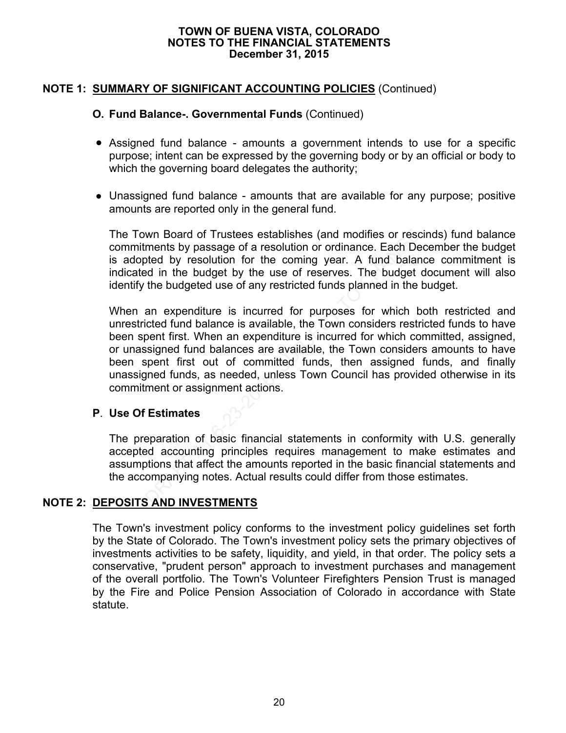## NOTE 1: SUMMARY OF SIGNIFICANT ACCOUNTING POLICIES (Continued)

### O. Fund Balance-. Governmental Funds (Continued)

- Assigned fund balance - amounts a government intends to use for a specific purpose; intent can be expressed by the governing body or by an official or body to which the governing board delegates the authority;
- Unassigned fund balance - amounts that are available for any purpose; positive amounts are reported only in the general fund.

The Town Board of Trustees establishes (and modifies or rescinds) fund balance commitments by passage of a resolution or ordinance. Each December the budget is adopted by resolution for the coming year. A fund balance commitment is indicated in the budget by the use of reserves. The budget document will also identify the budgeted use of any restricted funds planned in the budget.

When an expenditure is incurred for purposes for which both restricted and unrestricted fund balance is available, the Town considers restricted funds to have been spent first. When an expenditure is incurred for which committed, assigned, or unassigned fund balances are available, the Town considers amounts to have been spent first out of committed funds, then assigned funds, and finally unassigned funds, as needed, unless Town Council has provided otherwise in its commitment or assignment actions.

### P. Use Of Estimates

The preparation of basic financial statements in conformity with U.S. generally accepted accounting principles requires management to make estimates and assumptions that affect the amounts reported in the basic financial statements and the accompanying notes. Actual results could differ from those estimates.

## NOTE 2: DEPOSITS AND INVESTMENTS

The Town's investment policy conforms to the investment policy guidelines set forth by the State of Colorado. The Town's investment policy sets the primary objectives of investments activities to be safety, liquidity, and yield, in that order. The policy sets a conservative, "prudent person" approach to investment purchases and management of the overall portfolio. The Town's Volunteer Firefighters Pension Trust is managed by the Fire and Police Pension Association of Colorado in accordance with State statute.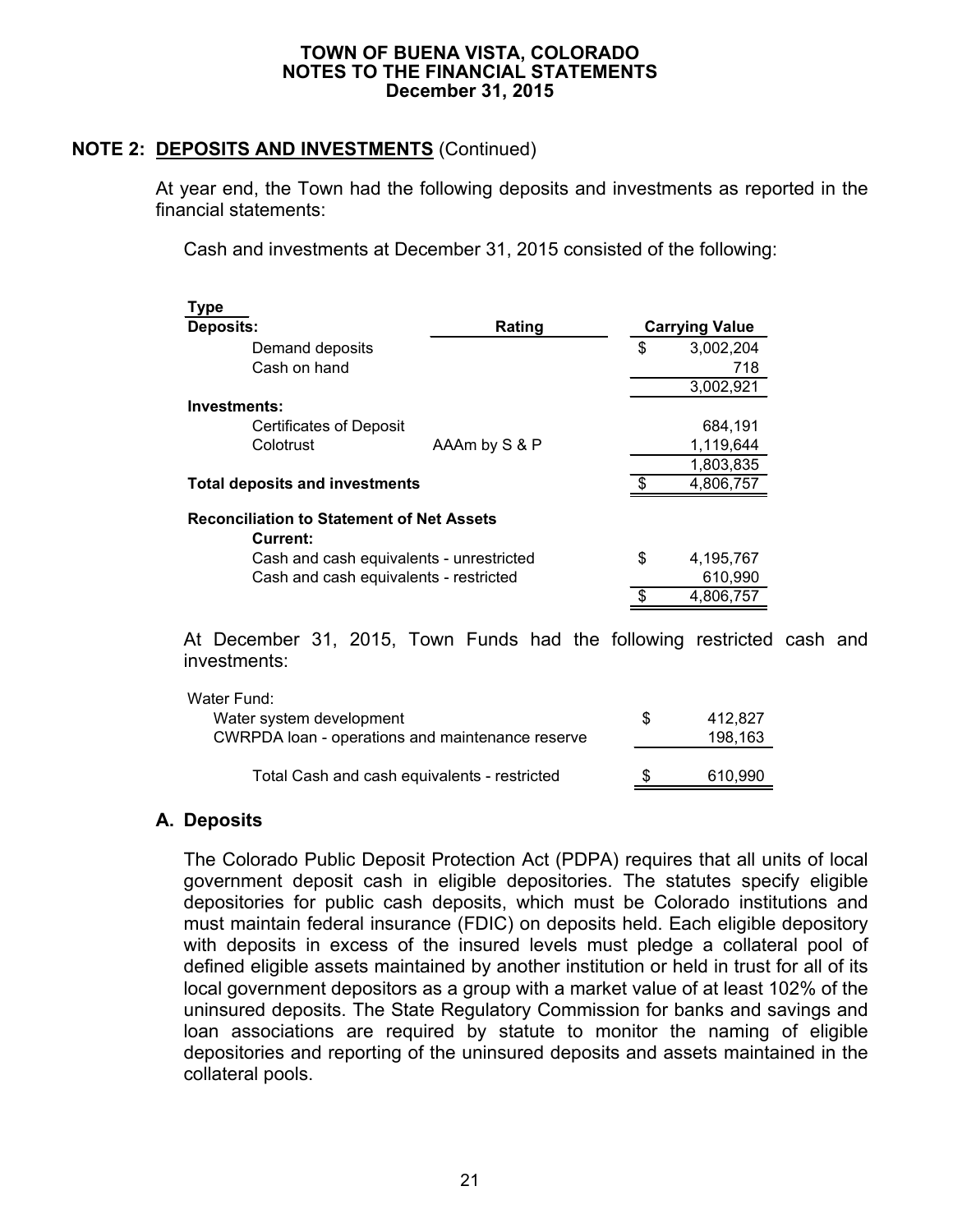## NOTE 2: DEPOSITS AND INVESTMENTS (Continued)

At year end, the Town had the following deposits and investments as reported in the financial statements:

Cash and investments at December 31, 2015 consisted of the following:

| Type | Rating | Carrying Value |
|---|---|---|
| **Deposits:** | | |
| Demand deposits | | $ 3,002,204 |
| Cash on hand | | 718 |
| | | 3,002,921 |
| **Investments:** | | |
| Certificates of Deposit | | 684,191 |
| Colotrust | AAAm by S & P | 1,119,644 |
| | | 1,803,835 |
| **Total deposits and investments** | | $ 4,806,757 |
| **Reconciliation to Statement of Net Assets** | | |
| **Current:** | | |
| Cash and cash equivalents - unrestricted | | $ 4,195,767 |
| Cash and cash equivalents - restricted | | 610,990 |
| | | $ 4,806,757 |

At December 31, 2015, Town Funds had the following restricted cash and investments:

| | |
|---|---|
| Water Fund: | |
| Water system development | $ 412,827 |
| CWRPDA loan - operations and maintenance reserve | 198,163 |
| Total Cash and cash equivalents - restricted | $ 610,990 |

### A. Deposits

The Colorado Public Deposit Protection Act (PDPA) requires that all units of local government deposit cash in eligible depositories. The statutes specify eligible depositories for public cash deposits, which must be Colorado institutions and must maintain federal insurance (FDIC) on deposits held. Each eligible depository with deposits in excess of the insured levels must pledge a collateral pool of defined eligible assets maintained by another institution or held in trust for all of its local government depositors as a group with a market value of at least 102% of the uninsured deposits. The State Regulatory Commission for banks and savings and loan associations are required by statute to monitor the naming of eligible depositories and reporting of the uninsured deposits and assets maintained in the collateral pools.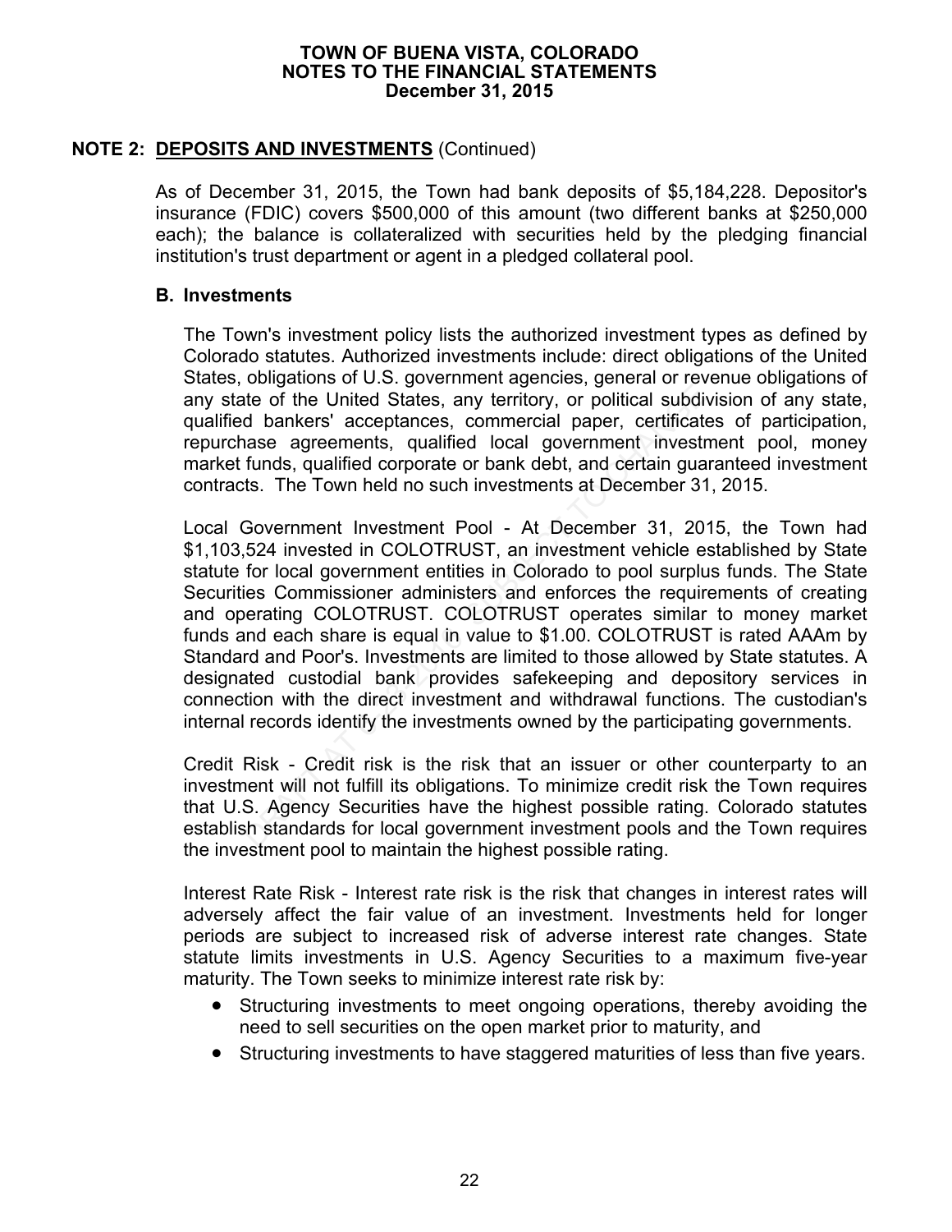# TOWN OF BUENA VISTA, COLORADO
## NOTES TO THE FINANCIAL STATEMENTS
### December 31, 2015

**NOTE 2: DEPOSITS AND INVESTMENTS** (Continued)

As of December 31, 2015, the Town had bank deposits of $5,184,228. Depositor's insurance (FDIC) covers $500,000 of this amount (two different banks at $250,000 each); the balance is collateralized with securities held by the pledging financial institution's trust department or agent in a pledged collateral pool.

**B. Investments**

The Town's investment policy lists the authorized investment types as defined by Colorado statutes. Authorized investments include: direct obligations of the United States, obligations of U.S. government agencies, general or revenue obligations of any state of the United States, any territory, or political subdivision of any state, qualified bankers' acceptances, commercial paper, certificates of participation, repurchase agreements, qualified local government investment pool, money market funds, qualified corporate or bank debt, and certain guaranteed investment contracts. The Town held no such investments at December 31, 2015.

Local Government Investment Pool - At December 31, 2015, the Town had $1,103,524 invested in COLOTRUST, an investment vehicle established by State statute for local government entities in Colorado to pool surplus funds. The State Securities Commissioner administers and enforces the requirements of creating and operating COLOTRUST. COLOTRUST operates similar to money market funds and each share is equal in value to $1.00. COLOTRUST is rated AAAm by Standard and Poor's. Investments are limited to those allowed by State statutes. A designated custodial bank provides safekeeping and depository services in connection with the direct investment and withdrawal functions. The custodian's internal records identify the investments owned by the participating governments.

Credit Risk - Credit risk is the risk that an issuer or other counterparty to an investment will not fulfill its obligations. To minimize credit risk the Town requires that U.S. Agency Securities have the highest possible rating. Colorado statutes establish standards for local government investment pools and the Town requires the investment pool to maintain the highest possible rating.

Interest Rate Risk - Interest rate risk is the risk that changes in interest rates will adversely affect the fair value of an investment. Investments held for longer periods are subject to increased risk of adverse interest rate changes. State statute limits investments in U.S. Agency Securities to a maximum five-year maturity. The Town seeks to minimize interest rate risk by:

- Structuring investments to meet ongoing operations, thereby avoiding the need to sell securities on the open market prior to maturity, and
- Structuring investments to have staggered maturities of less than five years.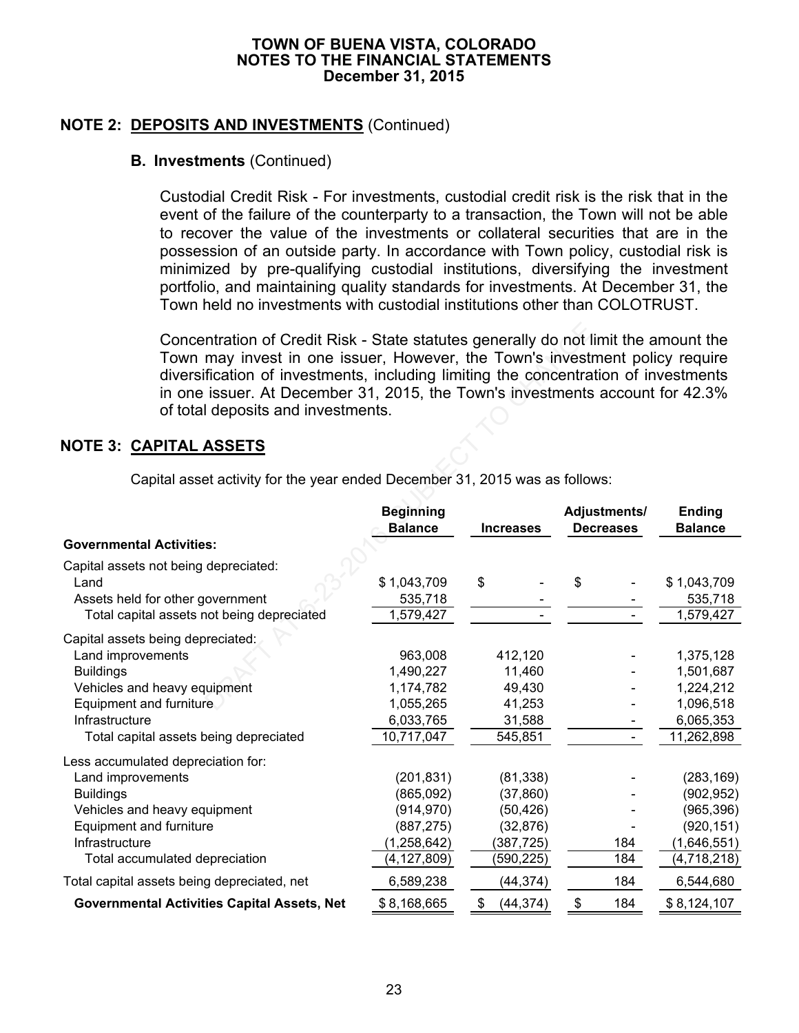## NOTE 2: DEPOSITS AND INVESTMENTS (Continued)

### B. Investments (Continued)

Custodial Credit Risk - For investments, custodial credit risk is the risk that in the event of the failure of the counterparty to a transaction, the Town will not be able to recover the value of the investments or collateral securities that are in the possession of an outside party. In accordance with Town policy, custodial risk is minimized by pre-qualifying custodial institutions, diversifying the investment portfolio, and maintaining quality standards for investments. At December 31, the Town held no investments with custodial institutions other than COLOTRUST.

Concentration of Credit Risk - State statutes generally do not limit the amount the Town may invest in one issuer, However, the Town's investment policy require diversification of investments, including limiting the concentration of investments in one issuer. At December 31, 2015, the Town's investments account for 42.3% of total deposits and investments.

## NOTE 3: CAPITAL ASSETS

Capital asset activity for the year ended December 31, 2015 was as follows:

| | Beginning Balance | Increases | Adjustments/ Decreases | Ending Balance |
|---|---|---|---|---|
| **Governmental Activities:** | | | | |
| Capital assets not being depreciated: | | | | |
| Land | $ 1,043,709 | $ - | $ - | $ 1,043,709 |
| Assets held for other government | 535,718 | - | - | 535,718 |
| Total capital assets not being depreciated | 1,579,427 | - | - | 1,579,427 |
| Capital assets being depreciated: | | | | |
| Land improvements | 963,008 | 412,120 | - | 1,375,128 |
| Buildings | 1,490,227 | 11,460 | - | 1,501,687 |
| Vehicles and heavy equipment | 1,174,782 | 49,430 | - | 1,224,212 |
| Equipment and furniture | 1,055,265 | 41,253 | - | 1,096,518 |
| Infrastructure | 6,033,765 | 31,588 | - | 6,065,353 |
| Total capital assets being depreciated | 10,717,047 | 545,851 | - | 11,262,898 |
| Less accumulated depreciation for: | | | | |
| Land improvements | (201,831) | (81,338) | - | (283,169) |
| Buildings | (865,092) | (37,860) | - | (902,952) |
| Vehicles and heavy equipment | (914,970) | (50,426) | - | (965,396) |
| Equipment and furniture | (887,275) | (32,876) | - | (920,151) |
| Infrastructure | (1,258,642) | (387,725) | 184 | (1,646,551) |
| Total accumulated depreciation | (4,127,809) | (590,225) | 184 | (4,718,218) |
| Total capital assets being depreciated, net | 6,589,238 | (44,374) | 184 | 6,544,680 |
| **Governmental Activities Capital Assets, Net** | $ 8,168,665 | $ (44,374) | $ 184 | $ 8,124,107 |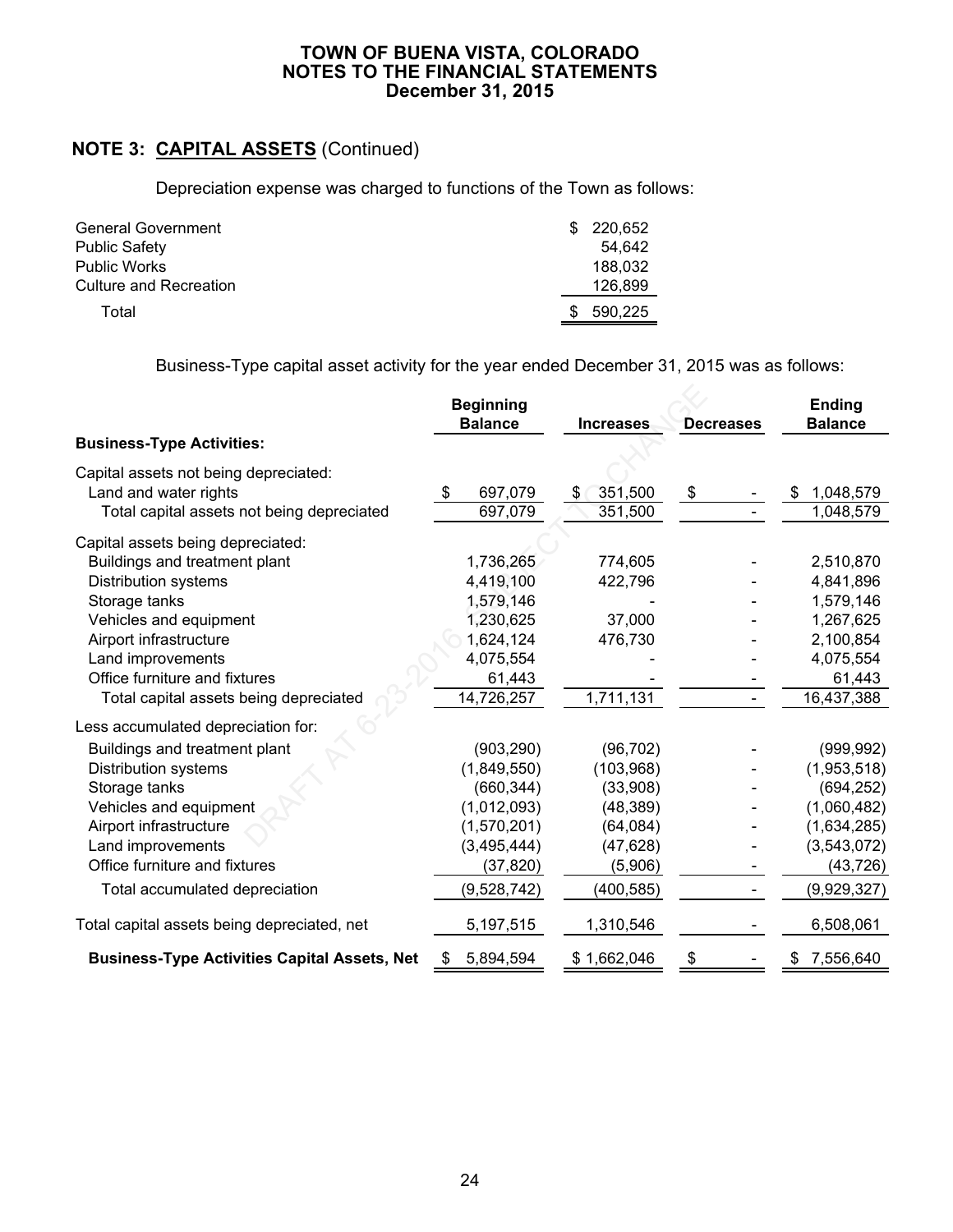# TOWN OF BUENA VISTA, COLORADO
## NOTES TO THE FINANCIAL STATEMENTS
### December 31, 2015

## NOTE 3: CAPITAL ASSETS (Continued)

Depreciation expense was charged to functions of the Town as follows:

| | |
|---|---|
| General Government | $ 220,652 |
| Public Safety | 54,642 |
| Public Works | 188,032 |
| Culture and Recreation | 126,899 |
| Total | $ 590,225 |

Business-Type capital asset activity for the year ended December 31, 2015 was as follows:

| | Beginning Balance | Increases | Decreases | Ending Balance |
|---|---|---|---|---|
| **Business-Type Activities:** | | | | |
| Capital assets not being depreciated: | | | | |
| Land and water rights | $ 697,079 | $ 351,500 | $ - | $ 1,048,579 |
| Total capital assets not being depreciated | 697,079 | 351,500 | - | 1,048,579 |
| Capital assets being depreciated: | | | | |
| Buildings and treatment plant | 1,736,265 | 774,605 | - | 2,510,870 |
| Distribution systems | 4,419,100 | 422,796 | - | 4,841,896 |
| Storage tanks | 1,579,146 | - | - | 1,579,146 |
| Vehicles and equipment | 1,230,625 | 37,000 | - | 1,267,625 |
| Airport infrastructure | 1,624,124 | 476,730 | - | 2,100,854 |
| Land improvements | 4,075,554 | - | - | 4,075,554 |
| Office furniture and fixtures | 61,443 | - | - | 61,443 |
| Total capital assets being depreciated | 14,726,257 | 1,711,131 | - | 16,437,388 |
| Less accumulated depreciation for: | | | | |
| Buildings and treatment plant | (903,290) | (96,702) | - | (999,992) |
| Distribution systems | (1,849,550) | (103,968) | - | (1,953,518) |
| Storage tanks | (660,344) | (33,908) | - | (694,252) |
| Vehicles and equipment | (1,012,093) | (48,389) | - | (1,060,482) |
| Airport infrastructure | (1,570,201) | (64,084) | - | (1,634,285) |
| Land improvements | (3,495,444) | (47,628) | - | (3,543,072) |
| Office furniture and fixtures | (37,820) | (5,906) | - | (43,726) |
| Total accumulated depreciation | (9,528,742) | (400,585) | - | (9,929,327) |
| Total capital assets being depreciated, net | 5,197,515 | 1,310,546 | - | 6,508,061 |
| **Business-Type Activities Capital Assets, Net** | $ 5,894,594 | $ 1,662,046 | $ - | $ 7,556,640 |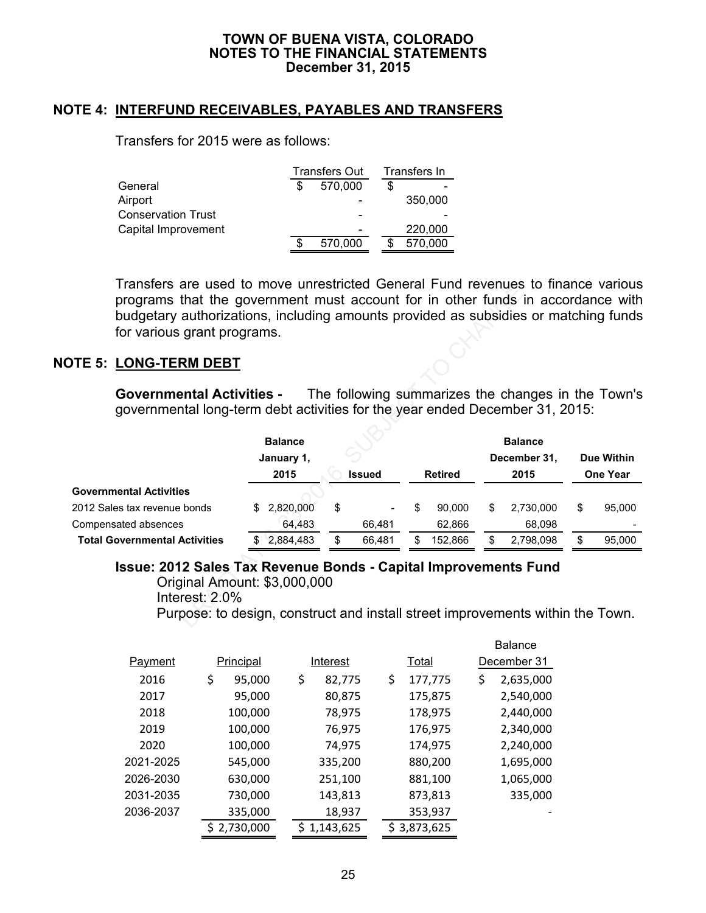# TOWN OF BUENA VISTA, COLORADO
## NOTES TO THE FINANCIAL STATEMENTS
### December 31, 2015

## NOTE 4: INTERFUND RECEIVABLES, PAYABLES AND TRANSFERS

Transfers for 2015 were as follows:

| | Transfers Out | Transfers In |
|---|---|---|
| General | $ 570,000 | $ - |
| Airport | - | 350,000 |
| Conservation Trust | - | - |
| Capital Improvement | - | 220,000 |
| | $ 570,000 | $ 570,000 |

Transfers are used to move unrestricted General Fund revenues to finance various programs that the government must account for in other funds in accordance with budgetary authorizations, including amounts provided as subsidies or matching funds for various grant programs.

## NOTE 5: LONG-TERM DEBT

**Governmental Activities -** The following summarizes the changes in the Town's governmental long-term debt activities for the year ended December 31, 2015:

| | Balance January 1, 2015 | Issued | Retired | Balance December 31, 2015 | Due Within One Year |
|---|---|---|---|---|---|
| **Governmental Activities** | | | | | |
| 2012 Sales tax revenue bonds | $ 2,820,000 | $ - | $ 90,000 | $ 2,730,000 | $ 95,000 |
| Compensated absences | 64,483 | 66,481 | 62,866 | 68,098 | - |
| **Total Governmental Activities** | $ 2,884,483 | $ 66,481 | $ 152,866 | $ 2,798,098 | $ 95,000 |

**Issue: 2012 Sales Tax Revenue Bonds - Capital Improvements Fund**

Original Amount: $3,000,000
Interest: 2.0%
Purpose: to design, construct and install street improvements within the Town.

| Payment | Principal | Interest | Total | Balance December 31 |
|---|---|---|---|---|
| 2016 | $ 95,000 | $ 82,775 | $ 177,775 | $ 2,635,000 |
| 2017 | 95,000 | 80,875 | 175,875 | 2,540,000 |
| 2018 | 100,000 | 78,975 | 178,975 | 2,440,000 |
| 2019 | 100,000 | 76,975 | 176,975 | 2,340,000 |
| 2020 | 100,000 | 74,975 | 174,975 | 2,240,000 |
| 2021-2025 | 545,000 | 335,200 | 880,200 | 1,695,000 |
| 2026-2030 | 630,000 | 251,100 | 881,100 | 1,065,000 |
| 2031-2035 | 730,000 | 143,813 | 873,813 | 335,000 |
| 2036-2037 | 335,000 | 18,937 | 353,937 | - |
| | $ 2,730,000 | $ 1,143,625 | $ 3,873,625 | |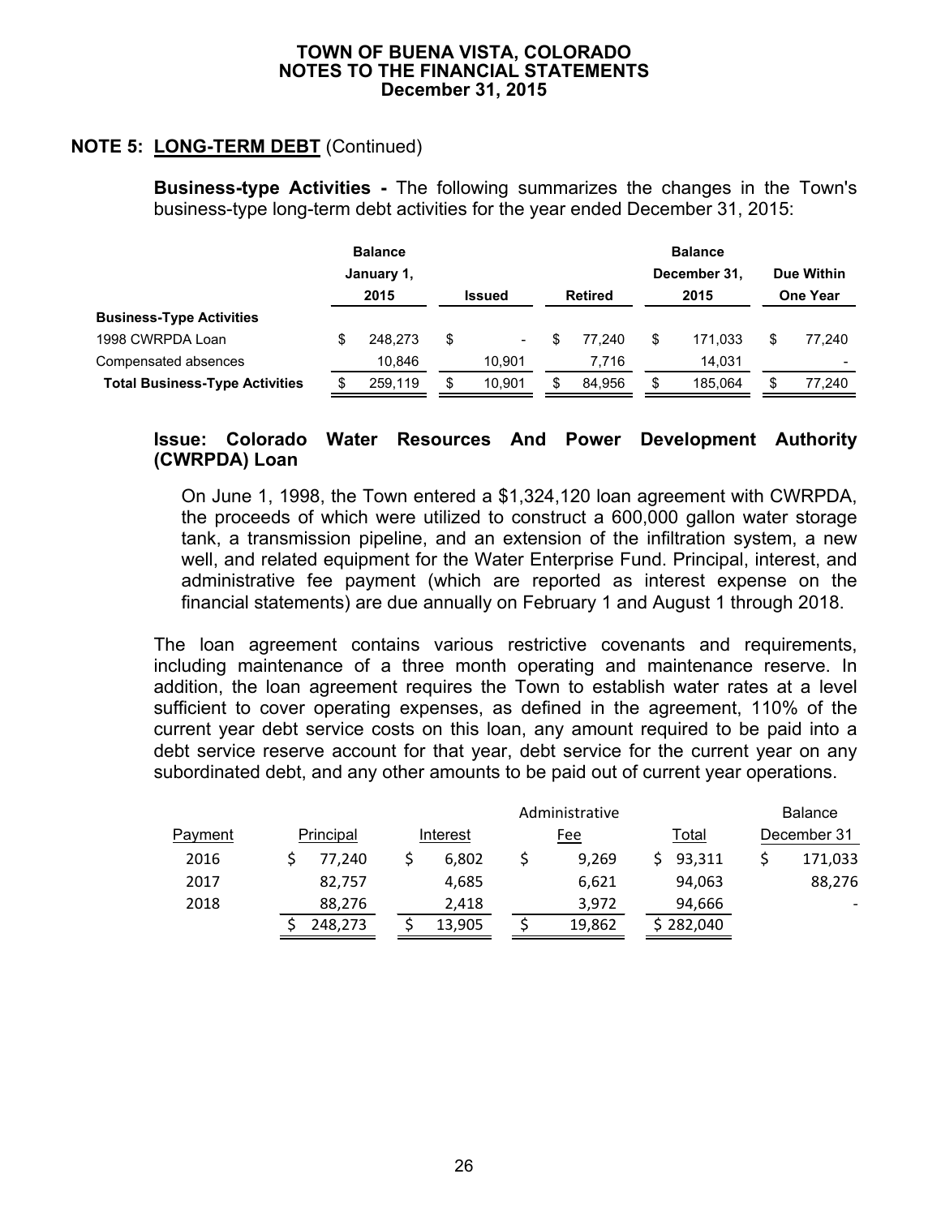**TOWN OF BUENA VISTA, COLORADO**
**NOTES TO THE FINANCIAL STATEMENTS**
**December 31, 2015**

## NOTE 5: LONG-TERM DEBT (Continued)

**Business-type Activities -** The following summarizes the changes in the Town's business-type long-term debt activities for the year ended December 31, 2015:

| | Balance January 1, 2015 | Issued | Retired | Balance December 31, 2015 | Due Within One Year |
|---|---|---|---|---|---|
| **Business-Type Activities** | | | | | |
| 1998 CWRPDA Loan | $ 248,273 | $ - | $ 77,240 | $ 171,033 | $ 77,240 |
| Compensated absences | 10,846 | 10,901 | 7,716 | 14,031 | - |
| **Total Business-Type Activities** | $ 259,119 | $ 10,901 | $ 84,956 | $ 185,064 | $ 77,240 |

### Issue: Colorado Water Resources And Power Development Authority (CWRPDA) Loan

On June 1, 1998, the Town entered a $1,324,120 loan agreement with CWRPDA, the proceeds of which were utilized to construct a 600,000 gallon water storage tank, a transmission pipeline, and an extension of the infiltration system, a new well, and related equipment for the Water Enterprise Fund. Principal, interest, and administrative fee payment (which are reported as interest expense on the financial statements) are due annually on February 1 and August 1 through 2018.

The loan agreement contains various restrictive covenants and requirements, including maintenance of a three month operating and maintenance reserve. In addition, the loan agreement requires the Town to establish water rates at a level sufficient to cover operating expenses, as defined in the agreement, 110% of the current year debt service costs on this loan, any amount required to be paid into a debt service reserve account for that year, debt service for the current year on any subordinated debt, and any other amounts to be paid out of current year operations.

| Payment | Principal | Interest | Administrative Fee | Total | Balance December 31 |
|---|---|---|---|---|---|
| 2016 | $ 77,240 | $ 6,802 | $ 9,269 | $ 93,311 | $ 171,033 |
| 2017 | 82,757 | 4,685 | 6,621 | 94,063 | 88,276 |
| 2018 | 88,276 | 2,418 | 3,972 | 94,666 | - |
| | $ 248,273 | $ 13,905 | $ 19,862 | $ 282,040 | |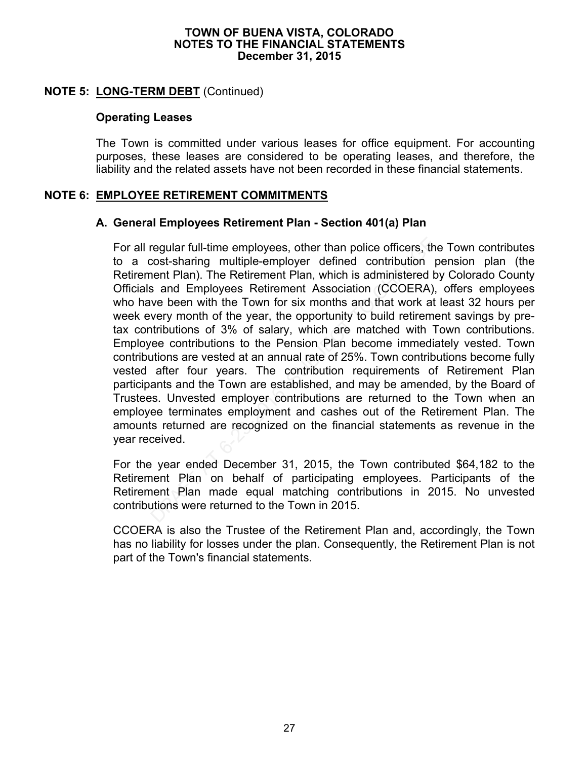## NOTE 5: LONG-TERM DEBT (Continued)

### Operating Leases

The Town is committed under various leases for office equipment. For accounting purposes, these leases are considered to be operating leases, and therefore, the liability and the related assets have not been recorded in these financial statements.

## NOTE 6: EMPLOYEE RETIREMENT COMMITMENTS

### A. General Employees Retirement Plan - Section 401(a) Plan

For all regular full-time employees, other than police officers, the Town contributes to a cost-sharing multiple-employer defined contribution pension plan (the Retirement Plan). The Retirement Plan, which is administered by Colorado County Officials and Employees Retirement Association (CCOERA), offers employees who have been with the Town for six months and that work at least 32 hours per week every month of the year, the opportunity to build retirement savings by pre-tax contributions of 3% of salary, which are matched with Town contributions. Employee contributions to the Pension Plan become immediately vested. Town contributions are vested at an annual rate of 25%. Town contributions become fully vested after four years. The contribution requirements of Retirement Plan participants and the Town are established, and may be amended, by the Board of Trustees. Unvested employer contributions are returned to the Town when an employee terminates employment and cashes out of the Retirement Plan. The amounts returned are recognized on the financial statements as revenue in the year received.

For the year ended December 31, 2015, the Town contributed $64,182 to the Retirement Plan on behalf of participating employees. Participants of the Retirement Plan made equal matching contributions in 2015. No unvested contributions were returned to the Town in 2015.

CCOERA is also the Trustee of the Retirement Plan and, accordingly, the Town has no liability for losses under the plan. Consequently, the Retirement Plan is not part of the Town's financial statements.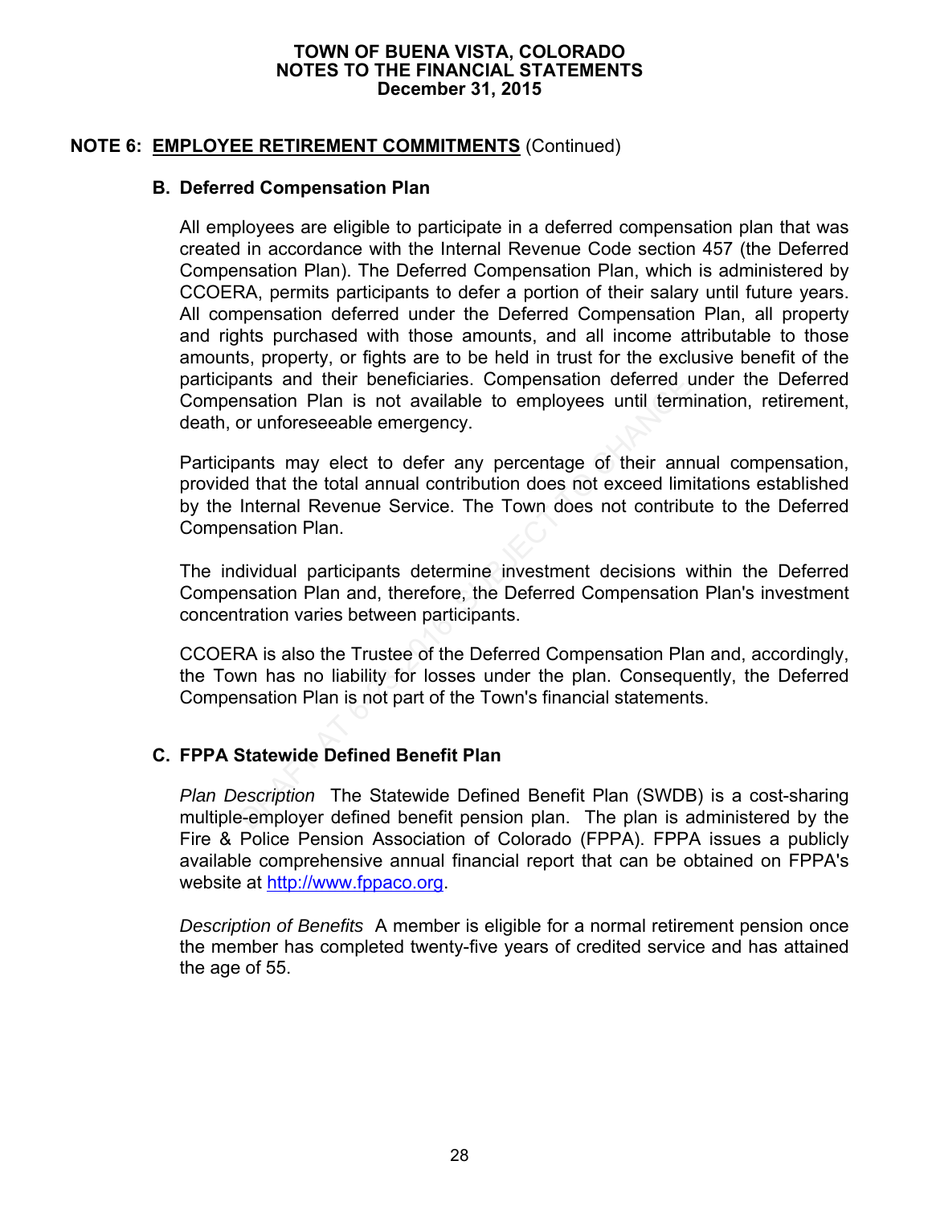## NOTE 6: EMPLOYEE RETIREMENT COMMITMENTS (Continued)

### B. Deferred Compensation Plan

All employees are eligible to participate in a deferred compensation plan that was created in accordance with the Internal Revenue Code section 457 (the Deferred Compensation Plan). The Deferred Compensation Plan, which is administered by CCOERA, permits participants to defer a portion of their salary until future years. All compensation deferred under the Deferred Compensation Plan, all property and rights purchased with those amounts, and all income attributable to those amounts, property, or fights are to be held in trust for the exclusive benefit of the participants and their beneficiaries. Compensation deferred under the Deferred Compensation Plan is not available to employees until termination, retirement, death, or unforeseeable emergency.

Participants may elect to defer any percentage of their annual compensation, provided that the total annual contribution does not exceed limitations established by the Internal Revenue Service. The Town does not contribute to the Deferred Compensation Plan.

The individual participants determine investment decisions within the Deferred Compensation Plan and, therefore, the Deferred Compensation Plan's investment concentration varies between participants.

CCOERA is also the Trustee of the Deferred Compensation Plan and, accordingly, the Town has no liability for losses under the plan. Consequently, the Deferred Compensation Plan is not part of the Town's financial statements.

### C. FPPA Statewide Defined Benefit Plan

*Plan Description* The Statewide Defined Benefit Plan (SWDB) is a cost-sharing multiple-employer defined benefit pension plan. The plan is administered by the Fire & Police Pension Association of Colorado (FPPA). FPPA issues a publicly available comprehensive annual financial report that can be obtained on FPPA's website at http://www.fppaco.org.

*Description of Benefits* A member is eligible for a normal retirement pension once the member has completed twenty-five years of credited service and has attained the age of 55.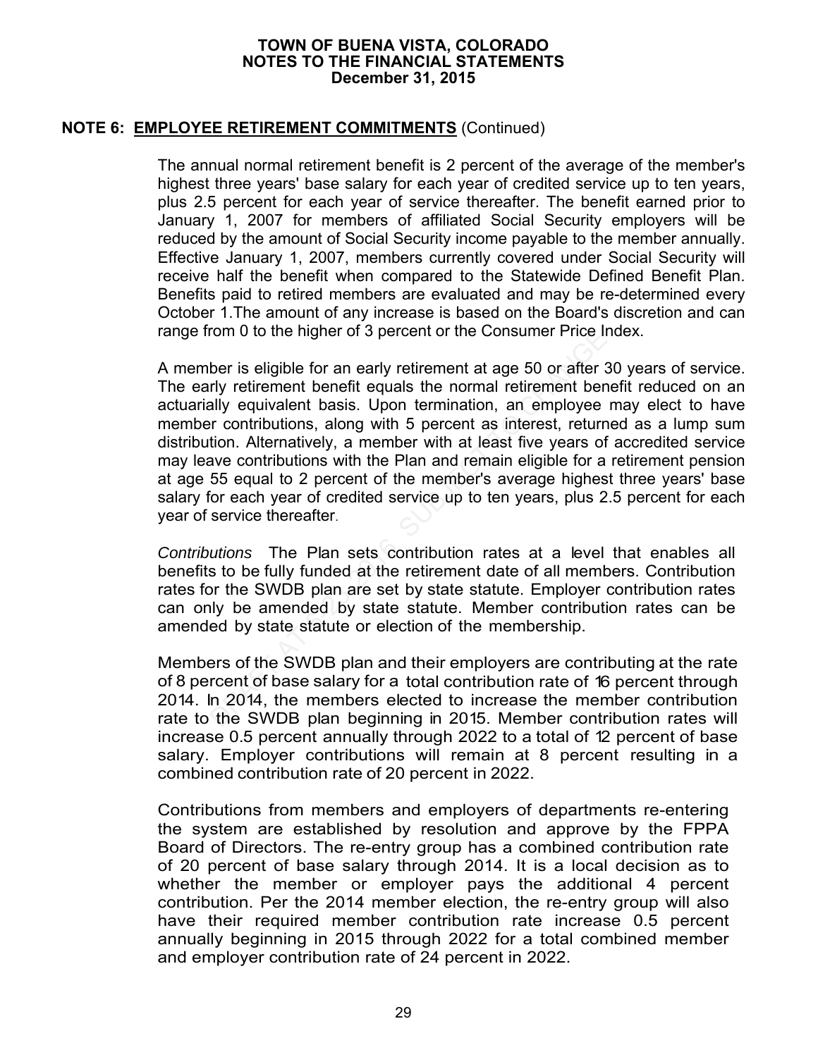**TOWN OF BUENA VISTA, COLORADO**
**NOTES TO THE FINANCIAL STATEMENTS**
**December 31, 2015**

## NOTE 6: EMPLOYEE RETIREMENT COMMITMENTS (Continued)

The annual normal retirement benefit is 2 percent of the average of the member's highest three years' base salary for each year of credited service up to ten years, plus 2.5 percent for each year of service thereafter. The benefit earned prior to January 1, 2007 for members of affiliated Social Security employers will be reduced by the amount of Social Security income payable to the member annually. Effective January 1, 2007, members currently covered under Social Security will receive half the benefit when compared to the Statewide Defined Benefit Plan. Benefits paid to retired members are evaluated and may be re-determined every October 1.The amount of any increase is based on the Board's discretion and can range from 0 to the higher of 3 percent or the Consumer Price Index.

A member is eligible for an early retirement at age 50 or after 30 years of service. The early retirement benefit equals the normal retirement benefit reduced on an actuarially equivalent basis. Upon termination, an employee may elect to have member contributions, along with 5 percent as interest, returned as a lump sum distribution. Alternatively, a member with at least five years of accredited service may leave contributions with the Plan and remain eligible for a retirement pension at age 55 equal to 2 percent of the member's average highest three years' base salary for each year of credited service up to ten years, plus 2.5 percent for each year of service thereafter.

*Contributions* The Plan sets contribution rates at a level that enables all benefits to be fully funded at the retirement date of all members. Contribution rates for the SWDB plan are set by state statute. Employer contribution rates can only be amended by state statute. Member contribution rates can be amended by state statute or election of the membership.

Members of the SWDB plan and their employers are contributing at the rate of 8 percent of base salary for a total contribution rate of 16 percent through 2014. In 2014, the members elected to increase the member contribution rate to the SWDB plan beginning in 2015. Member contribution rates will increase 0.5 percent annually through 2022 to a total of 12 percent of base salary. Employer contributions will remain at 8 percent resulting in a combined contribution rate of 20 percent in 2022.

Contributions from members and employers of departments re-entering the system are established by resolution and approve by the FPPA Board of Directors. The re-entry group has a combined contribution rate of 20 percent of base salary through 2014. It is a local decision as to whether the member or employer pays the additional 4 percent contribution. Per the 2014 member election, the re-entry group will also have their required member contribution rate increase 0.5 percent annually beginning in 2015 through 2022 for a total combined member and employer contribution rate of 24 percent in 2022.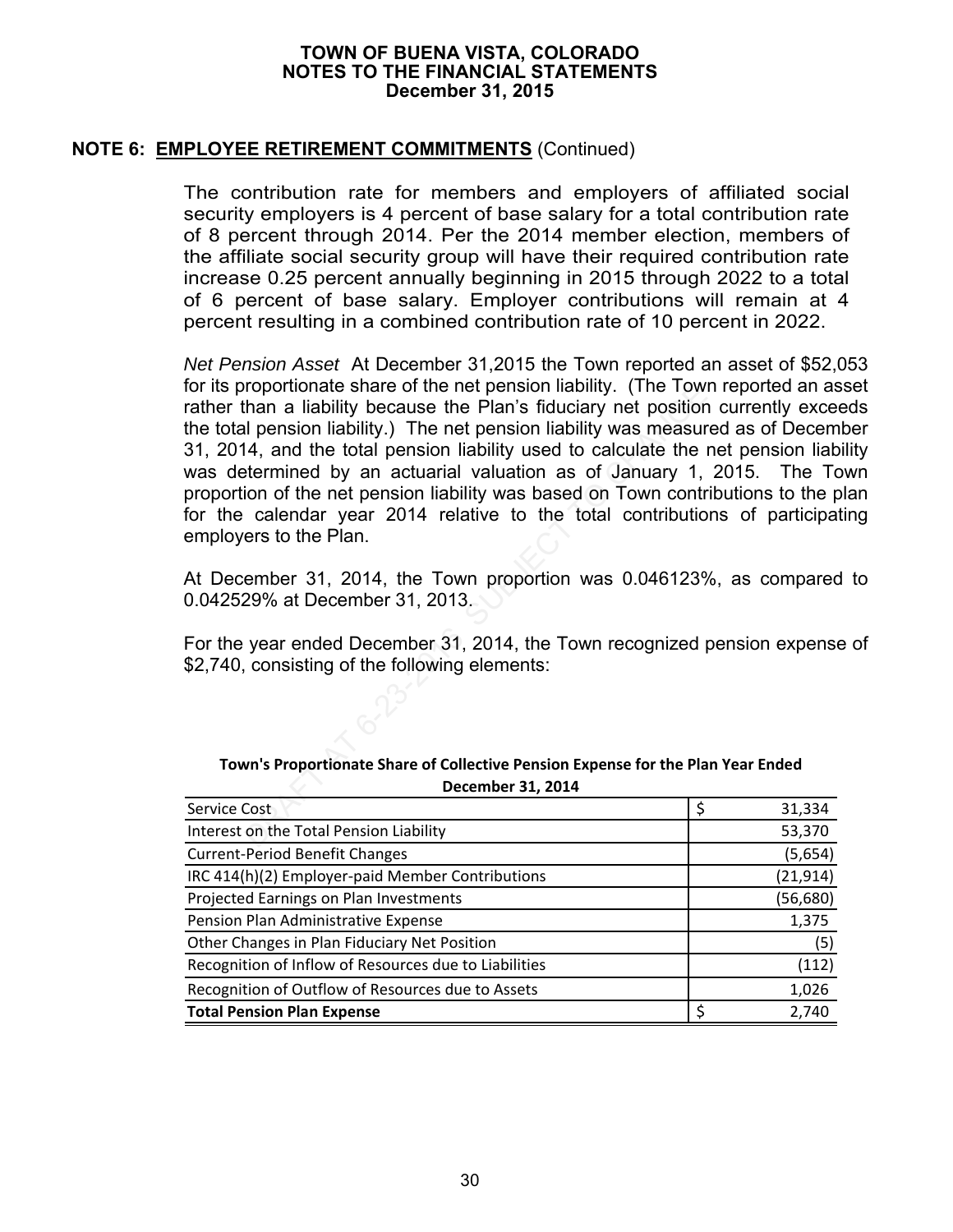## NOTE 6: EMPLOYEE RETIREMENT COMMITMENTS (Continued)

The contribution rate for members and employers of affiliated social security employers is 4 percent of base salary for a total contribution rate of 8 percent through 2014. Per the 2014 member election, members of the affiliate social security group will have their required contribution rate increase 0.25 percent annually beginning in 2015 through 2022 to a total of 6 percent of base salary. Employer contributions will remain at 4 percent resulting in a combined contribution rate of 10 percent in 2022.

*Net Pension Asset* At December 31,2015 the Town reported an asset of $52,053 for its proportionate share of the net pension liability. (The Town reported an asset rather than a liability because the Plan's fiduciary net position currently exceeds the total pension liability.) The net pension liability was measured as of December 31, 2014, and the total pension liability used to calculate the net pension liability was determined by an actuarial valuation as of January 1, 2015. The Town proportion of the net pension liability was based on Town contributions to the plan for the calendar year 2014 relative to the total contributions of participating employers to the Plan.

At December 31, 2014, the Town proportion was 0.046123%, as compared to 0.042529% at December 31, 2013.

For the year ended December 31, 2014, the Town recognized pension expense of $2,740, consisting of the following elements:

**Town's Proportionate Share of Collective Pension Expense for the Plan Year Ended December 31, 2014**

| | |
|---|---|
| Service Cost | $ 31,334 |
| Interest on the Total Pension Liability | 53,370 |
| Current-Period Benefit Changes | (5,654) |
| IRC 414(h)(2) Employer-paid Member Contributions | (21,914) |
| Projected Earnings on Plan Investments | (56,680) |
| Pension Plan Administrative Expense | 1,375 |
| Other Changes in Plan Fiduciary Net Position | (5) |
| Recognition of Inflow of Resources due to Liabilities | (112) |
| Recognition of Outflow of Resources due to Assets | 1,026 |
| **Total Pension Plan Expense** | $ 2,740 |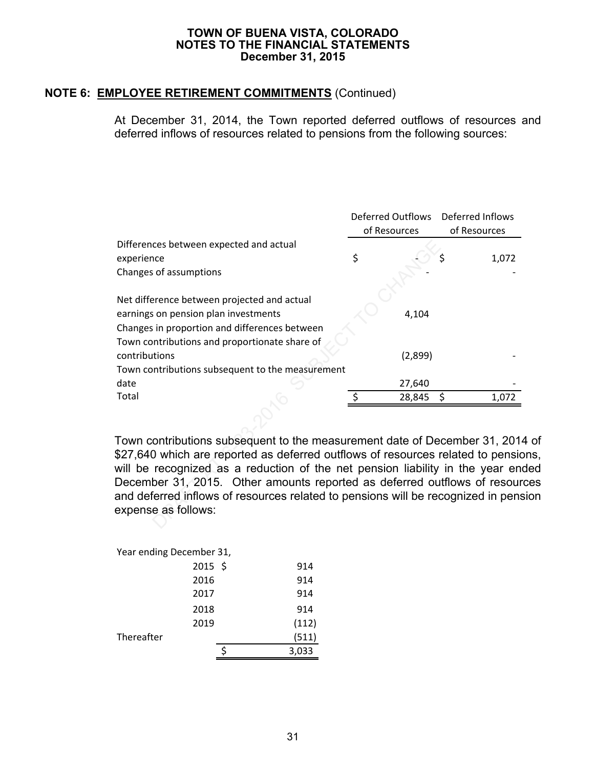TOWN OF BUENA VISTA, COLORADO
NOTES TO THE FINANCIAL STATEMENTS
December 31, 2015

## NOTE 6: EMPLOYEE RETIREMENT COMMITMENTS (Continued)

At December 31, 2014, the Town reported deferred outflows of resources and deferred inflows of resources related to pensions from the following sources:

| | Deferred Outflows of Resources | Deferred Inflows of Resources |
|---|---|---|
| Differences between expected and actual experience | $ - | $ 1,072 |
| Changes of assumptions | - | - |
| Net difference between projected and actual earnings on pension plan investments | 4,104 | |
| Changes in proportion and differences between Town contributions and proportionate share of contributions | (2,899) | - |
| Town contributions subsequent to the measurement date | 27,640 | - |
| Total | $ 28,845 | $ 1,072 |

Town contributions subsequent to the measurement date of December 31, 2014 of $27,640 which are reported as deferred outflows of resources related to pensions, will be recognized as a reduction of the net pension liability in the year ended December 31, 2015. Other amounts reported as deferred outflows of resources and deferred inflows of resources related to pensions will be recognized in pension expense as follows:

| Year ending December 31, | |
|---|---|
| 2015 | $ 914 |
| 2016 | 914 |
| 2017 | 914 |
| 2018 | 914 |
| 2019 | (112) |
| Thereafter | (511) |
| | $ 3,033 |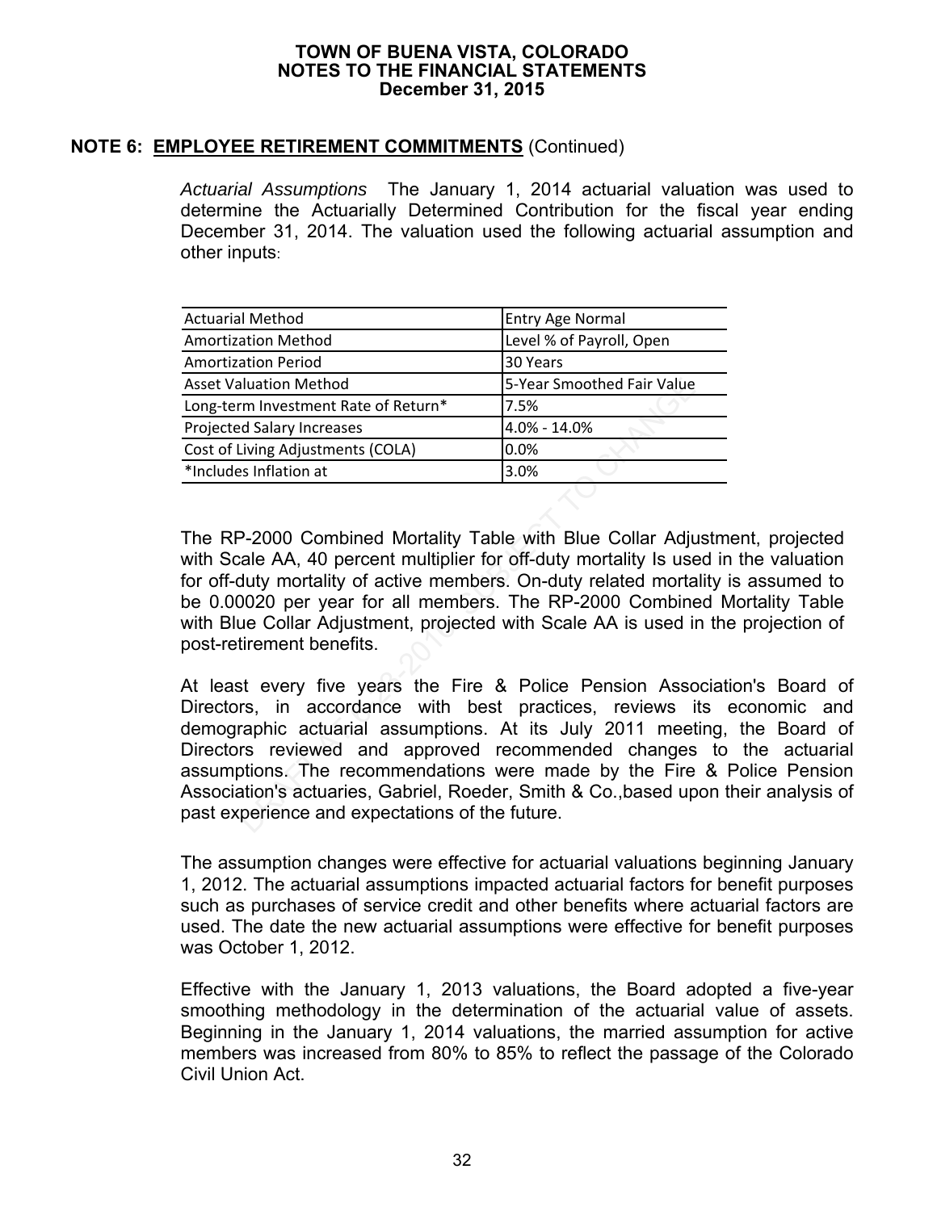**TOWN OF BUENA VISTA, COLORADO**
**NOTES TO THE FINANCIAL STATEMENTS**
**December 31, 2015**

## NOTE 6: EMPLOYEE RETIREMENT COMMITMENTS (Continued)

*Actuarial Assumptions* The January 1, 2014 actuarial valuation was used to determine the Actuarially Determined Contribution for the fiscal year ending December 31, 2014. The valuation used the following actuarial assumption and other inputs:

| | |
|---|---|
| Actuarial Method | Entry Age Normal |
| Amortization Method | Level % of Payroll, Open |
| Amortization Period | 30 Years |
| Asset Valuation Method | 5-Year Smoothed Fair Value |
| Long-term Investment Rate of Return* | 7.5% |
| Projected Salary Increases | 4.0% - 14.0% |
| Cost of Living Adjustments (COLA) | 0.0% |
| *Includes Inflation at | 3.0% |

The RP-2000 Combined Mortality Table with Blue Collar Adjustment, projected with Scale AA, 40 percent multiplier for off-duty mortality Is used in the valuation for off-duty mortality of active members. On-duty related mortality is assumed to be 0.00020 per year for all members. The RP-2000 Combined Mortality Table with Blue Collar Adjustment, projected with Scale AA is used in the projection of post-retirement benefits.

At least every five years the Fire & Police Pension Association's Board of Directors, in accordance with best practices, reviews its economic and demographic actuarial assumptions. At its July 2011 meeting, the Board of Directors reviewed and approved recommended changes to the actuarial assumptions. The recommendations were made by the Fire & Police Pension Association's actuaries, Gabriel, Roeder, Smith & Co.,based upon their analysis of past experience and expectations of the future.

The assumption changes were effective for actuarial valuations beginning January 1, 2012. The actuarial assumptions impacted actuarial factors for benefit purposes such as purchases of service credit and other benefits where actuarial factors are used. The date the new actuarial assumptions were effective for benefit purposes was October 1, 2012.

Effective with the January 1, 2013 valuations, the Board adopted a five-year smoothing methodology in the determination of the actuarial value of assets. Beginning in the January 1, 2014 valuations, the married assumption for active members was increased from 80% to 85% to reflect the passage of the Colorado Civil Union Act.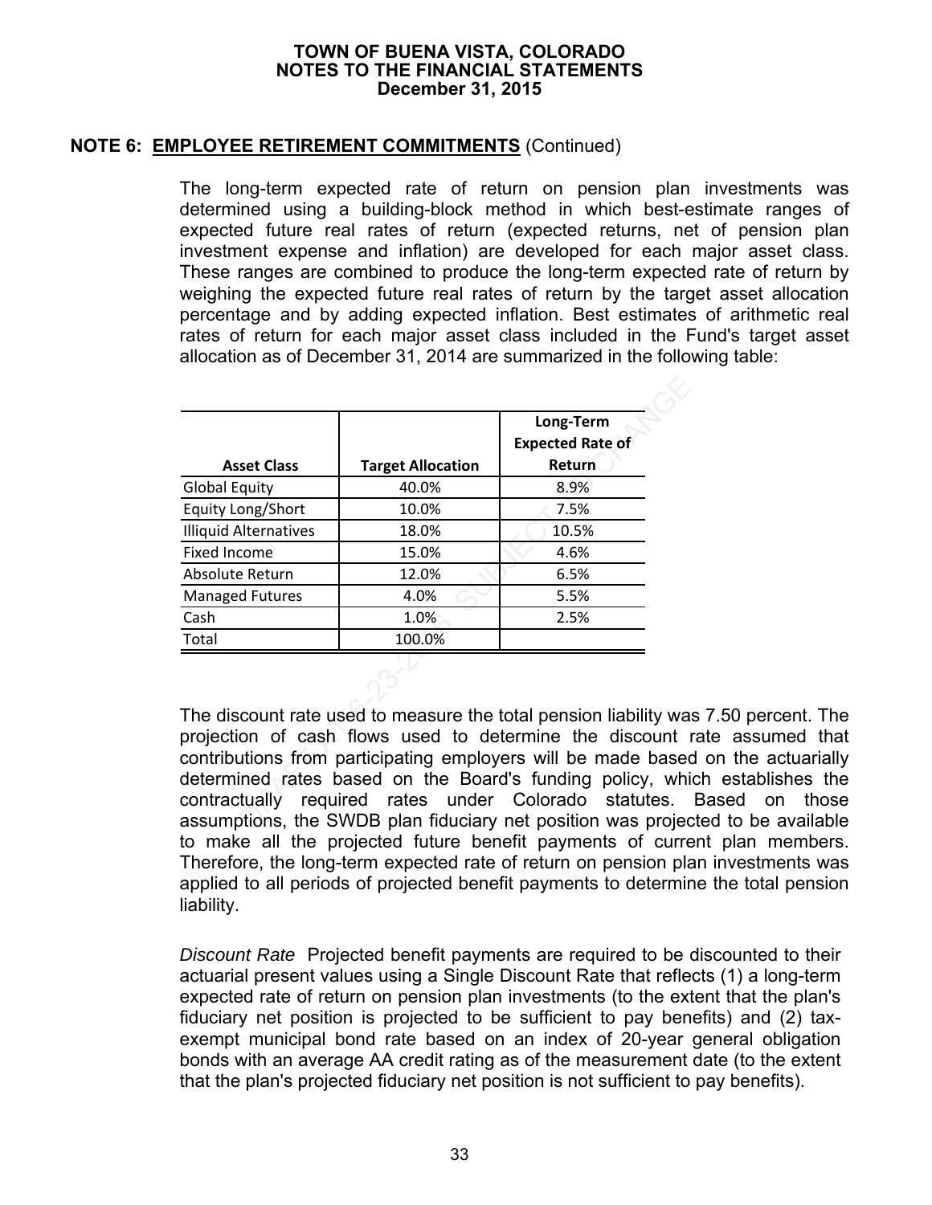**TOWN OF BUENA VISTA, COLORADO**
**NOTES TO THE FINANCIAL STATEMENTS**
**December 31, 2015**

**NOTE 6: EMPLOYEE RETIREMENT COMMITMENTS** (Continued)

The long-term expected rate of return on pension plan investments was determined using a building-block method in which best-estimate ranges of expected future real rates of return (expected returns, net of pension plan investment expense and inflation) are developed for each major asset class. These ranges are combined to produce the long-term expected rate of return by weighing the expected future real rates of return by the target asset allocation percentage and by adding expected inflation. Best estimates of arithmetic real rates of return for each major asset class included in the Fund's target asset allocation as of December 31, 2014 are summarized in the following table:

| Asset Class | Target Allocation | Long-Term Expected Rate of Return |
|---|---|---|
| Global Equity | 40.0% | 8.9% |
| Equity Long/Short | 10.0% | 7.5% |
| Illiquid Alternatives | 18.0% | 10.5% |
| Fixed Income | 15.0% | 4.6% |
| Absolute Return | 12.0% | 6.5% |
| Managed Futures | 4.0% | 5.5% |
| Cash | 1.0% | 2.5% |
| Total | 100.0% | |

The discount rate used to measure the total pension liability was 7.50 percent. The projection of cash flows used to determine the discount rate assumed that contributions from participating employers will be made based on the actuarially determined rates based on the Board's funding policy, which establishes the contractually required rates under Colorado statutes. Based on those assumptions, the SWDB plan fiduciary net position was projected to be available to make all the projected future benefit payments of current plan members. Therefore, the long-term expected rate of return on pension plan investments was applied to all periods of projected benefit payments to determine the total pension liability.

*Discount Rate* Projected benefit payments are required to be discounted to their actuarial present values using a Single Discount Rate that reflects (1) a long-term expected rate of return on pension plan investments (to the extent that the plan's fiduciary net position is projected to be sufficient to pay benefits) and (2) tax-exempt municipal bond rate based on an index of 20-year general obligation bonds with an average AA credit rating as of the measurement date (to the extent that the plan's projected fiduciary net position is not sufficient to pay benefits).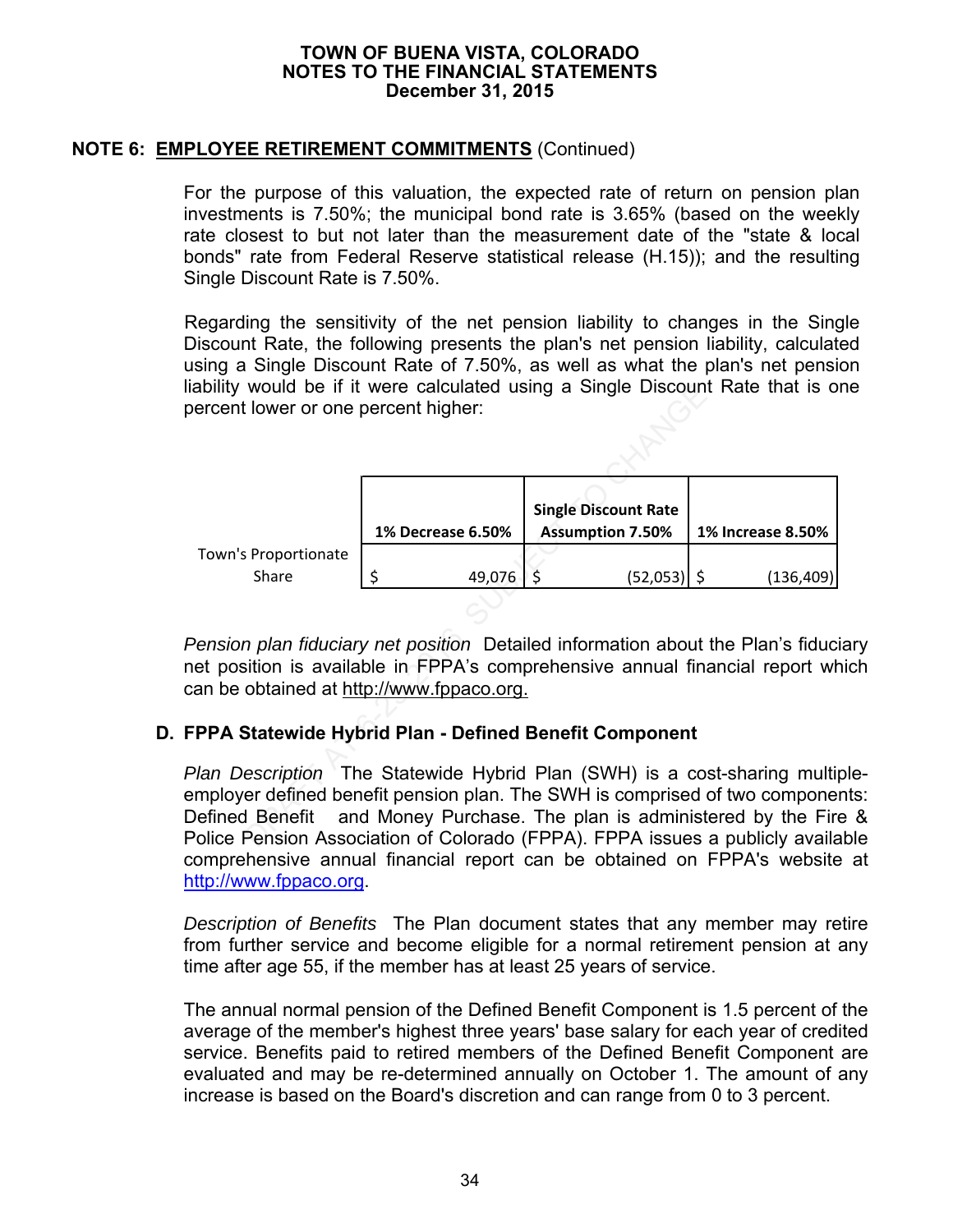## NOTE 6: EMPLOYEE RETIREMENT COMMITMENTS (Continued)

For the purpose of this valuation, the expected rate of return on pension plan investments is 7.50%; the municipal bond rate is 3.65% (based on the weekly rate closest to but not later than the measurement date of the "state & local bonds" rate from Federal Reserve statistical release (H.15)); and the resulting Single Discount Rate is 7.50%.

Regarding the sensitivity of the net pension liability to changes in the Single Discount Rate, the following presents the plan's net pension liability, calculated using a Single Discount Rate of 7.50%, as well as what the plan's net pension liability would be if it were calculated using a Single Discount Rate that is one percent lower or one percent higher:

| | 1% Decrease 6.50% | Single Discount Rate Assumption 7.50% | 1% Increase 8.50% |
|---|---|---|---|
| Town's Proportionate Share | $ 49,076 | $ (52,053) | $ (136,409) |

*Pension plan fiduciary net position* Detailed information about the Plan's fiduciary net position is available in FPPA's comprehensive annual financial report which can be obtained at http://www.fppaco.org.

### D. FPPA Statewide Hybrid Plan - Defined Benefit Component

*Plan Description* The Statewide Hybrid Plan (SWH) is a cost-sharing multiple-employer defined benefit pension plan. The SWH is comprised of two components: Defined Benefit and Money Purchase. The plan is administered by the Fire & Police Pension Association of Colorado (FPPA). FPPA issues a publicly available comprehensive annual financial report can be obtained on FPPA's website at http://www.fppaco.org.

*Description of Benefits* The Plan document states that any member may retire from further service and become eligible for a normal retirement pension at any time after age 55, if the member has at least 25 years of service.

The annual normal pension of the Defined Benefit Component is 1.5 percent of the average of the member's highest three years' base salary for each year of credited service. Benefits paid to retired members of the Defined Benefit Component are evaluated and may be re-determined annually on October 1. The amount of any increase is based on the Board's discretion and can range from 0 to 3 percent.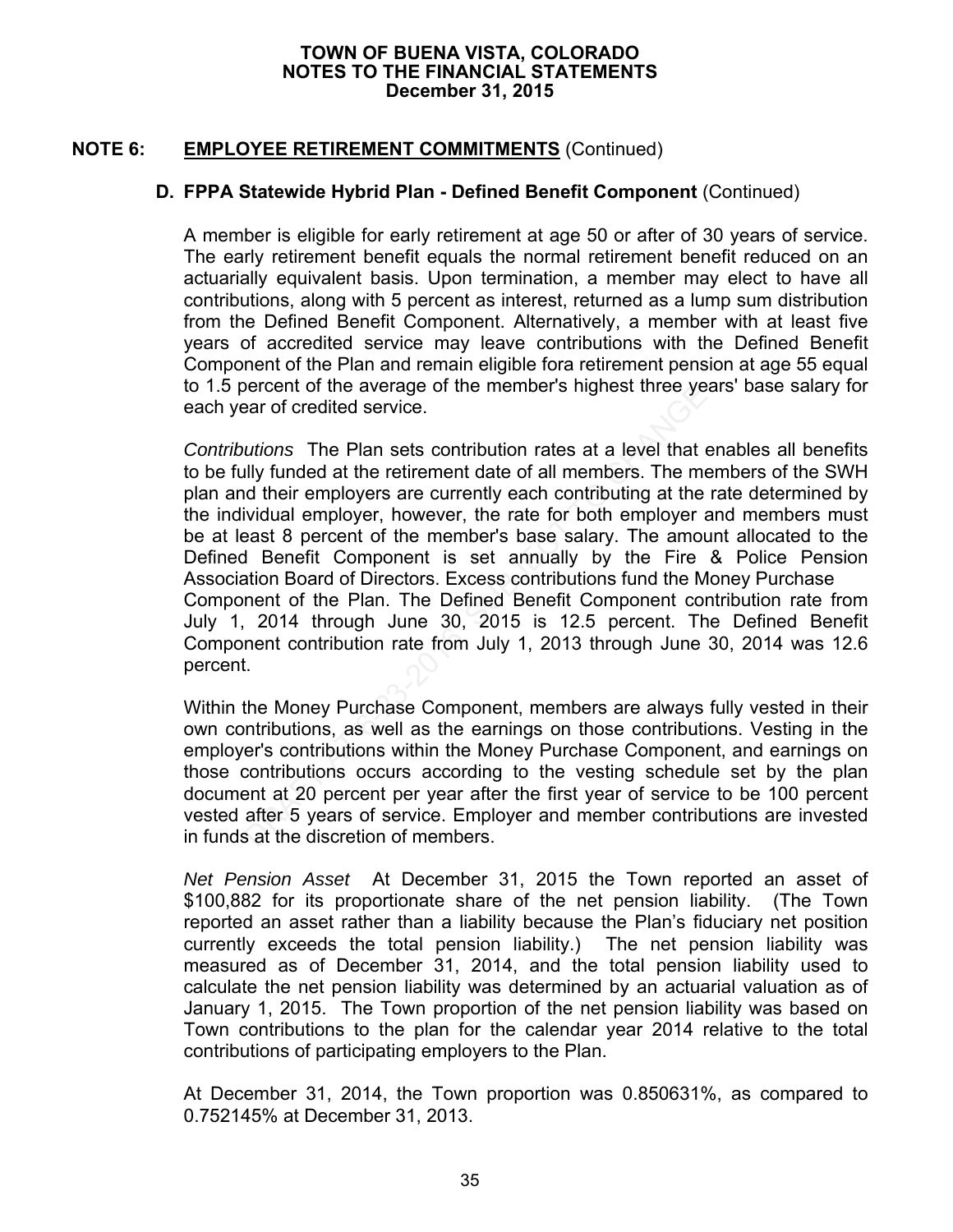**TOWN OF BUENA VISTA, COLORADO**
**NOTES TO THE FINANCIAL STATEMENTS**
**December 31, 2015**

## NOTE 6: EMPLOYEE RETIREMENT COMMITMENTS (Continued)

### D. FPPA Statewide Hybrid Plan - Defined Benefit Component (Continued)

A member is eligible for early retirement at age 50 or after of 30 years of service. The early retirement benefit equals the normal retirement benefit reduced on an actuarially equivalent basis. Upon termination, a member may elect to have all contributions, along with 5 percent as interest, returned as a lump sum distribution from the Defined Benefit Component. Alternatively, a member with at least five years of accredited service may leave contributions with the Defined Benefit Component of the Plan and remain eligible fora retirement pension at age 55 equal to 1.5 percent of the average of the member's highest three years' base salary for each year of credited service.

*Contributions* The Plan sets contribution rates at a level that enables all benefits to be fully funded at the retirement date of all members. The members of the SWH plan and their employers are currently each contributing at the rate determined by the individual employer, however, the rate for both employer and members must be at least 8 percent of the member's base salary. The amount allocated to the Defined Benefit Component is set annually by the Fire & Police Pension Association Board of Directors. Excess contributions fund the Money Purchase Component of the Plan. The Defined Benefit Component contribution rate from July 1, 2014 through June 30, 2015 is 12.5 percent. The Defined Benefit Component contribution rate from July 1, 2013 through June 30, 2014 was 12.6 percent.

Within the Money Purchase Component, members are always fully vested in their own contributions, as well as the earnings on those contributions. Vesting in the employer's contributions within the Money Purchase Component, and earnings on those contributions occurs according to the vesting schedule set by the plan document at 20 percent per year after the first year of service to be 100 percent vested after 5 years of service. Employer and member contributions are invested in funds at the discretion of members.

*Net Pension Asset* At December 31, 2015 the Town reported an asset of $100,882 for its proportionate share of the net pension liability. (The Town reported an asset rather than a liability because the Plan's fiduciary net position currently exceeds the total pension liability.) The net pension liability was measured as of December 31, 2014, and the total pension liability used to calculate the net pension liability was determined by an actuarial valuation as of January 1, 2015. The Town proportion of the net pension liability was based on Town contributions to the plan for the calendar year 2014 relative to the total contributions of participating employers to the Plan.

At December 31, 2014, the Town proportion was 0.850631%, as compared to 0.752145% at December 31, 2013.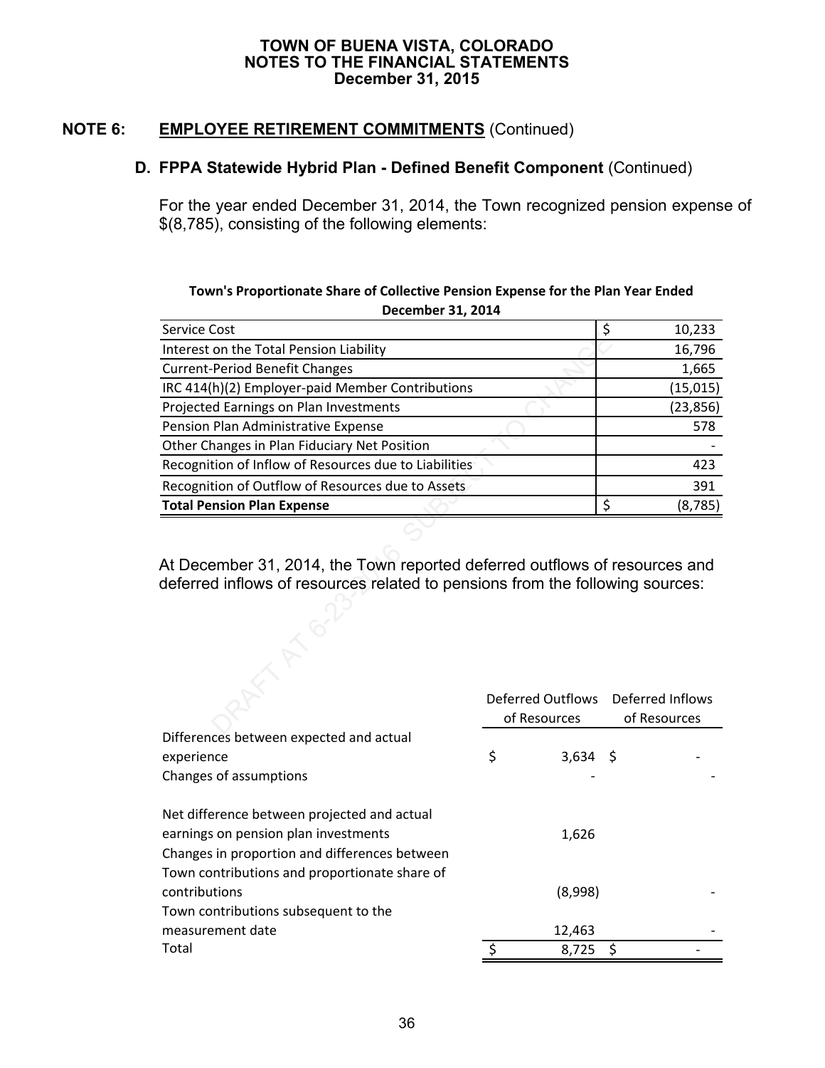**TOWN OF BUENA VISTA, COLORADO**
**NOTES TO THE FINANCIAL STATEMENTS**
**December 31, 2015**

## NOTE 6: EMPLOYEE RETIREMENT COMMITMENTS (Continued)

### D. FPPA Statewide Hybrid Plan - Defined Benefit Component (Continued)

For the year ended December 31, 2014, the Town recognized pension expense of $(8,785), consisting of the following elements:

**Town's Proportionate Share of Collective Pension Expense for the Plan Year Ended December 31, 2014**

| | |
|---|---|
| Service Cost | $ 10,233 |
| Interest on the Total Pension Liability | 16,796 |
| Current-Period Benefit Changes | 1,665 |
| IRC 414(h)(2) Employer-paid Member Contributions | (15,015) |
| Projected Earnings on Plan Investments | (23,856) |
| Pension Plan Administrative Expense | 578 |
| Other Changes in Plan Fiduciary Net Position | - |
| Recognition of Inflow of Resources due to Liabilities | 423 |
| Recognition of Outflow of Resources due to Assets | 391 |
| **Total Pension Plan Expense** | $ (8,785) |

At December 31, 2014, the Town reported deferred outflows of resources and deferred inflows of resources related to pensions from the following sources:

| | Deferred Outflows of Resources | Deferred Inflows of Resources |
|---|---|---|
| Differences between expected and actual experience | $ 3,634 | $ - |
| Changes of assumptions | - | - |
| Net difference between projected and actual earnings on pension plan investments | 1,626 | |
| Changes in proportion and differences between Town contributions and proportionate share of contributions | (8,998) | - |
| Town contributions subsequent to the measurement date | 12,463 | - |
| Total | $ 8,725 | $ - |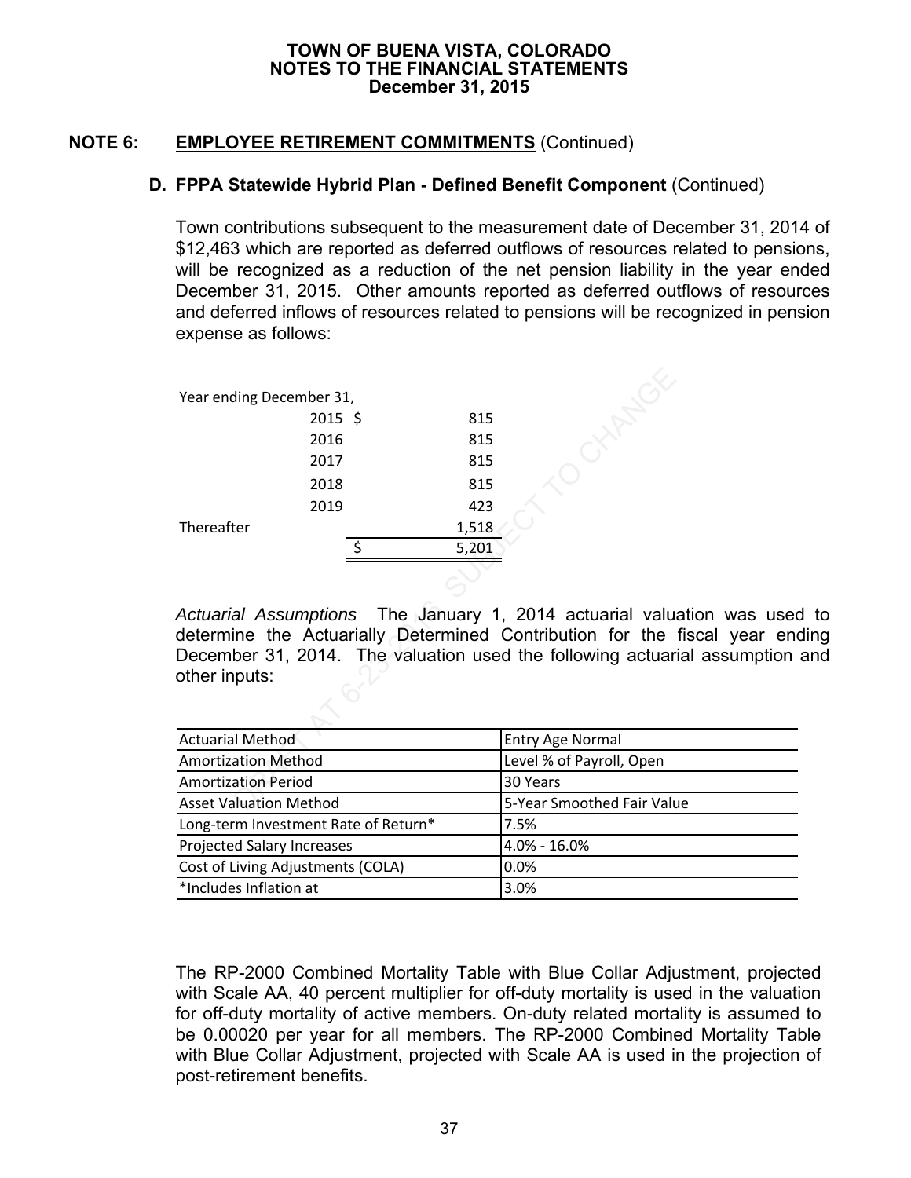**TOWN OF BUENA VISTA, COLORADO**
**NOTES TO THE FINANCIAL STATEMENTS**
**December 31, 2015**

## NOTE 6: EMPLOYEE RETIREMENT COMMITMENTS (Continued)

### D. FPPA Statewide Hybrid Plan - Defined Benefit Component (Continued)

Town contributions subsequent to the measurement date of December 31, 2014 of $12,463 which are reported as deferred outflows of resources related to pensions, will be recognized as a reduction of the net pension liability in the year ended December 31, 2015. Other amounts reported as deferred outflows of resources and deferred inflows of resources related to pensions will be recognized in pension expense as follows:

| Year ending December 31, | | |
|---|---|---|
| 2015 | $ | 815 |
| 2016 | | 815 |
| 2017 | | 815 |
| 2018 | | 815 |
| 2019 | | 423 |
| Thereafter | | 1,518 |
| | $ | 5,201 |

*Actuarial Assumptions* The January 1, 2014 actuarial valuation was used to determine the Actuarially Determined Contribution for the fiscal year ending December 31, 2014. The valuation used the following actuarial assumption and other inputs:

| | |
|---|---|
| Actuarial Method | Entry Age Normal |
| Amortization Method | Level % of Payroll, Open |
| Amortization Period | 30 Years |
| Asset Valuation Method | 5-Year Smoothed Fair Value |
| Long-term Investment Rate of Return* | 7.5% |
| Projected Salary Increases | 4.0% - 16.0% |
| Cost of Living Adjustments (COLA) | 0.0% |
| *Includes Inflation at | 3.0% |

The RP-2000 Combined Mortality Table with Blue Collar Adjustment, projected with Scale AA, 40 percent multiplier for off-duty mortality is used in the valuation for off-duty mortality of active members. On-duty related mortality is assumed to be 0.00020 per year for all members. The RP-2000 Combined Mortality Table with Blue Collar Adjustment, projected with Scale AA is used in the projection of post-retirement benefits.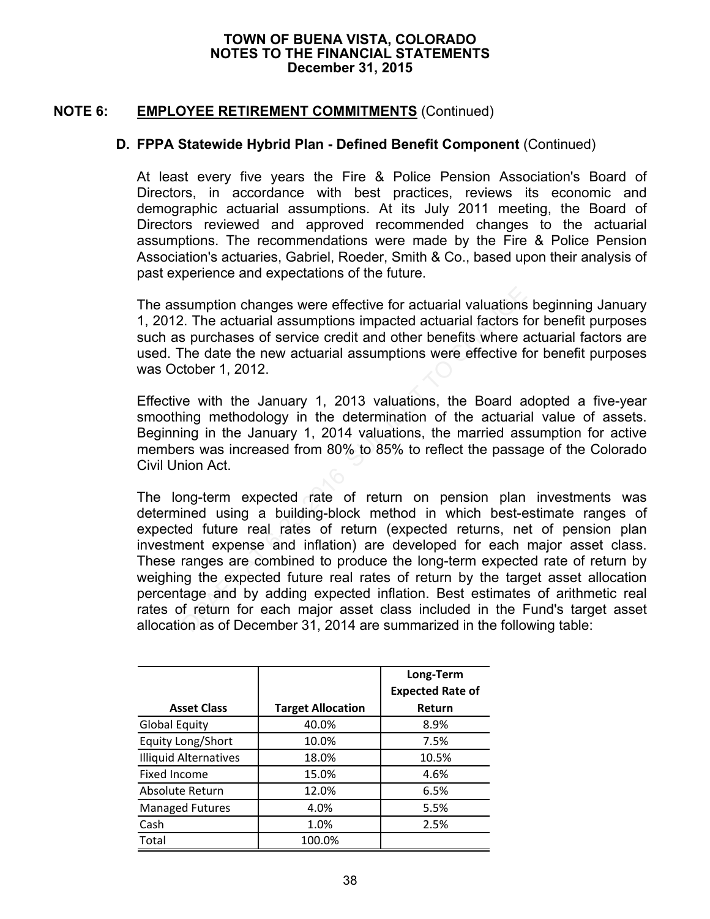TOWN OF BUENA VISTA, COLORADO
NOTES TO THE FINANCIAL STATEMENTS
December 31, 2015

## NOTE 6: EMPLOYEE RETIREMENT COMMITMENTS (Continued)

### D. FPPA Statewide Hybrid Plan - Defined Benefit Component (Continued)

At least every five years the Fire & Police Pension Association's Board of Directors, in accordance with best practices, reviews its economic and demographic actuarial assumptions. At its July 2011 meeting, the Board of Directors reviewed and approved recommended changes to the actuarial assumptions. The recommendations were made by the Fire & Police Pension Association's actuaries, Gabriel, Roeder, Smith & Co., based upon their analysis of past experience and expectations of the future.

The assumption changes were effective for actuarial valuations beginning January 1, 2012. The actuarial assumptions impacted actuarial factors for benefit purposes such as purchases of service credit and other benefits where actuarial factors are used. The date the new actuarial assumptions were effective for benefit purposes was October 1, 2012.

Effective with the January 1, 2013 valuations, the Board adopted a five-year smoothing methodology in the determination of the actuarial value of assets. Beginning in the January 1, 2014 valuations, the married assumption for active members was increased from 80% to 85% to reflect the passage of the Colorado Civil Union Act.

The long-term expected rate of return on pension plan investments was determined using a building-block method in which best-estimate ranges of expected future real rates of return (expected returns, net of pension plan investment expense and inflation) are developed for each major asset class. These ranges are combined to produce the long-term expected rate of return by weighing the expected future real rates of return by the target asset allocation percentage and by adding expected inflation. Best estimates of arithmetic real rates of return for each major asset class included in the Fund's target asset allocation as of December 31, 2014 are summarized in the following table:

| Asset Class | Target Allocation | Long-Term Expected Rate of Return |
|---|---|---|
| Global Equity | 40.0% | 8.9% |
| Equity Long/Short | 10.0% | 7.5% |
| Illiquid Alternatives | 18.0% | 10.5% |
| Fixed Income | 15.0% | 4.6% |
| Absolute Return | 12.0% | 6.5% |
| Managed Futures | 4.0% | 5.5% |
| Cash | 1.0% | 2.5% |
| Total | 100.0% | |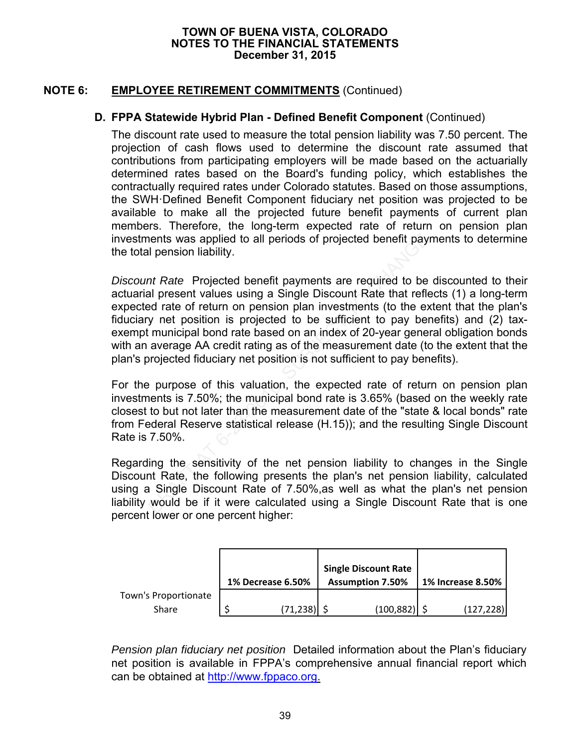**NOTE 6: EMPLOYEE RETIREMENT COMMITMENTS** (Continued)

**D. FPPA Statewide Hybrid Plan - Defined Benefit Component** (Continued)

The discount rate used to measure the total pension liability was 7.50 percent. The projection of cash flows used to determine the discount rate assumed that contributions from participating employers will be made based on the actuarially determined rates based on the Board's funding policy, which establishes the contractually required rates under Colorado statutes. Based on those assumptions, the SWH·Defined Benefit Component fiduciary net position was projected to be available to make all the projected future benefit payments of current plan members. Therefore, the long-term expected rate of return on pension plan investments was applied to all periods of projected benefit payments to determine the total pension liability.

*Discount Rate* Projected benefit payments are required to be discounted to their actuarial present values using a Single Discount Rate that reflects (1) a long-term expected rate of return on pension plan investments (to the extent that the plan's fiduciary net position is projected to be sufficient to pay benefits) and (2) tax-exempt municipal bond rate based on an index of 20-year general obligation bonds with an average AA credit rating as of the measurement date (to the extent that the plan's projected fiduciary net position is not sufficient to pay benefits).

For the purpose of this valuation, the expected rate of return on pension plan investments is 7.50%; the municipal bond rate is 3.65% (based on the weekly rate closest to but not later than the measurement date of the "state & local bonds" rate from Federal Reserve statistical release (H.15)); and the resulting Single Discount Rate is 7.50%.

Regarding the sensitivity of the net pension liability to changes in the Single Discount Rate, the following presents the plan's net pension liability, calculated using a Single Discount Rate of 7.50%,as well as what the plan's net pension liability would be if it were calculated using a Single Discount Rate that is one percent lower or one percent higher:

| | 1% Decrease 6.50% | Single Discount Rate Assumption 7.50% | 1% Increase 8.50% |
|---|---|---|---|
| Town's Proportionate Share | $ (71,238) | $ (100,882) | $ (127,228) |

*Pension plan fiduciary net position* Detailed information about the Plan's fiduciary net position is available in FPPA's comprehensive annual financial report which can be obtained at http://www.fppaco.org.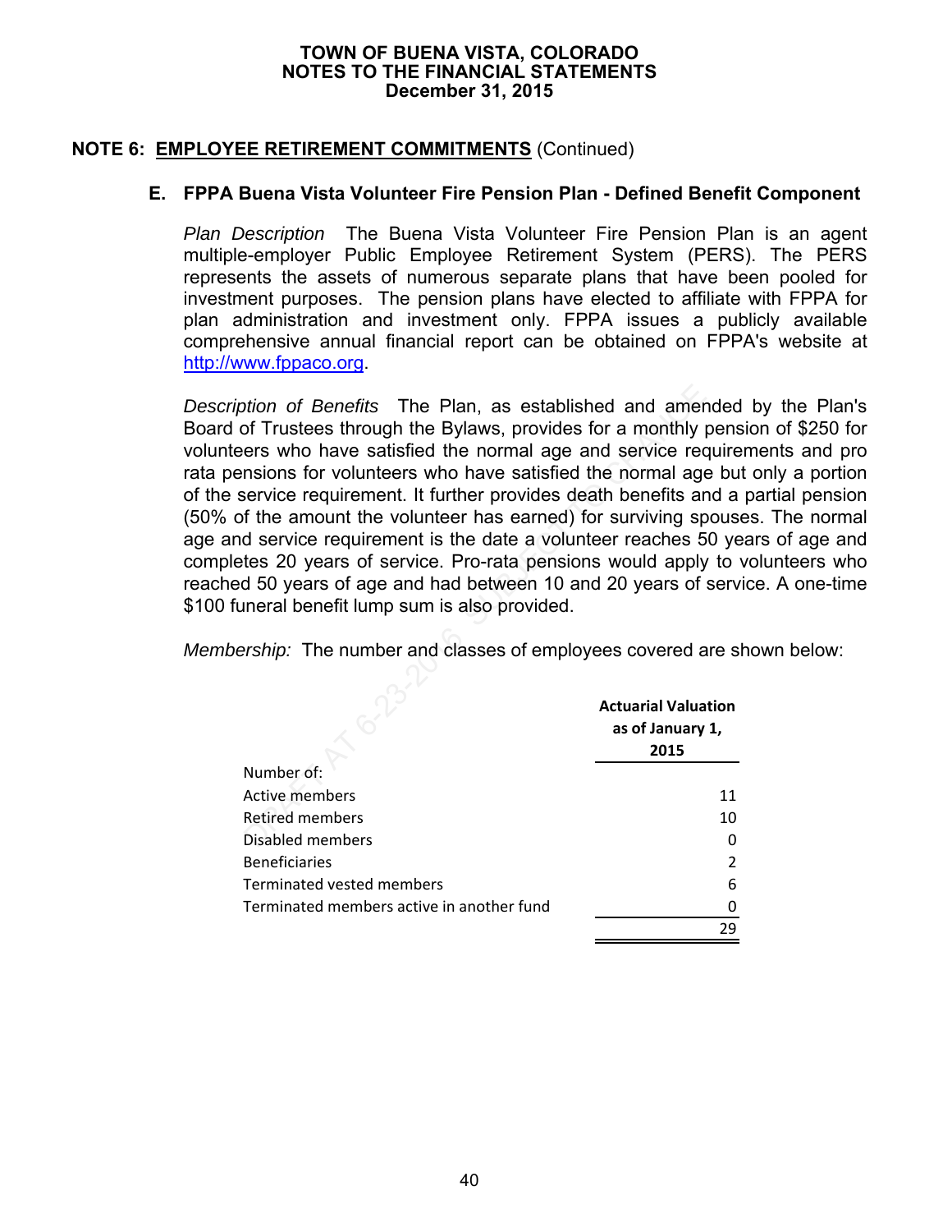## NOTE 6: EMPLOYEE RETIREMENT COMMITMENTS (Continued)

### E. FPPA Buena Vista Volunteer Fire Pension Plan - Defined Benefit Component

*Plan Description* The Buena Vista Volunteer Fire Pension Plan is an agent multiple-employer Public Employee Retirement System (PERS). The PERS represents the assets of numerous separate plans that have been pooled for investment purposes. The pension plans have elected to affiliate with FPPA for plan administration and investment only. FPPA issues a publicly available comprehensive annual financial report can be obtained on FPPA's website at http://www.fppaco.org.

*Description of Benefits* The Plan, as established and amended by the Plan's Board of Trustees through the Bylaws, provides for a monthly pension of $250 for volunteers who have satisfied the normal age and service requirements and pro rata pensions for volunteers who have satisfied the normal age but only a portion of the service requirement. It further provides death benefits and a partial pension (50% of the amount the volunteer has earned) for surviving spouses. The normal age and service requirement is the date a volunteer reaches 50 years of age and completes 20 years of service. Pro-rata pensions would apply to volunteers who reached 50 years of age and had between 10 and 20 years of service. A one-time $100 funeral benefit lump sum is also provided.

*Membership:* The number and classes of employees covered are shown below:

| | Actuarial Valuation as of January 1, 2015 |
|---|---|
| Number of: | |
| Active members | 11 |
| Retired members | 10 |
| Disabled members | 0 |
| Beneficiaries | 2 |
| Terminated vested members | 6 |
| Terminated members active in another fund | 0 |
| | 29 |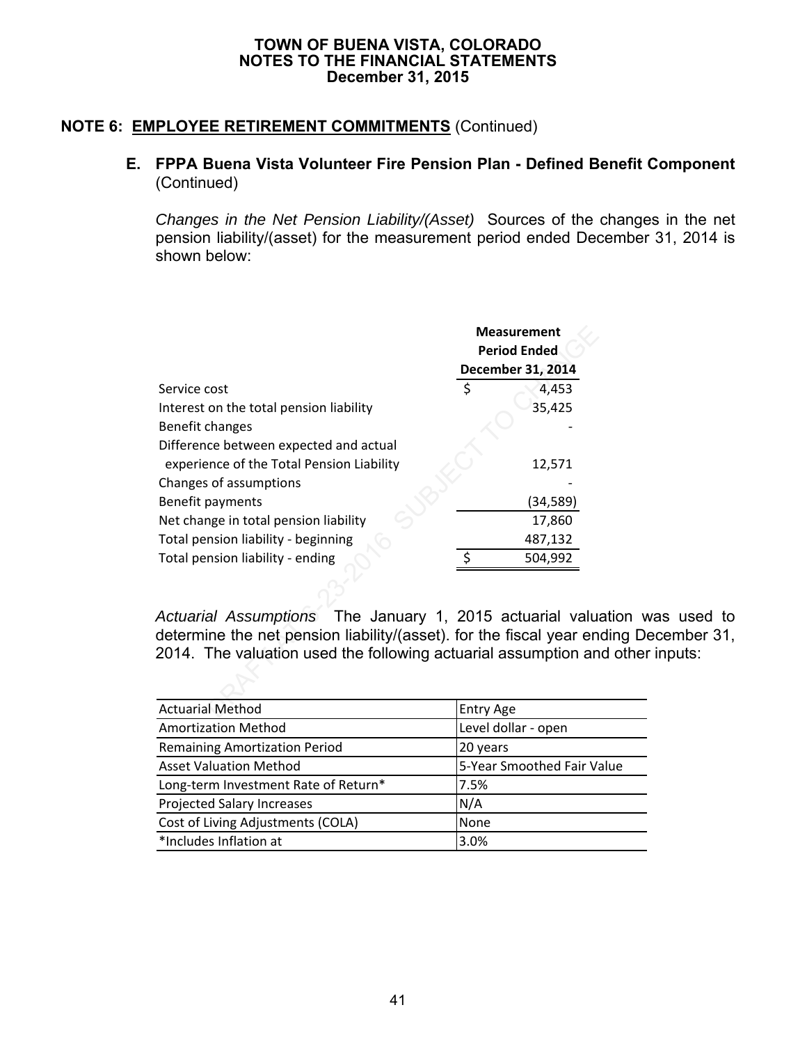**TOWN OF BUENA VISTA, COLORADO**
**NOTES TO THE FINANCIAL STATEMENTS**
**December 31, 2015**

## NOTE 6: EMPLOYEE RETIREMENT COMMITMENTS (Continued)

### E. FPPA Buena Vista Volunteer Fire Pension Plan - Defined Benefit Component (Continued)

*Changes in the Net Pension Liability/(Asset)* Sources of the changes in the net pension liability/(asset) for the measurement period ended December 31, 2014 is shown below:

| | Measurement Period Ended December 31, 2014 |
|---|---|
| Service cost | $ 4,453 |
| Interest on the total pension liability | 35,425 |
| Benefit changes | - |
| Difference between expected and actual experience of the Total Pension Liability | 12,571 |
| Changes of assumptions | - |
| Benefit payments | (34,589) |
| Net change in total pension liability | 17,860 |
| Total pension liability - beginning | 487,132 |
| Total pension liability - ending | $ 504,992 |

*Actuarial Assumptions* The January 1, 2015 actuarial valuation was used to determine the net pension liability/(asset). for the fiscal year ending December 31, 2014. The valuation used the following actuarial assumption and other inputs:

| | |
|---|---|
| Actuarial Method | Entry Age |
| Amortization Method | Level dollar - open |
| Remaining Amortization Period | 20 years |
| Asset Valuation Method | 5-Year Smoothed Fair Value |
| Long-term Investment Rate of Return* | 7.5% |
| Projected Salary Increases | N/A |
| Cost of Living Adjustments (COLA) | None |
| *Includes Inflation at | 3.0% |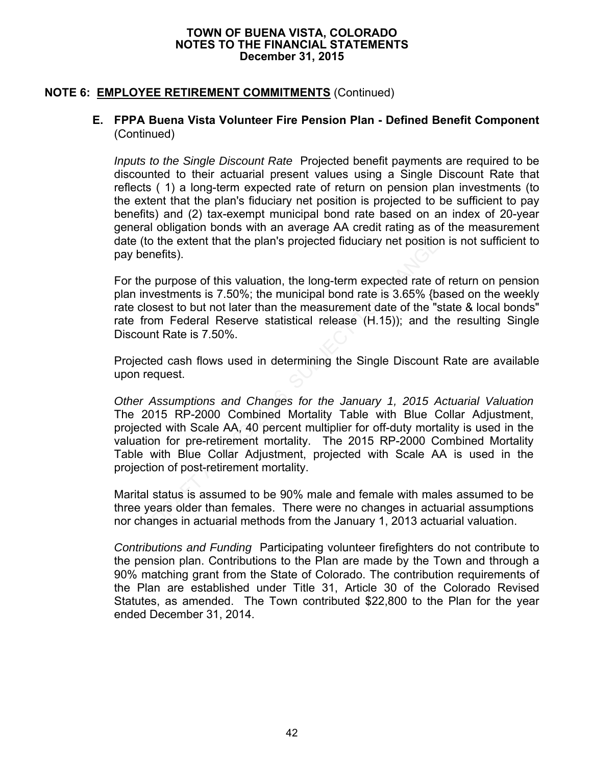# TOWN OF BUENA VISTA, COLORADO
## NOTES TO THE FINANCIAL STATEMENTS
### December 31, 2015

**NOTE 6: EMPLOYEE RETIREMENT COMMITMENTS** (Continued)

**E. FPPA Buena Vista Volunteer Fire Pension Plan - Defined Benefit Component** (Continued)

*Inputs to the Single Discount Rate* Projected benefit payments are required to be discounted to their actuarial present values using a Single Discount Rate that reflects ( 1) a long-term expected rate of return on pension plan investments (to the extent that the plan's fiduciary net position is projected to be sufficient to pay benefits) and (2) tax-exempt municipal bond rate based on an index of 20-year general obligation bonds with an average AA credit rating as of the measurement date (to the extent that the plan's projected fiduciary net position is not sufficient to pay benefits).

For the purpose of this valuation, the long-term expected rate of return on pension plan investments is 7.50%; the municipal bond rate is 3.65% {based on the weekly rate closest to but not later than the measurement date of the "state & local bonds" rate from Federal Reserve statistical release (H.15)); and the resulting Single Discount Rate is 7.50%.

Projected cash flows used in determining the Single Discount Rate are available upon request.

*Other Assumptions and Changes for the January 1, 2015 Actuarial Valuation* The 2015 RP-2000 Combined Mortality Table with Blue Collar Adjustment, projected with Scale AA, 40 percent multiplier for off-duty mortality is used in the valuation for pre-retirement mortality. The 2015 RP-2000 Combined Mortality Table with Blue Collar Adjustment, projected with Scale AA is used in the projection of post-retirement mortality.

Marital status is assumed to be 90% male and female with males assumed to be three years older than females. There were no changes in actuarial assumptions nor changes in actuarial methods from the January 1, 2013 actuarial valuation.

*Contributions and Funding* Participating volunteer firefighters do not contribute to the pension plan. Contributions to the Plan are made by the Town and through a 90% matching grant from the State of Colorado. The contribution requirements of the Plan are established under Title 31, Article 30 of the Colorado Revised Statutes, as amended. The Town contributed $22,800 to the Plan for the year ended December 31, 2014.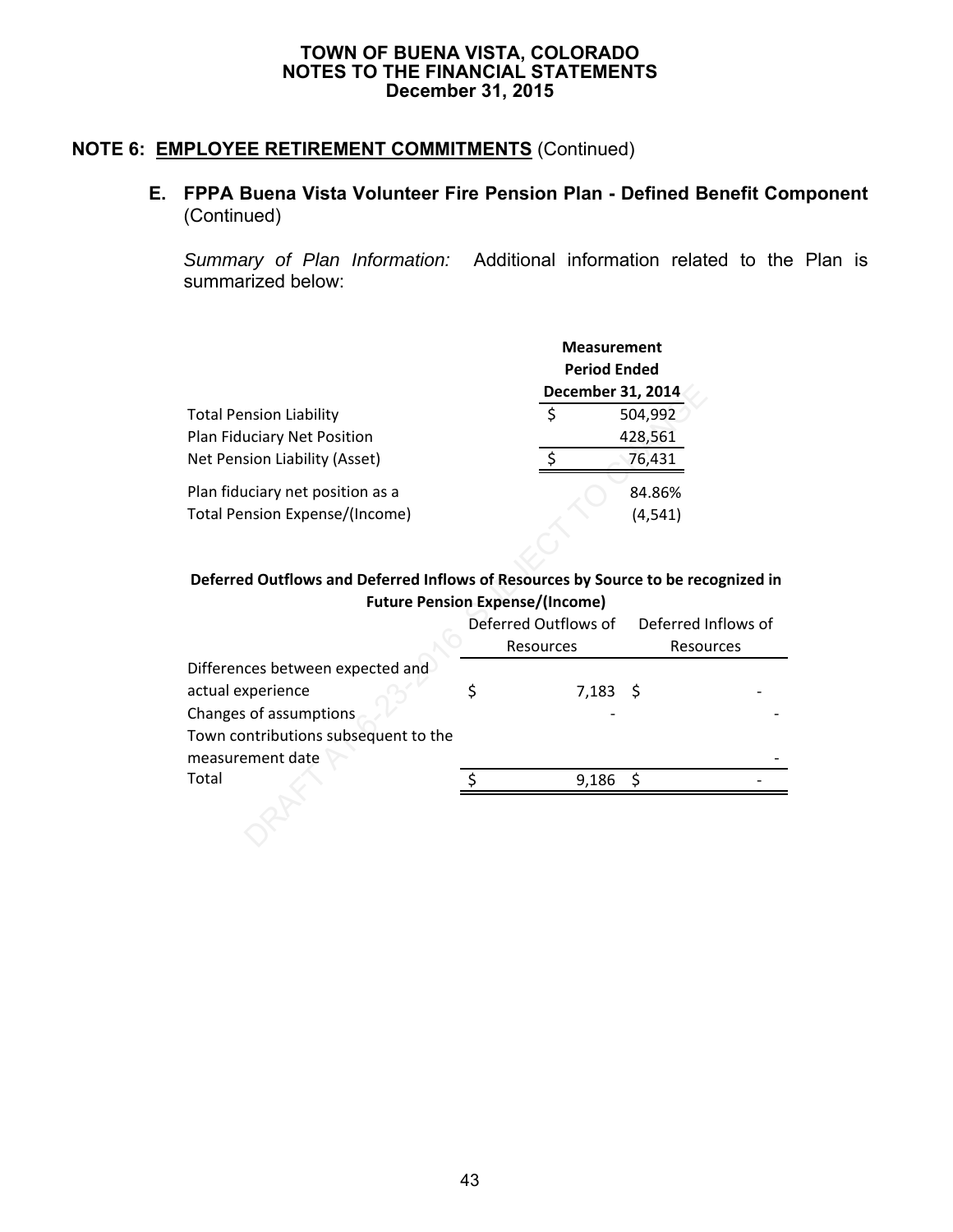**TOWN OF BUENA VISTA, COLORADO**
**NOTES TO THE FINANCIAL STATEMENTS**
**December 31, 2015**

## NOTE 6: EMPLOYEE RETIREMENT COMMITMENTS (Continued)

### E. FPPA Buena Vista Volunteer Fire Pension Plan - Defined Benefit Component (Continued)

*Summary of Plan Information:* Additional information related to the Plan is summarized below:

| | Measurement Period Ended December 31, 2014 |
|---|---|
| Total Pension Liability | $ 504,992 |
| Plan Fiduciary Net Position | 428,561 |
| Net Pension Liability (Asset) | $ 76,431 |
| Plan fiduciary net position as a | 84.86% |
| Total Pension Expense/(Income) | (4,541) |

**Deferred Outflows and Deferred Inflows of Resources by Source to be recognized in Future Pension Expense/(Income)**

| | Deferred Outflows of Resources | Deferred Inflows of Resources |
|---|---|---|
| Differences between expected and actual experience | $ 7,183 | $ - |
| Changes of assumptions | - | - |
| Town contributions subsequent to the measurement date | | - |
| Total | $ 9,186 | $ - |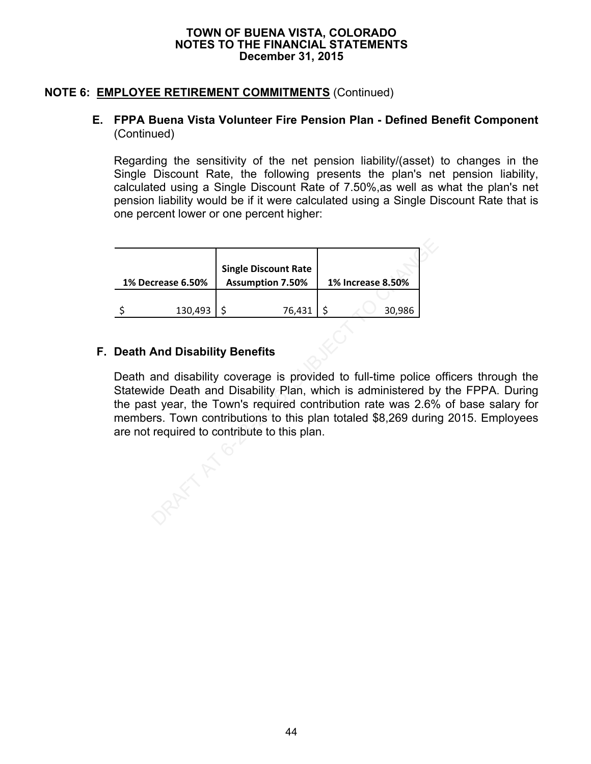## NOTE 6: EMPLOYEE RETIREMENT COMMITMENTS (Continued)

### E. FPPA Buena Vista Volunteer Fire Pension Plan - Defined Benefit Component (Continued)

Regarding the sensitivity of the net pension liability/(asset) to changes in the Single Discount Rate, the following presents the plan's net pension liability, calculated using a Single Discount Rate of 7.50%,as well as what the plan's net pension liability would be if it were calculated using a Single Discount Rate that is one percent lower or one percent higher:

| 1% Decrease 6.50% | Single Discount Rate Assumption 7.50% | 1% Increase 8.50% |
|---|---|---|
| $ 130,493 | $ 76,431 | $ 30,986 |

### F. Death And Disability Benefits

Death and disability coverage is provided to full-time police officers through the Statewide Death and Disability Plan, which is administered by the FPPA. During the past year, the Town's required contribution rate was 2.6% of base salary for members. Town contributions to this plan totaled $8,269 during 2015. Employees are not required to contribute to this plan.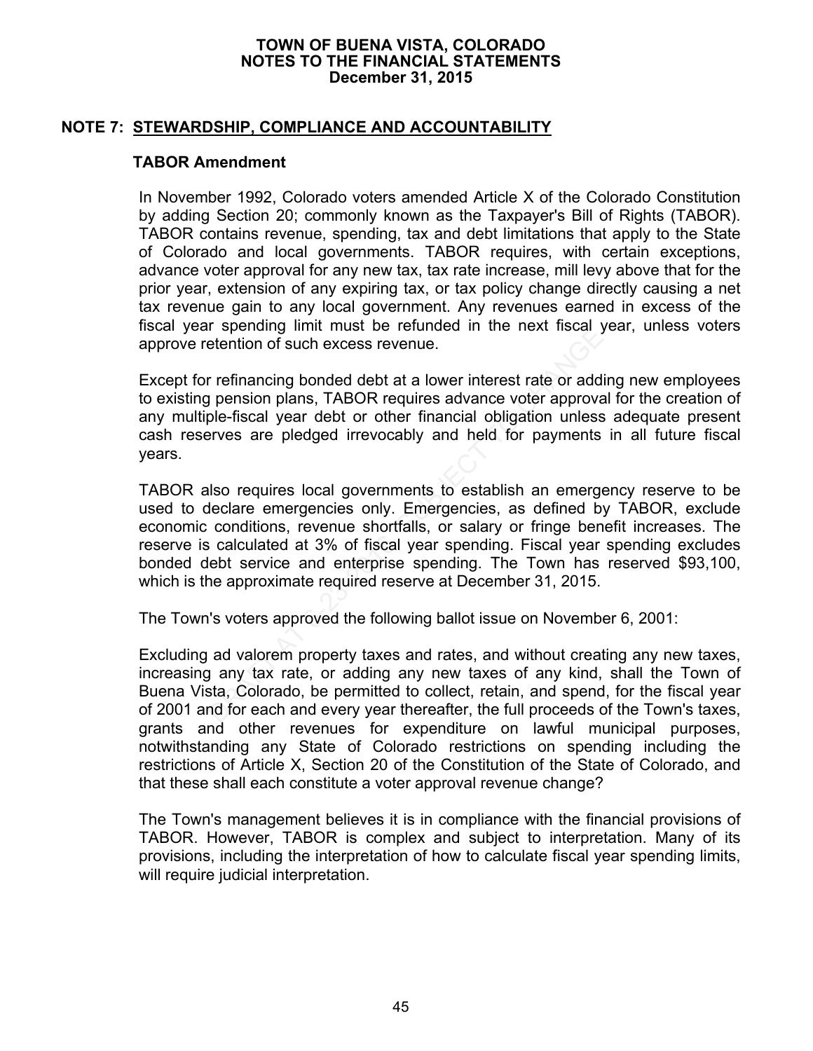# NOTE 7: STEWARDSHIP, COMPLIANCE AND ACCOUNTABILITY

## TABOR Amendment

In November 1992, Colorado voters amended Article X of the Colorado Constitution by adding Section 20; commonly known as the Taxpayer's Bill of Rights (TABOR). TABOR contains revenue, spending, tax and debt limitations that apply to the State of Colorado and local governments. TABOR requires, with certain exceptions, advance voter approval for any new tax, tax rate increase, mill levy above that for the prior year, extension of any expiring tax, or tax policy change directly causing a net tax revenue gain to any local government. Any revenues earned in excess of the fiscal year spending limit must be refunded in the next fiscal year, unless voters approve retention of such excess revenue.

Except for refinancing bonded debt at a lower interest rate or adding new employees to existing pension plans, TABOR requires advance voter approval for the creation of any multiple-fiscal year debt or other financial obligation unless adequate present cash reserves are pledged irrevocably and held for payments in all future fiscal years.

TABOR also requires local governments to establish an emergency reserve to be used to declare emergencies only. Emergencies, as defined by TABOR, exclude economic conditions, revenue shortfalls, or salary or fringe benefit increases. The reserve is calculated at 3% of fiscal year spending. Fiscal year spending excludes bonded debt service and enterprise spending. The Town has reserved $93,100, which is the approximate required reserve at December 31, 2015.

The Town's voters approved the following ballot issue on November 6, 2001:

Excluding ad valorem property taxes and rates, and without creating any new taxes, increasing any tax rate, or adding any new taxes of any kind, shall the Town of Buena Vista, Colorado, be permitted to collect, retain, and spend, for the fiscal year of 2001 and for each and every year thereafter, the full proceeds of the Town's taxes, grants and other revenues for expenditure on lawful municipal purposes, notwithstanding any State of Colorado restrictions on spending including the restrictions of Article X, Section 20 of the Constitution of the State of Colorado, and that these shall each constitute a voter approval revenue change?

The Town's management believes it is in compliance with the financial provisions of TABOR. However, TABOR is complex and subject to interpretation. Many of its provisions, including the interpretation of how to calculate fiscal year spending limits, will require judicial interpretation.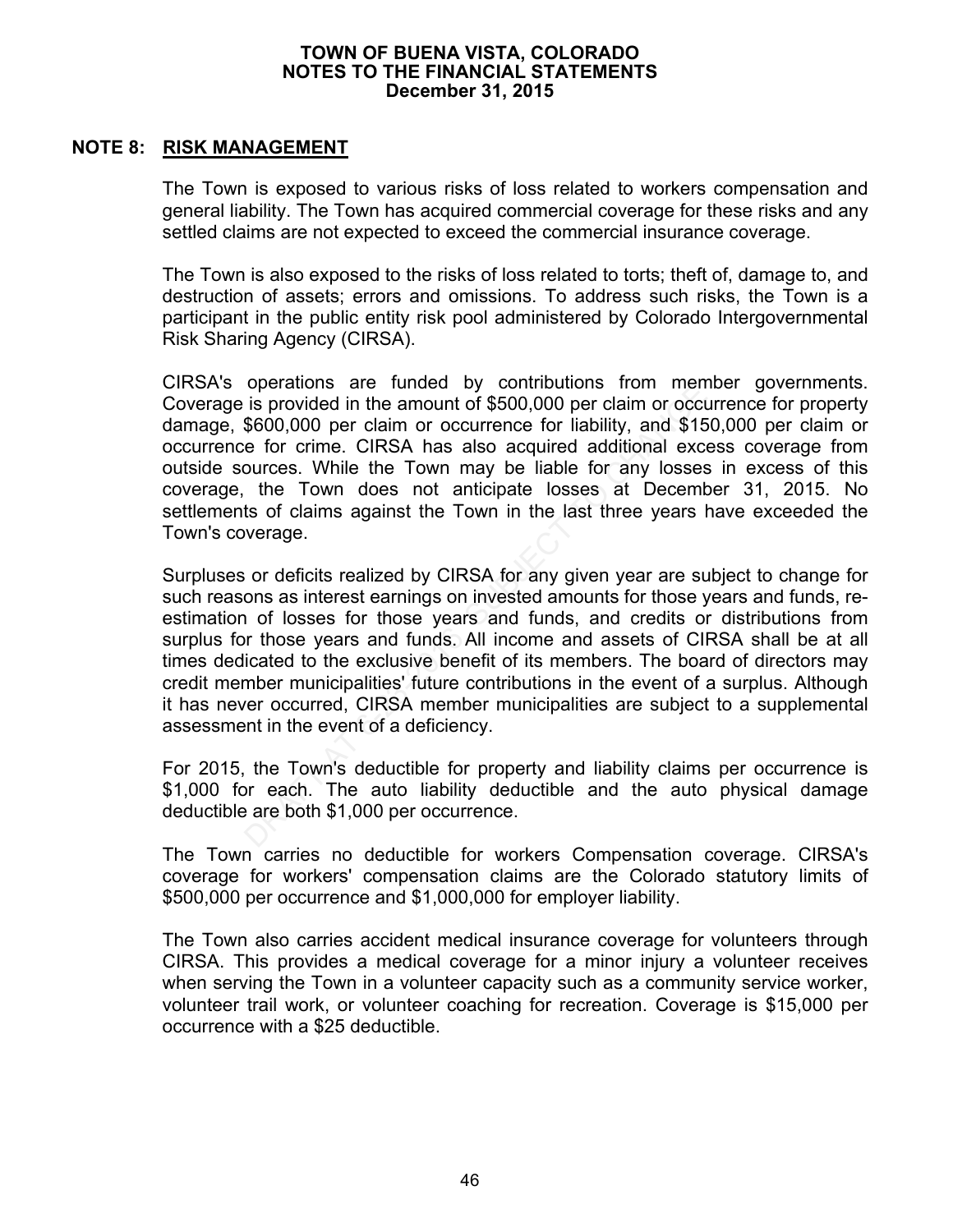## NOTE 8: RISK MANAGEMENT

The Town is exposed to various risks of loss related to workers compensation and general liability. The Town has acquired commercial coverage for these risks and any settled claims are not expected to exceed the commercial insurance coverage.

The Town is also exposed to the risks of loss related to torts; theft of, damage to, and destruction of assets; errors and omissions. To address such risks, the Town is a participant in the public entity risk pool administered by Colorado Intergovernmental Risk Sharing Agency (CIRSA).

CIRSA's operations are funded by contributions from member governments. Coverage is provided in the amount of $500,000 per claim or occurrence for property damage, $600,000 per claim or occurrence for liability, and $150,000 per claim or occurrence for crime. CIRSA has also acquired additional excess coverage from outside sources. While the Town may be liable for any losses in excess of this coverage, the Town does not anticipate losses at December 31, 2015. No settlements of claims against the Town in the last three years have exceeded the Town's coverage.

Surpluses or deficits realized by CIRSA for any given year are subject to change for such reasons as interest earnings on invested amounts for those years and funds, re-estimation of losses for those years and funds, and credits or distributions from surplus for those years and funds. All income and assets of CIRSA shall be at all times dedicated to the exclusive benefit of its members. The board of directors may credit member municipalities' future contributions in the event of a surplus. Although it has never occurred, CIRSA member municipalities are subject to a supplemental assessment in the event of a deficiency.

For 2015, the Town's deductible for property and liability claims per occurrence is $1,000 for each. The auto liability deductible and the auto physical damage deductible are both $1,000 per occurrence.

The Town carries no deductible for workers Compensation coverage. CIRSA's coverage for workers' compensation claims are the Colorado statutory limits of $500,000 per occurrence and $1,000,000 for employer liability.

The Town also carries accident medical insurance coverage for volunteers through CIRSA. This provides a medical coverage for a minor injury a volunteer receives when serving the Town in a volunteer capacity such as a community service worker, volunteer trail work, or volunteer coaching for recreation. Coverage is $15,000 per occurrence with a $25 deductible.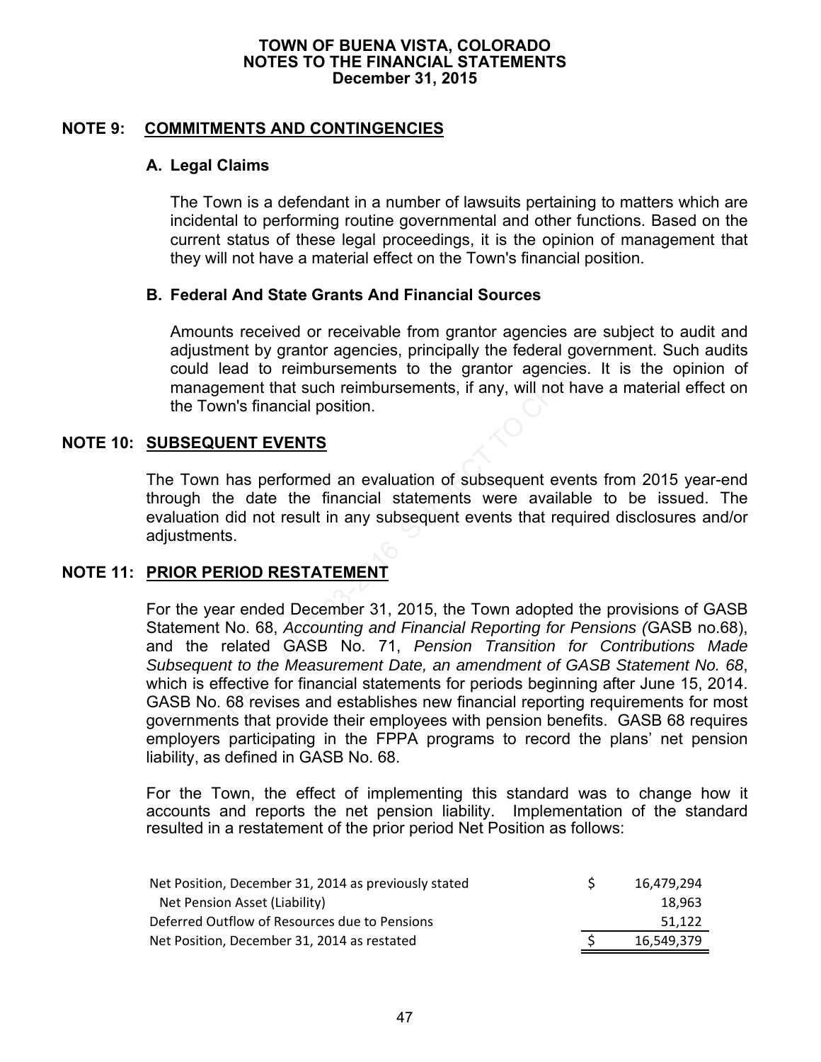# TOWN OF BUENA VISTA, COLORADO
## NOTES TO THE FINANCIAL STATEMENTS
### December 31, 2015

## NOTE 9: COMMITMENTS AND CONTINGENCIES

### A. Legal Claims

The Town is a defendant in a number of lawsuits pertaining to matters which are incidental to performing routine governmental and other functions. Based on the current status of these legal proceedings, it is the opinion of management that they will not have a material effect on the Town's financial position.

### B. Federal And State Grants And Financial Sources

Amounts received or receivable from grantor agencies are subject to audit and adjustment by grantor agencies, principally the federal government. Such audits could lead to reimbursements to the grantor agencies. It is the opinion of management that such reimbursements, if any, will not have a material effect on the Town's financial position.

## NOTE 10: SUBSEQUENT EVENTS

The Town has performed an evaluation of subsequent events from 2015 year-end through the date the financial statements were available to be issued. The evaluation did not result in any subsequent events that required disclosures and/or adjustments.

## NOTE 11: PRIOR PERIOD RESTATEMENT

For the year ended December 31, 2015, the Town adopted the provisions of GASB Statement No. 68, *Accounting and Financial Reporting for Pensions (*GASB no.68), and the related GASB No. 71, *Pension Transition for Contributions Made Subsequent to the Measurement Date, an amendment of GASB Statement No. 68*, which is effective for financial statements for periods beginning after June 15, 2014. GASB No. 68 revises and establishes new financial reporting requirements for most governments that provide their employees with pension benefits. GASB 68 requires employers participating in the FPPA programs to record the plans' net pension liability, as defined in GASB No. 68.

For the Town, the effect of implementing this standard was to change how it accounts and reports the net pension liability. Implementation of the standard resulted in a restatement of the prior period Net Position as follows:

| | | |
|---|---|---|
| Net Position, December 31, 2014 as previously stated | $ | 16,479,294 |
| Net Pension Asset (Liability) | | 18,963 |
| Deferred Outflow of Resources due to Pensions | | 51,122 |
| Net Position, December 31, 2014 as restated | $ | 16,549,379 |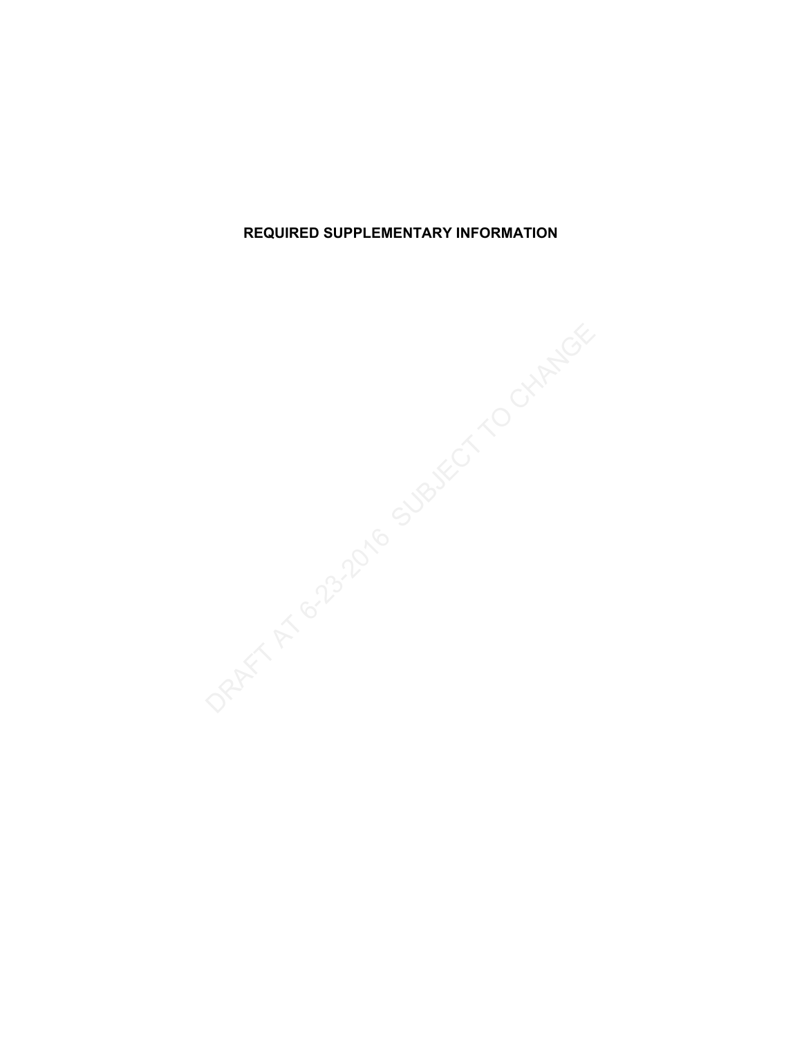# REQUIRED SUPPLEMENTARY INFORMATION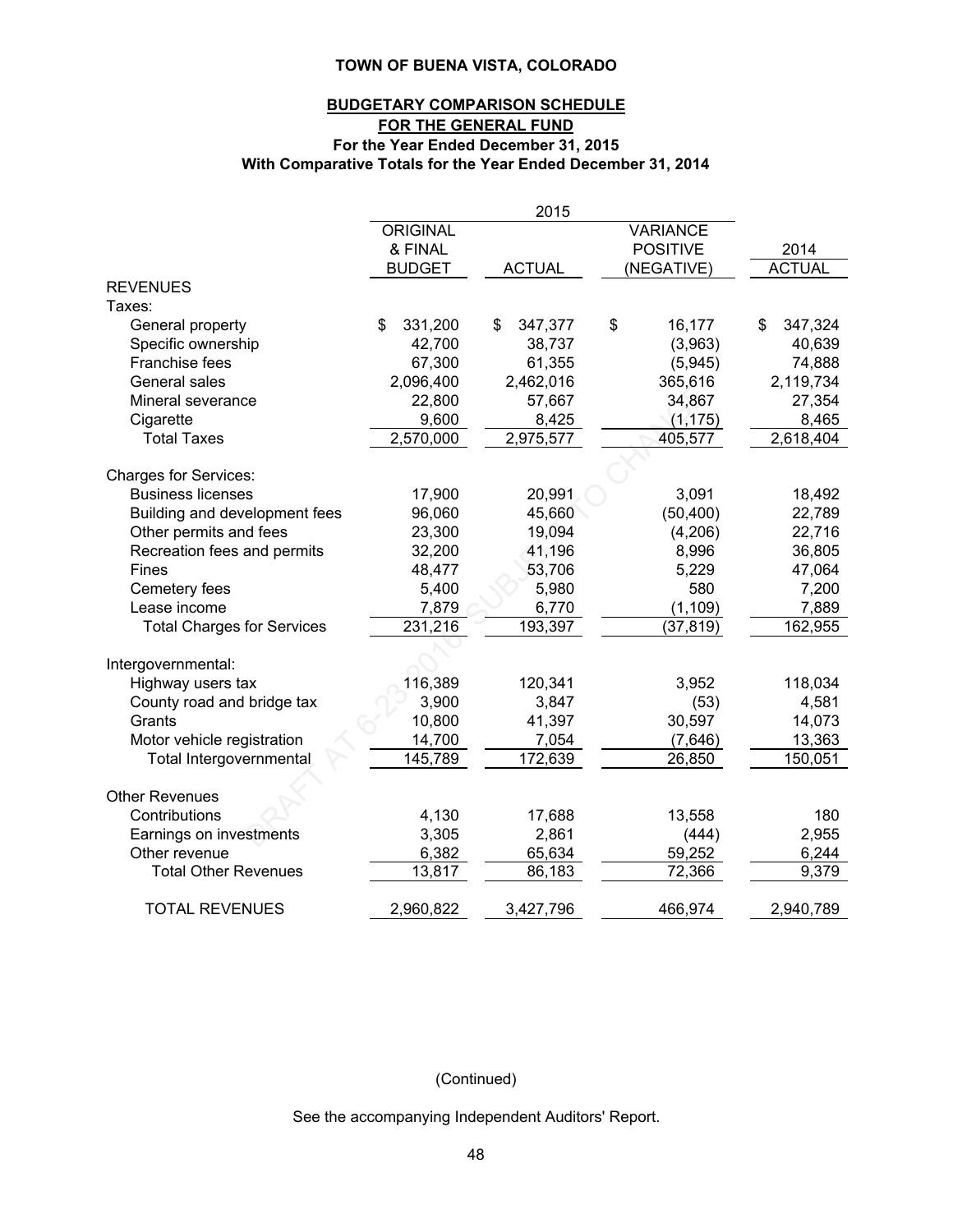**TOWN OF BUENA VISTA, COLORADO**

**BUDGETARY COMPARISON SCHEDULE**
**FOR THE GENERAL FUND**
**For the Year Ended December 31, 2015**
**With Comparative Totals for the Year Ended December 31, 2014**

| | 2015 | | | |
|---|---|---|---|---|
| | ORIGINAL & FINAL BUDGET | ACTUAL | VARIANCE POSITIVE (NEGATIVE) | 2014 ACTUAL |
| **REVENUES** | | | | |
| Taxes: | | | | |
| General property | $ 331,200 | $ 347,377 | $ 16,177 | $ 347,324 |
| Specific ownership | 42,700 | 38,737 | (3,963) | 40,639 |
| Franchise fees | 67,300 | 61,355 | (5,945) | 74,888 |
| General sales | 2,096,400 | 2,462,016 | 365,616 | 2,119,734 |
| Mineral severance | 22,800 | 57,667 | 34,867 | 27,354 |
| Cigarette | 9,600 | 8,425 | (1,175) | 8,465 |
| Total Taxes | 2,570,000 | 2,975,577 | 405,577 | 2,618,404 |
| | | | | |
| Charges for Services: | | | | |
| Business licenses | 17,900 | 20,991 | 3,091 | 18,492 |
| Building and development fees | 96,060 | 45,660 | (50,400) | 22,789 |
| Other permits and fees | 23,300 | 19,094 | (4,206) | 22,716 |
| Recreation fees and permits | 32,200 | 41,196 | 8,996 | 36,805 |
| Fines | 48,477 | 53,706 | 5,229 | 47,064 |
| Cemetery fees | 5,400 | 5,980 | 580 | 7,200 |
| Lease income | 7,879 | 6,770 | (1,109) | 7,889 |
| Total Charges for Services | 231,216 | 193,397 | (37,819) | 162,955 |
| | | | | |
| Intergovernmental: | | | | |
| Highway users tax | 116,389 | 120,341 | 3,952 | 118,034 |
| County road and bridge tax | 3,900 | 3,847 | (53) | 4,581 |
| Grants | 10,800 | 41,397 | 30,597 | 14,073 |
| Motor vehicle registration | 14,700 | 7,054 | (7,646) | 13,363 |
| Total Intergovernmental | 145,789 | 172,639 | 26,850 | 150,051 |
| | | | | |
| Other Revenues | | | | |
| Contributions | 4,130 | 17,688 | 13,558 | 180 |
| Earnings on investments | 3,305 | 2,861 | (444) | 2,955 |
| Other revenue | 6,382 | 65,634 | 59,252 | 6,244 |
| Total Other Revenues | 13,817 | 86,183 | 72,366 | 9,379 |
| | | | | |
| TOTAL REVENUES | 2,960,822 | 3,427,796 | 466,974 | 2,940,789 |

(Continued)

See the accompanying Independent Auditors' Report.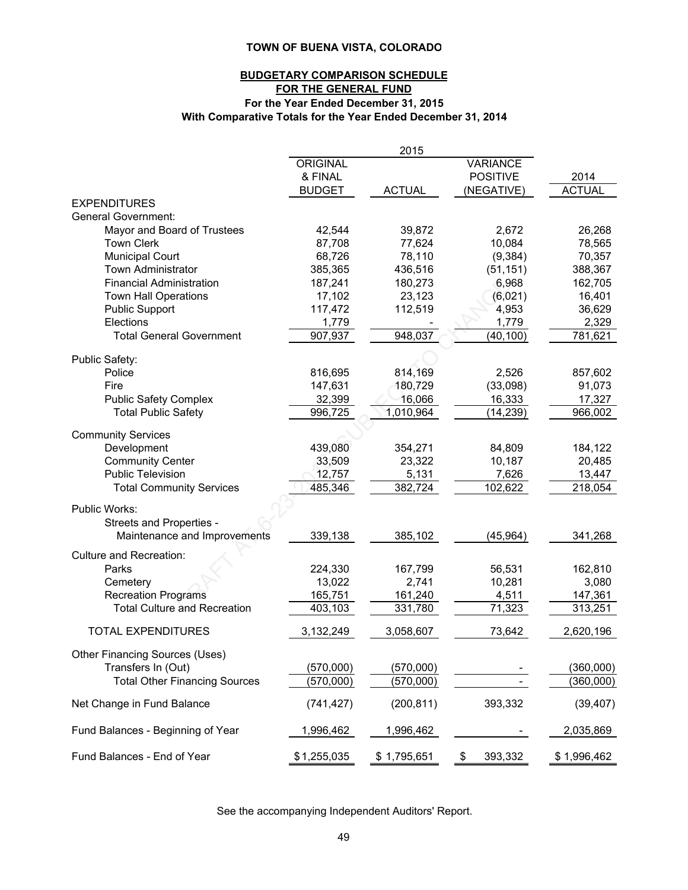**TOWN OF BUENA VISTA, COLORADO**

**BUDGETARY COMPARISON SCHEDULE**
**FOR THE GENERAL FUND**
**For the Year Ended December 31, 2015**
**With Comparative Totals for the Year Ended December 31, 2014**

| | 2015 | | | |
|---|---|---|---|---|
| | ORIGINAL & FINAL BUDGET | ACTUAL | VARIANCE POSITIVE (NEGATIVE) | 2014 ACTUAL |
| EXPENDITURES | | | | |
| General Government: | | | | |
| Mayor and Board of Trustees | 42,544 | 39,872 | 2,672 | 26,268 |
| Town Clerk | 87,708 | 77,624 | 10,084 | 78,565 |
| Municipal Court | 68,726 | 78,110 | (9,384) | 70,357 |
| Town Administrator | 385,365 | 436,516 | (51,151) | 388,367 |
| Financial Administration | 187,241 | 180,273 | 6,968 | 162,705 |
| Town Hall Operations | 17,102 | 23,123 | (6,021) | 16,401 |
| Public Support | 117,472 | 112,519 | 4,953 | 36,629 |
| Elections | 1,779 | - | 1,779 | 2,329 |
| Total General Government | 907,937 | 948,037 | (40,100) | 781,621 |
| Public Safety: | | | | |
| Police | 816,695 | 814,169 | 2,526 | 857,602 |
| Fire | 147,631 | 180,729 | (33,098) | 91,073 |
| Public Safety Complex | 32,399 | 16,066 | 16,333 | 17,327 |
| Total Public Safety | 996,725 | 1,010,964 | (14,239) | 966,002 |
| Community Services | | | | |
| Development | 439,080 | 354,271 | 84,809 | 184,122 |
| Community Center | 33,509 | 23,322 | 10,187 | 20,485 |
| Public Television | 12,757 | 5,131 | 7,626 | 13,447 |
| Total Community Services | 485,346 | 382,724 | 102,622 | 218,054 |
| Public Works: | | | | |
| Streets and Properties - Maintenance and Improvements | 339,138 | 385,102 | (45,964) | 341,268 |
| Culture and Recreation: | | | | |
| Parks | 224,330 | 167,799 | 56,531 | 162,810 |
| Cemetery | 13,022 | 2,741 | 10,281 | 3,080 |
| Recreation Programs | 165,751 | 161,240 | 4,511 | 147,361 |
| Total Culture and Recreation | 403,103 | 331,780 | 71,323 | 313,251 |
| TOTAL EXPENDITURES | 3,132,249 | 3,058,607 | 73,642 | 2,620,196 |
| Other Financing Sources (Uses) | | | | |
| Transfers In (Out) | (570,000) | (570,000) | - | (360,000) |
| Total Other Financing Sources | (570,000) | (570,000) | - | (360,000) |
| Net Change in Fund Balance | (741,427) | (200,811) | 393,332 | (39,407) |
| Fund Balances - Beginning of Year | 1,996,462 | 1,996,462 | - | 2,035,869 |
| Fund Balances - End of Year | $1,255,035 | $ 1,795,651 | $ 393,332 | $ 1,996,462 |

See the accompanying Independent Auditors' Report.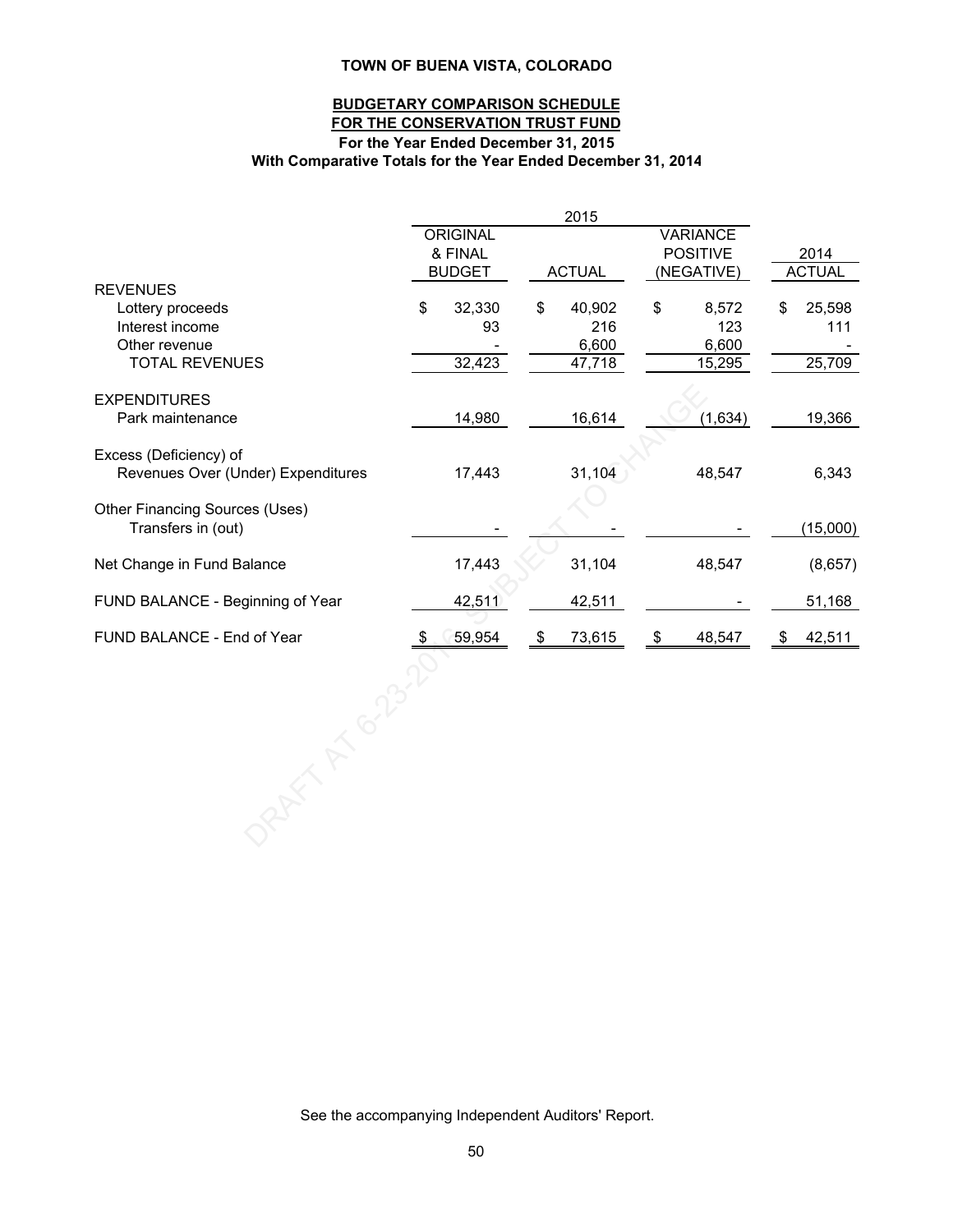**TOWN OF BUENA VISTA, COLORADO**

**BUDGETARY COMPARISON SCHEDULE**
**FOR THE CONSERVATION TRUST FUND**
**For the Year Ended December 31, 2015**
**With Comparative Totals for the Year Ended December 31, 2014**

| | 2015 | | | |
|---|---|---|---|---|
| | ORIGINAL & FINAL BUDGET | ACTUAL | VARIANCE POSITIVE (NEGATIVE) | 2014 ACTUAL |
| REVENUES | | | | |
| Lottery proceeds | $ 32,330 | $ 40,902 | $ 8,572 | $ 25,598 |
| Interest income | 93 | 216 | 123 | 111 |
| Other revenue | - | 6,600 | 6,600 | - |
| TOTAL REVENUES | 32,423 | 47,718 | 15,295 | 25,709 |
| EXPENDITURES | | | | |
| Park maintenance | 14,980 | 16,614 | (1,634) | 19,366 |
| Excess (Deficiency) of Revenues Over (Under) Expenditures | 17,443 | 31,104 | 48,547 | 6,343 |
| Other Financing Sources (Uses) | | | | |
| Transfers in (out) | - | - | - | (15,000) |
| Net Change in Fund Balance | 17,443 | 31,104 | 48,547 | (8,657) |
| FUND BALANCE - Beginning of Year | 42,511 | 42,511 | - | 51,168 |
| FUND BALANCE - End of Year | $ 59,954 | $ 73,615 | $ 48,547 | $ 42,511 |

See the accompanying Independent Auditors' Report.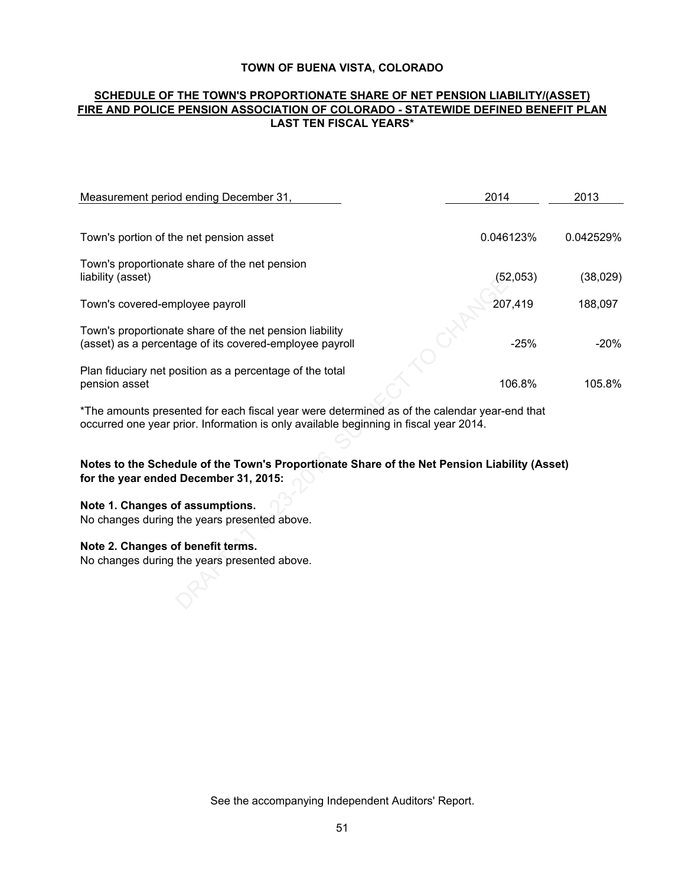**TOWN OF BUENA VISTA, COLORADO**

**SCHEDULE OF THE TOWN'S PROPORTIONATE SHARE OF NET PENSION LIABILITY/(ASSET)**
**FIRE AND POLICE PENSION ASSOCIATION OF COLORADO - STATEWIDE DEFINED BENEFIT PLAN**
**LAST TEN FISCAL YEARS***

| Measurement period ending December 31, | 2014 | 2013 |
|---|---|---|
| Town's portion of the net pension asset | 0.046123% | 0.042529% |
| Town's proportionate share of the net pension liability (asset) | (52,053) | (38,029) |
| Town's covered-employee payroll | 207,419 | 188,097 |
| Town's proportionate share of the net pension liability (asset) as a percentage of its covered-employee payroll | -25% | -20% |
| Plan fiduciary net position as a percentage of the total pension asset | 106.8% | 105.8% |

*The amounts presented for each fiscal year were determined as of the calendar year-end that occurred one year prior. Information is only available beginning in fiscal year 2014.

**Notes to the Schedule of the Town's Proportionate Share of the Net Pension Liability (Asset) for the year ended December 31, 2015:**

**Note 1. Changes of assumptions.**
No changes during the years presented above.

**Note 2. Changes of benefit terms.**
No changes during the years presented above.

See the accompanying Independent Auditors' Report.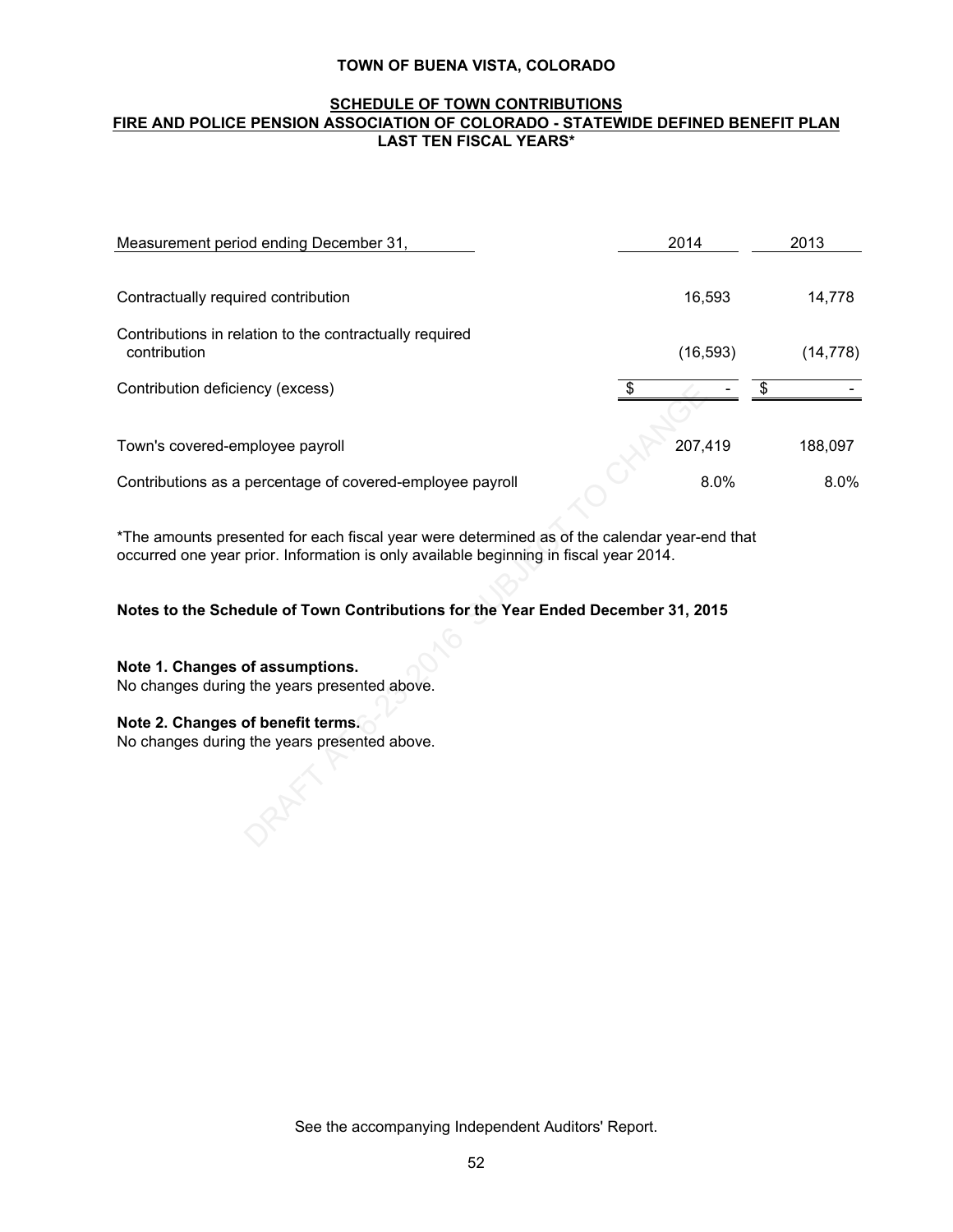# TOWN OF BUENA VISTA, COLORADO

## SCHEDULE OF TOWN CONTRIBUTIONS
## FIRE AND POLICE PENSION ASSOCIATION OF COLORADO - STATEWIDE DEFINED BENEFIT PLAN
## LAST TEN FISCAL YEARS*

| Measurement period ending December 31, | 2014 | 2013 |
|---|---|---|
| Contractually required contribution | 16,593 | 14,778 |
| Contributions in relation to the contractually required contribution | (16,593) | (14,778) |
| Contribution deficiency (excess) | $ - | $ - |
| Town's covered-employee payroll | 207,419 | 188,097 |
| Contributions as a percentage of covered-employee payroll | 8.0% | 8.0% |

*The amounts presented for each fiscal year were determined as of the calendar year-end that occurred one year prior. Information is only available beginning in fiscal year 2014.

**Notes to the Schedule of Town Contributions for the Year Ended December 31, 2015**

**Note 1. Changes of assumptions.**
No changes during the years presented above.

**Note 2. Changes of benefit terms.**
No changes during the years presented above.

See the accompanying Independent Auditors' Report.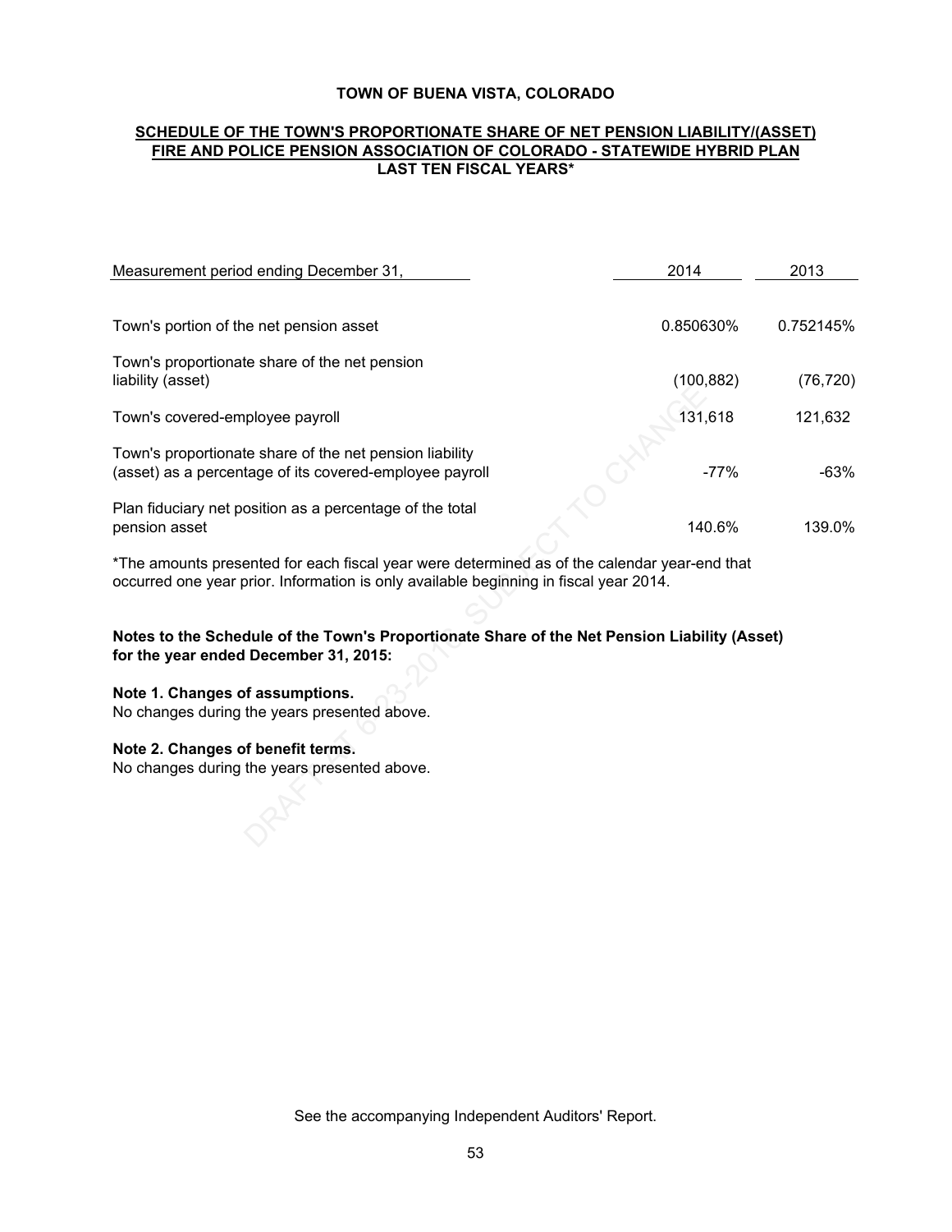**TOWN OF BUENA VISTA, COLORADO**

**SCHEDULE OF THE TOWN'S PROPORTIONATE SHARE OF NET PENSION LIABILITY/(ASSET)**
**FIRE AND POLICE PENSION ASSOCIATION OF COLORADO - STATEWIDE HYBRID PLAN**
**LAST TEN FISCAL YEARS***

| Measurement period ending December 31, | 2014 | 2013 |
|---|---|---|
| Town's portion of the net pension asset | 0.850630% | 0.752145% |
| Town's proportionate share of the net pension liability (asset) | (100,882) | (76,720) |
| Town's covered-employee payroll | 131,618 | 121,632 |
| Town's proportionate share of the net pension liability (asset) as a percentage of its covered-employee payroll | -77% | -63% |
| Plan fiduciary net position as a percentage of the total pension asset | 140.6% | 139.0% |

*The amounts presented for each fiscal year were determined as of the calendar year-end that occurred one year prior. Information is only available beginning in fiscal year 2014.

**Notes to the Schedule of the Town's Proportionate Share of the Net Pension Liability (Asset) for the year ended December 31, 2015:**

**Note 1. Changes of assumptions.**
No changes during the years presented above.

**Note 2. Changes of benefit terms.**
No changes during the years presented above.

See the accompanying Independent Auditors' Report.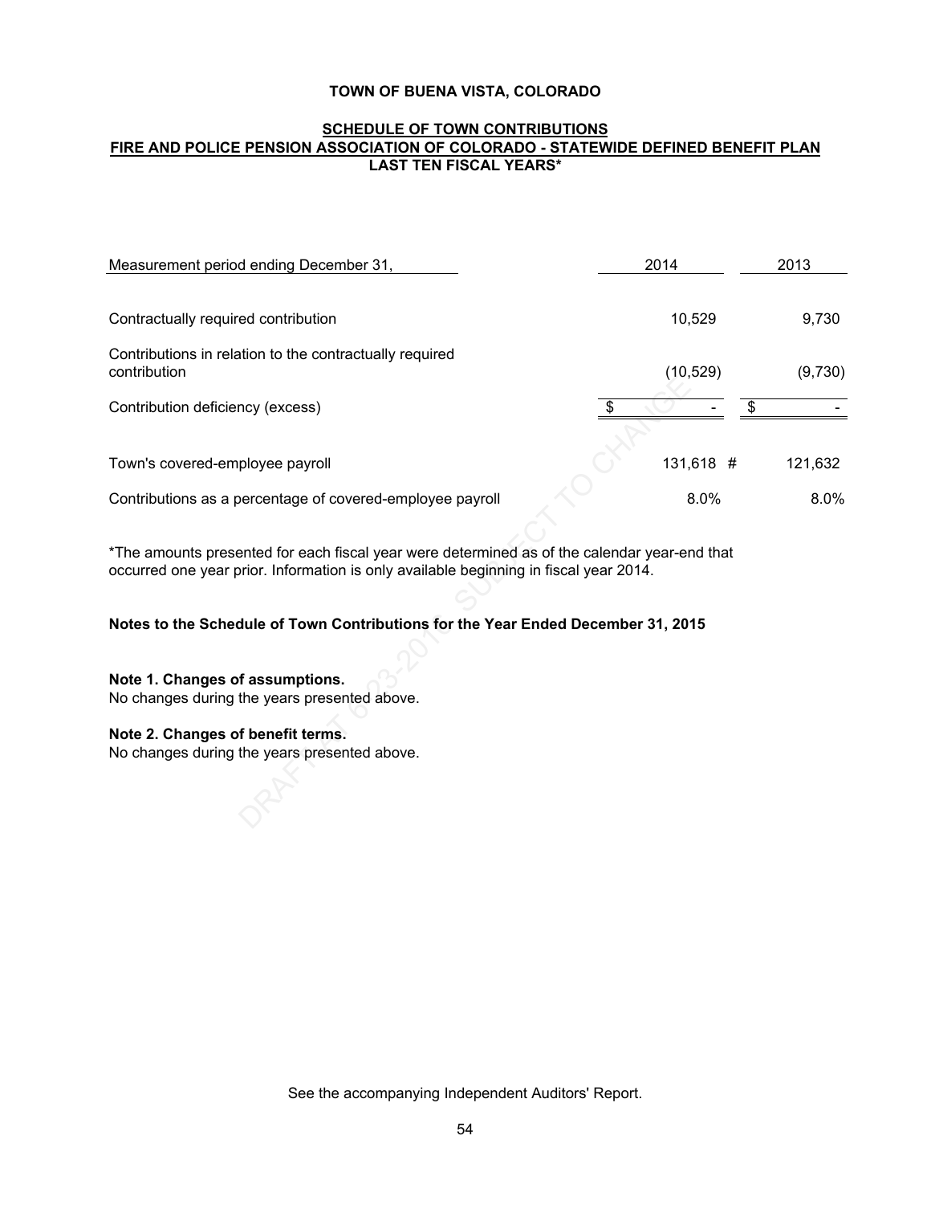**TOWN OF BUENA VISTA, COLORADO**

**SCHEDULE OF TOWN CONTRIBUTIONS**
**FIRE AND POLICE PENSION ASSOCIATION OF COLORADO - STATEWIDE DEFINED BENEFIT PLAN**
**LAST TEN FISCAL YEARS***

| Measurement period ending December 31, | 2014 | 2013 |
|---|---|---|
| Contractually required contribution | 10,529 | 9,730 |
| Contributions in relation to the contractually required contribution | (10,529) | (9,730) |
| Contribution deficiency (excess) | $ - | $ - |
| Town's covered-employee payroll | 131,618 # | 121,632 |
| Contributions as a percentage of covered-employee payroll | 8.0% | 8.0% |

*The amounts presented for each fiscal year were determined as of the calendar year-end that occurred one year prior. Information is only available beginning in fiscal year 2014.

**Notes to the Schedule of Town Contributions for the Year Ended December 31, 2015**

**Note 1. Changes of assumptions.**
No changes during the years presented above.

**Note 2. Changes of benefit terms.**
No changes during the years presented above.

See the accompanying Independent Auditors' Report.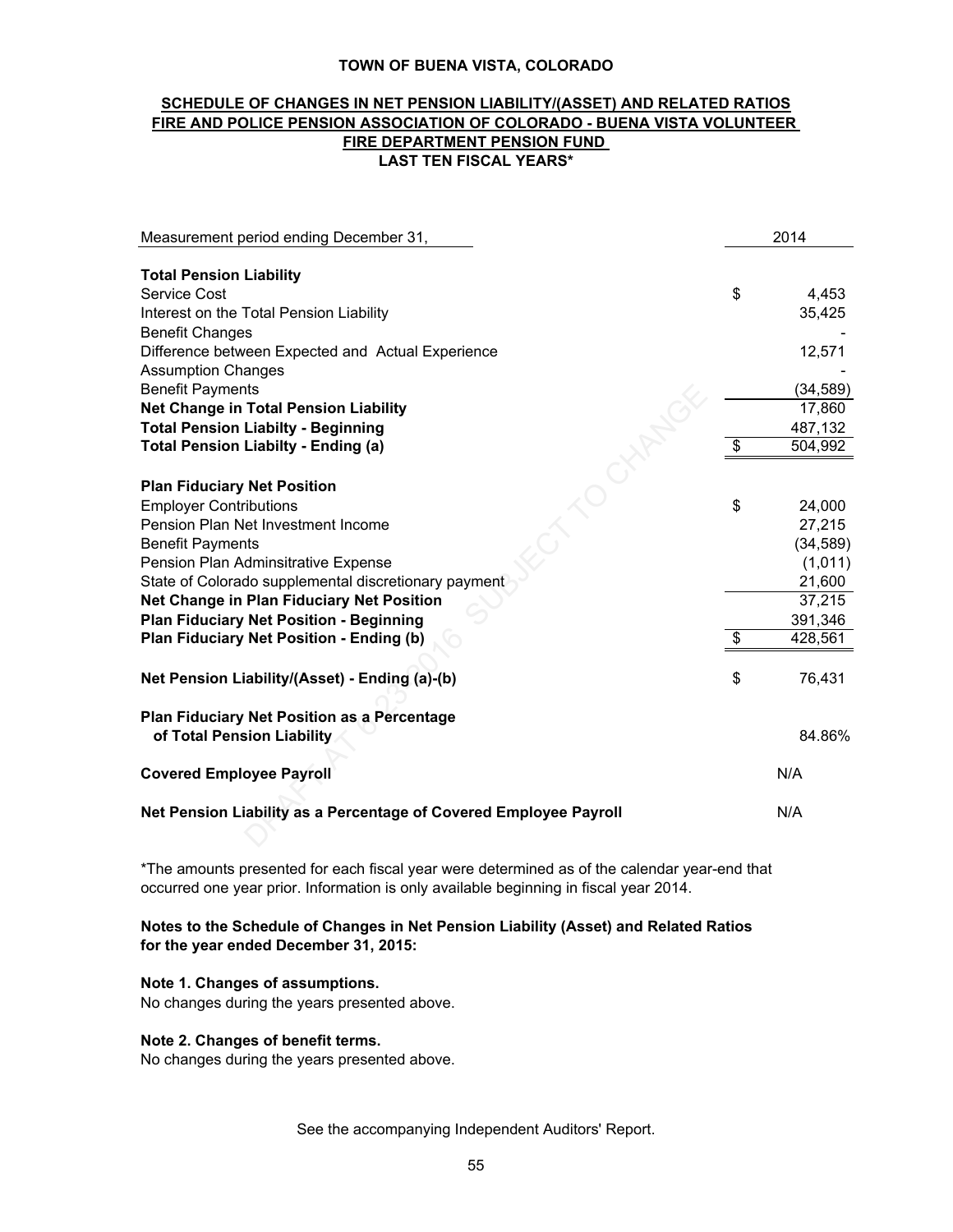**TOWN OF BUENA VISTA, COLORADO**

**SCHEDULE OF CHANGES IN NET PENSION LIABILITY/(ASSET) AND RELATED RATIOS**
**FIRE AND POLICE PENSION ASSOCIATION OF COLORADO - BUENA VISTA VOLUNTEER FIRE DEPARTMENT PENSION FUND**
**LAST TEN FISCAL YEARS***

| Measurement period ending December 31, | | 2014 |
|---|---|---|
| **Total Pension Liability** | | |
| Service Cost | $ | 4,453 |
| Interest on the Total Pension Liability | | 35,425 |
| Benefit Changes | | - |
| Difference between Expected and Actual Experience | | 12,571 |
| Assumption Changes | | - |
| Benefit Payments | | (34,589) |
| **Net Change in Total Pension Liability** | | 17,860 |
| **Total Pension Liabilty - Beginning** | | 487,132 |
| **Total Pension Liabilty - Ending (a)** | $ | 504,992 |
| **Plan Fiduciary Net Position** | | |
| Employer Contributions | $ | 24,000 |
| Pension Plan Net Investment Income | | 27,215 |
| Benefit Payments | | (34,589) |
| Pension Plan Adminsitrative Expense | | (1,011) |
| State of Colorado supplemental discretionary payment | | 21,600 |
| **Net Change in Plan Fiduciary Net Position** | | 37,215 |
| **Plan Fiduciary Net Position - Beginning** | | 391,346 |
| **Plan Fiduciary Net Position - Ending (b)** | $ | 428,561 |
| **Net Pension Liability/(Asset) - Ending (a)-(b)** | $ | 76,431 |
| **Plan Fiduciary Net Position as a Percentage of Total Pension Liability** | | 84.86% |
| **Covered Employee Payroll** | | N/A |
| **Net Pension Liability as a Percentage of Covered Employee Payroll** | | N/A |

*The amounts presented for each fiscal year were determined as of the calendar year-end that occurred one year prior. Information is only available beginning in fiscal year 2014.

**Notes to the Schedule of Changes in Net Pension Liability (Asset) and Related Ratios for the year ended December 31, 2015:**

**Note 1. Changes of assumptions.**
No changes during the years presented above.

**Note 2. Changes of benefit terms.**
No changes during the years presented above.

See the accompanying Independent Auditors' Report.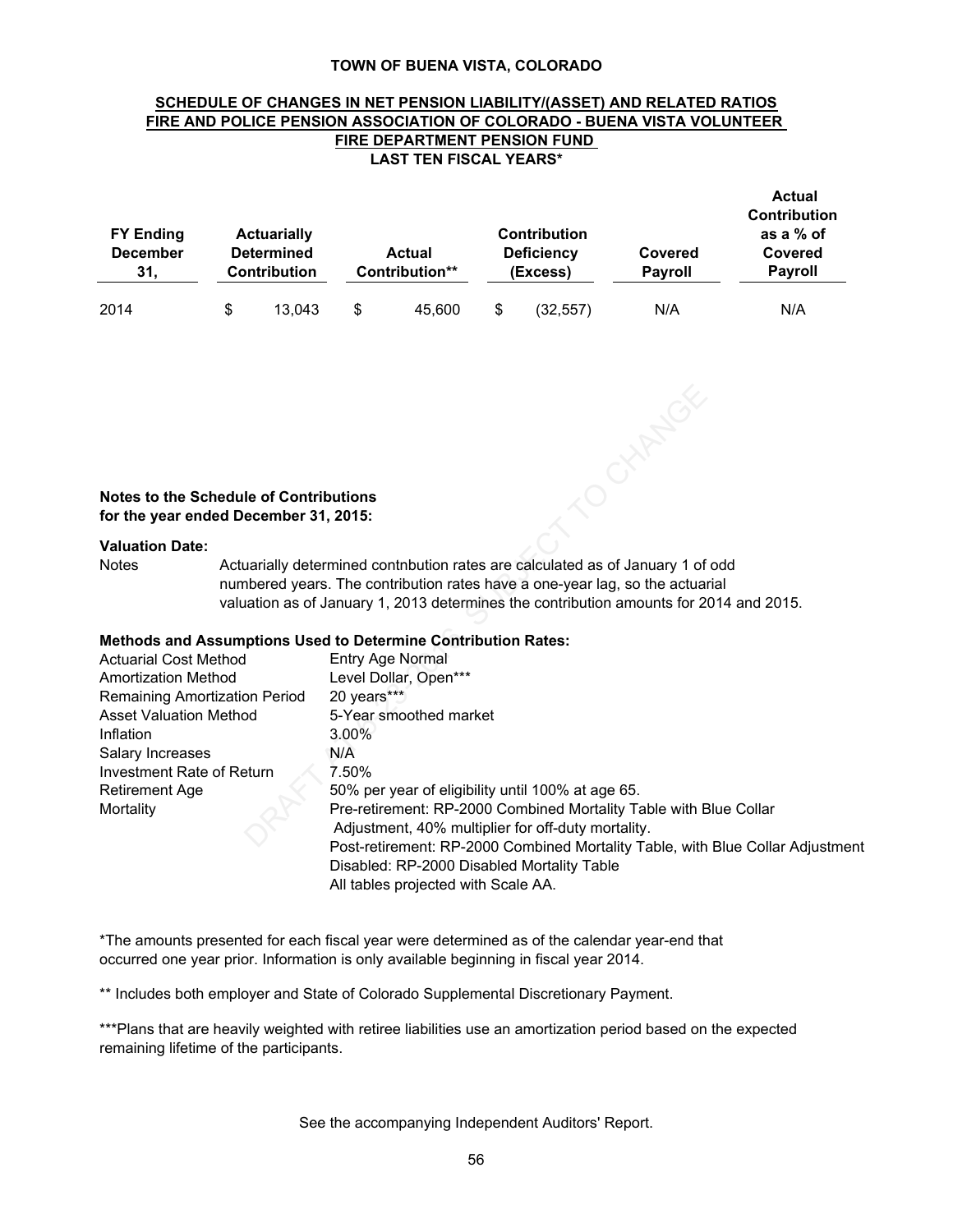# TOWN OF BUENA VISTA, COLORADO

## SCHEDULE OF CHANGES IN NET PENSION LIABILITY/(ASSET) AND RELATED RATIOS
## FIRE AND POLICE PENSION ASSOCIATION OF COLORADO - BUENA VISTA VOLUNTEER FIRE DEPARTMENT PENSION FUND
## LAST TEN FISCAL YEARS*

| FY Ending December 31, | Actuarially Determined Contribution | Actual Contribution** | Contribution Deficiency (Excess) | Covered Payroll | Actual Contribution as a % of Covered Payroll |
|---|---|---|---|---|---|
| 2014 | $ 13,043 | $ 45,600 | $ (32,557) | N/A | N/A |

**Notes to the Schedule of Contributions**
**for the year ended December 31, 2015:**

**Valuation Date:**

Notes: Actuarially determined contnbution rates are calculated as of January 1 of odd numbered years. The contribution rates have a one-year lag, so the actuarial valuation as of January 1, 2013 determines the contribution amounts for 2014 and 2015.

**Methods and Assumptions Used to Determine Contribution Rates:**

| | |
|---|---|
| Actuarial Cost Method | Entry Age Normal |
| Amortization Method | Level Dollar, Open*** |
| Remaining Amortization Period | 20 years*** |
| Asset Valuation Method | 5-Year smoothed market |
| Inflation | 3.00% |
| Salary Increases | N/A |
| Investment Rate of Return | 7.50% |
| Retirement Age | 50% per year of eligibility until 100% at age 65. |
| Mortality | Pre-retirement: RP-2000 Combined Mortality Table with Blue Collar Adjustment, 40% multiplier for off-duty mortality.<br>Post-retirement: RP-2000 Combined Mortality Table, with Blue Collar Adjustment<br>Disabled: RP-2000 Disabled Mortality Table<br>All tables projected with Scale AA. |

*The amounts presented for each fiscal year were determined as of the calendar year-end that occurred one year prior. Information is only available beginning in fiscal year 2014.

** Includes both employer and State of Colorado Supplemental Discretionary Payment.

***Plans that are heavily weighted with retiree liabilities use an amortization period based on the expected remaining lifetime of the participants.

See the accompanying Independent Auditors' Report.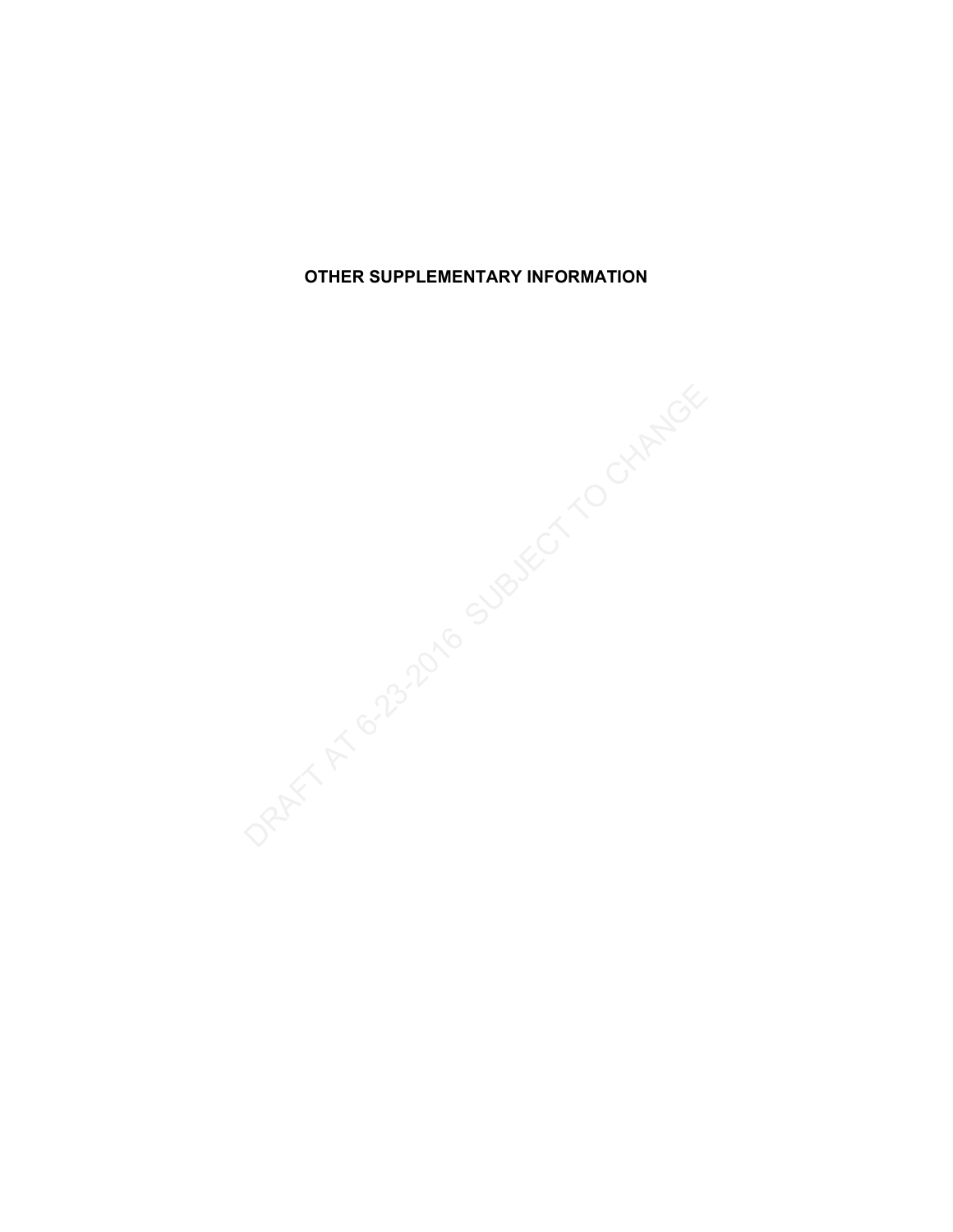# OTHER SUPPLEMENTARY INFORMATION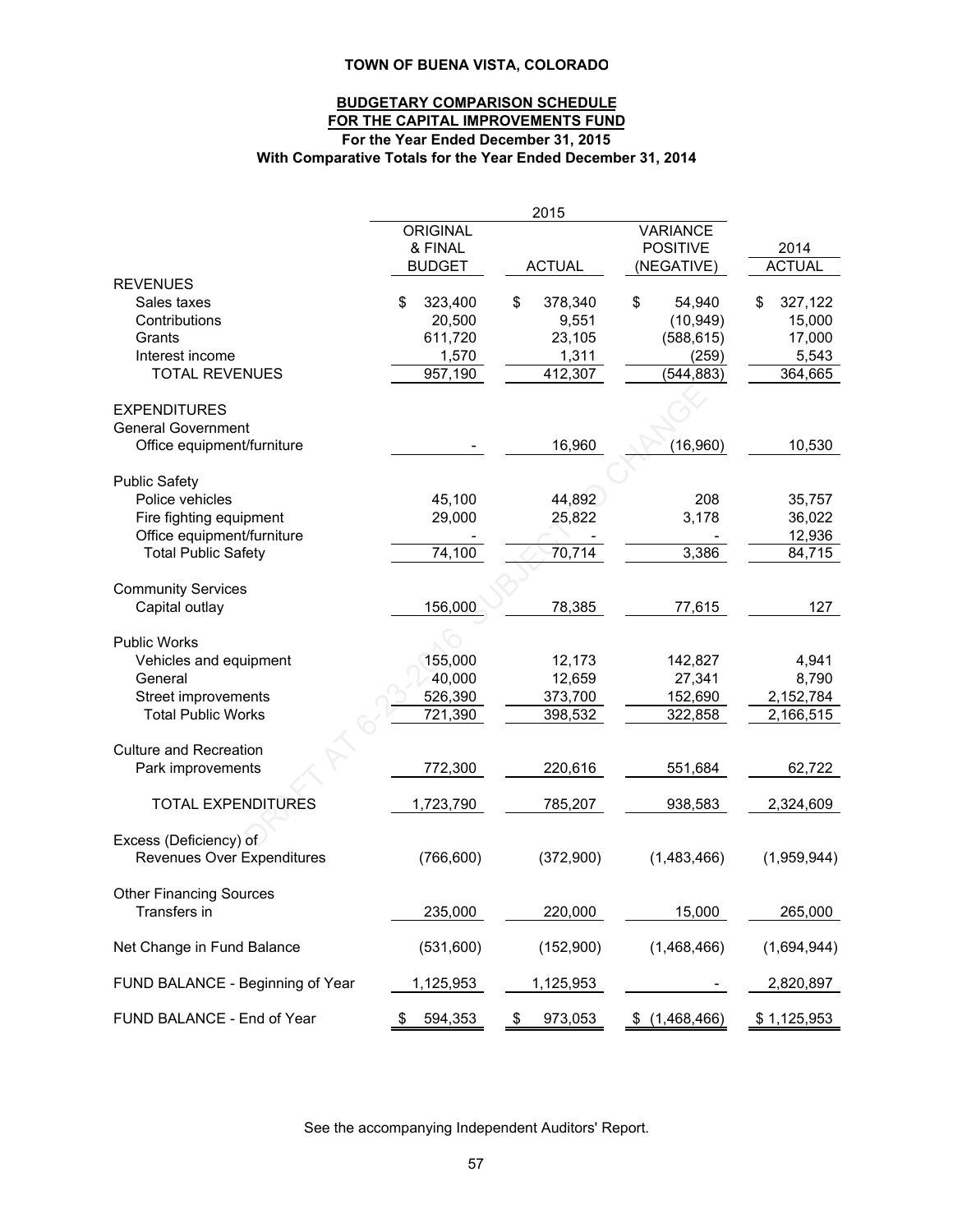**TOWN OF BUENA VISTA, COLORADO**

**BUDGETARY COMPARISON SCHEDULE**
**FOR THE CAPITAL IMPROVEMENTS FUND**
**For the Year Ended December 31, 2015**
**With Comparative Totals for the Year Ended December 31, 2014**

| | 2015 | | | |
|---|---|---|---|---|
| | ORIGINAL & FINAL BUDGET | ACTUAL | VARIANCE POSITIVE (NEGATIVE) | 2014 ACTUAL |
| REVENUES | | | | |
| Sales taxes | $ 323,400 | $ 378,340 | $ 54,940 | $ 327,122 |
| Contributions | 20,500 | 9,551 | (10,949) | 15,000 |
| Grants | 611,720 | 23,105 | (588,615) | 17,000 |
| Interest income | 1,570 | 1,311 | (259) | 5,543 |
| TOTAL REVENUES | 957,190 | 412,307 | (544,883) | 364,665 |
| EXPENDITURES | | | | |
| General Government | | | | |
| Office equipment/furniture | - | 16,960 | (16,960) | 10,530 |
| Public Safety | | | | |
| Police vehicles | 45,100 | 44,892 | 208 | 35,757 |
| Fire fighting equipment | 29,000 | 25,822 | 3,178 | 36,022 |
| Office equipment/furniture | - | - | - | 12,936 |
| Total Public Safety | 74,100 | 70,714 | 3,386 | 84,715 |
| Community Services | | | | |
| Capital outlay | 156,000 | 78,385 | 77,615 | 127 |
| Public Works | | | | |
| Vehicles and equipment | 155,000 | 12,173 | 142,827 | 4,941 |
| General | 40,000 | 12,659 | 27,341 | 8,790 |
| Street improvements | 526,390 | 373,700 | 152,690 | 2,152,784 |
| Total Public Works | 721,390 | 398,532 | 322,858 | 2,166,515 |
| Culture and Recreation | | | | |
| Park improvements | 772,300 | 220,616 | 551,684 | 62,722 |
| TOTAL EXPENDITURES | 1,723,790 | 785,207 | 938,583 | 2,324,609 |
| Excess (Deficiency) of Revenues Over Expenditures | (766,600) | (372,900) | (1,483,466) | (1,959,944) |
| Other Financing Sources | | | | |
| Transfers in | 235,000 | 220,000 | 15,000 | 265,000 |
| Net Change in Fund Balance | (531,600) | (152,900) | (1,468,466) | (1,694,944) |
| FUND BALANCE - Beginning of Year | 1,125,953 | 1,125,953 | - | 2,820,897 |
| FUND BALANCE - End of Year | $ 594,353 | $ 973,053 | $ (1,468,466) | $ 1,125,953 |

See the accompanying Independent Auditors' Report.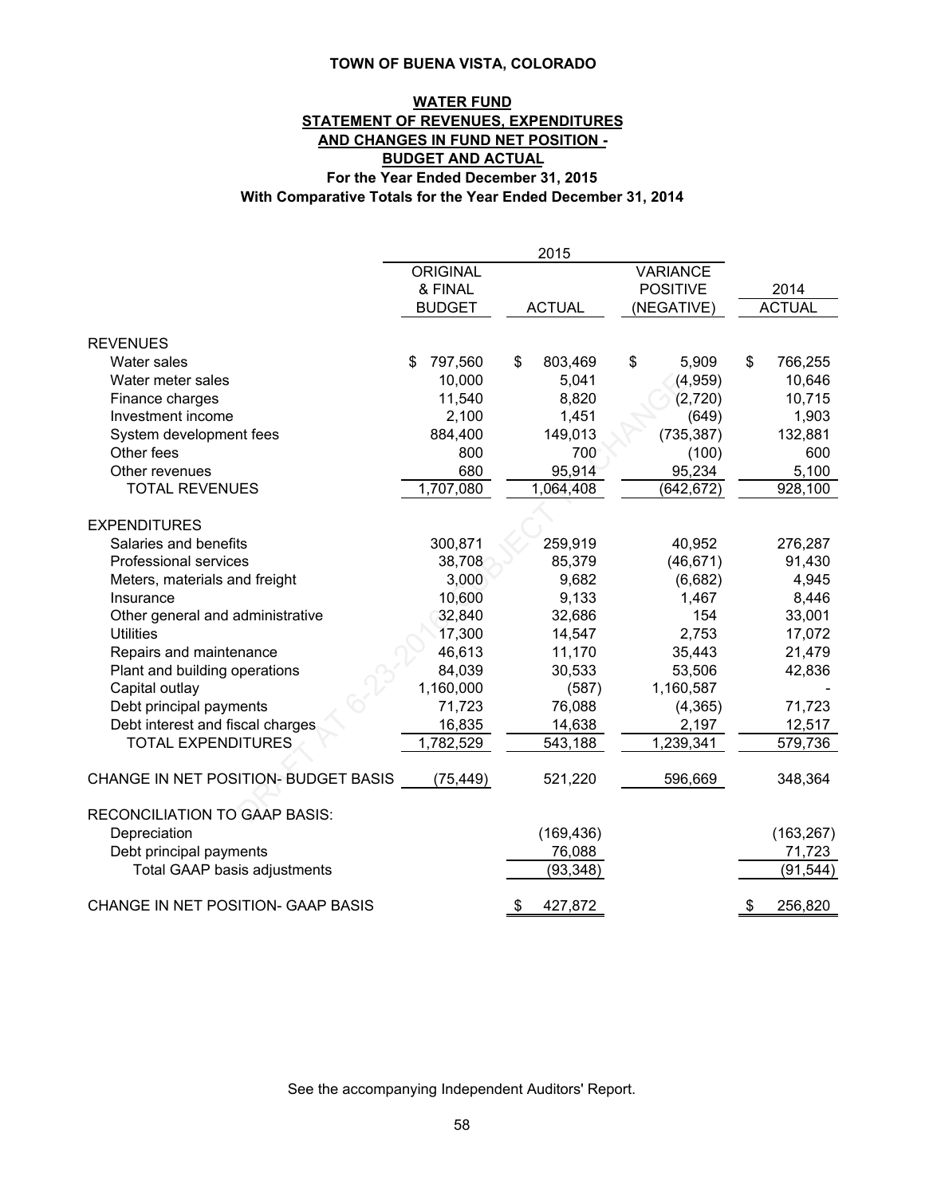# TOWN OF BUENA VISTA, COLORADO

## WATER FUND
## STATEMENT OF REVENUES, EXPENDITURES AND CHANGES IN FUND NET POSITION - BUDGET AND ACTUAL

**For the Year Ended December 31, 2015**
**With Comparative Totals for the Year Ended December 31, 2014**

| | 2015 | | | |
|---|---|---|---|---|
| | ORIGINAL & FINAL BUDGET | ACTUAL | VARIANCE POSITIVE (NEGATIVE) | 2014 ACTUAL |
| **REVENUES** | | | | |
| Water sales | $ 797,560 | $ 803,469 | $ 5,909 | $ 766,255 |
| Water meter sales | 10,000 | 5,041 | (4,959) | 10,646 |
| Finance charges | 11,540 | 8,820 | (2,720) | 10,715 |
| Investment income | 2,100 | 1,451 | (649) | 1,903 |
| System development fees | 884,400 | 149,013 | (735,387) | 132,881 |
| Other fees | 800 | 700 | (100) | 600 |
| Other revenues | 680 | 95,914 | 95,234 | 5,100 |
| TOTAL REVENUES | 1,707,080 | 1,064,408 | (642,672) | 928,100 |
| **EXPENDITURES** | | | | |
| Salaries and benefits | 300,871 | 259,919 | 40,952 | 276,287 |
| Professional services | 38,708 | 85,379 | (46,671) | 91,430 |
| Meters, materials and freight | 3,000 | 9,682 | (6,682) | 4,945 |
| Insurance | 10,600 | 9,133 | 1,467 | 8,446 |
| Other general and administrative | 32,840 | 32,686 | 154 | 33,001 |
| Utilities | 17,300 | 14,547 | 2,753 | 17,072 |
| Repairs and maintenance | 46,613 | 11,170 | 35,443 | 21,479 |
| Plant and building operations | 84,039 | 30,533 | 53,506 | 42,836 |
| Capital outlay | 1,160,000 | (587) | 1,160,587 | - |
| Debt principal payments | 71,723 | 76,088 | (4,365) | 71,723 |
| Debt interest and fiscal charges | 16,835 | 14,638 | 2,197 | 12,517 |
| TOTAL EXPENDITURES | 1,782,529 | 543,188 | 1,239,341 | 579,736 |
| CHANGE IN NET POSITION- BUDGET BASIS | (75,449) | 521,220 | 596,669 | 348,364 |
| RECONCILIATION TO GAAP BASIS: | | | | |
| Depreciation | | (169,436) | | (163,267) |
| Debt principal payments | | 76,088 | | 71,723 |
| Total GAAP basis adjustments | | (93,348) | | (91,544) |
| CHANGE IN NET POSITION- GAAP BASIS | | $ 427,872 | | $ 256,820 |

See the accompanying Independent Auditors' Report.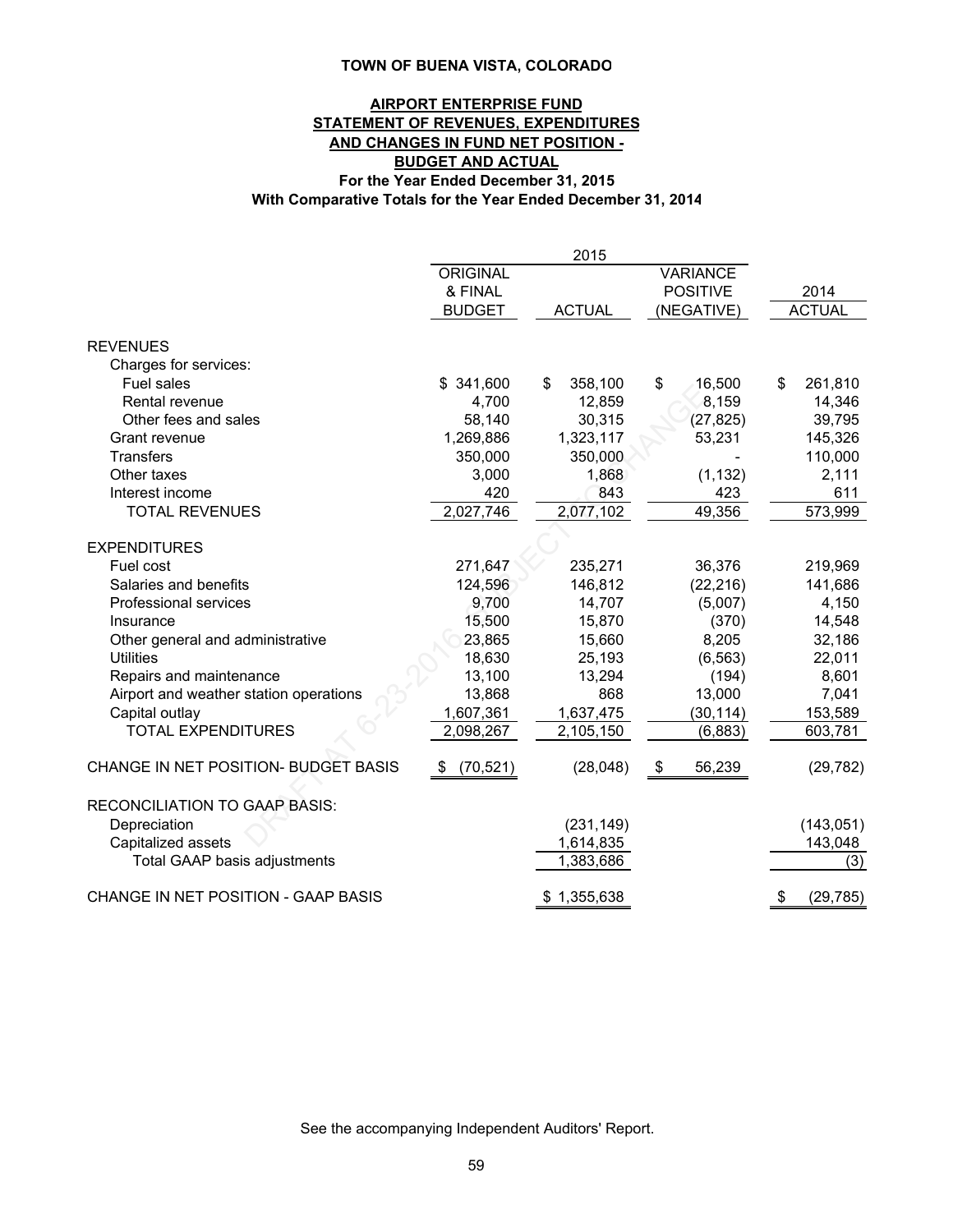# TOWN OF BUENA VISTA, COLORADO

## AIRPORT ENTERPRISE FUND
## STATEMENT OF REVENUES, EXPENDITURES AND CHANGES IN FUND NET POSITION - BUDGET AND ACTUAL

**For the Year Ended December 31, 2015**
**With Comparative Totals for the Year Ended December 31, 2014**

| | 2015 ORIGINAL & FINAL BUDGET | 2015 ACTUAL | 2015 VARIANCE POSITIVE (NEGATIVE) | 2014 ACTUAL |
|---|---|---|---|---|
| **REVENUES** | | | | |
| Charges for services: | | | | |
| Fuel sales | $ 341,600 | $ 358,100 | $ 16,500 | $ 261,810 |
| Rental revenue | 4,700 | 12,859 | 8,159 | 14,346 |
| Other fees and sales | 58,140 | 30,315 | (27,825) | 39,795 |
| Grant revenue | 1,269,886 | 1,323,117 | 53,231 | 145,326 |
| Transfers | 350,000 | 350,000 | - | 110,000 |
| Other taxes | 3,000 | 1,868 | (1,132) | 2,111 |
| Interest income | 420 | 843 | 423 | 611 |
| TOTAL REVENUES | 2,027,746 | 2,077,102 | 49,356 | 573,999 |
| **EXPENDITURES** | | | | |
| Fuel cost | 271,647 | 235,271 | 36,376 | 219,969 |
| Salaries and benefits | 124,596 | 146,812 | (22,216) | 141,686 |
| Professional services | 9,700 | 14,707 | (5,007) | 4,150 |
| Insurance | 15,500 | 15,870 | (370) | 14,548 |
| Other general and administrative | 23,865 | 15,660 | 8,205 | 32,186 |
| Utilities | 18,630 | 25,193 | (6,563) | 22,011 |
| Repairs and maintenance | 13,100 | 13,294 | (194) | 8,601 |
| Airport and weather station operations | 13,868 | 868 | 13,000 | 7,041 |
| Capital outlay | 1,607,361 | 1,637,475 | (30,114) | 153,589 |
| TOTAL EXPENDITURES | 2,098,267 | 2,105,150 | (6,883) | 603,781 |
| CHANGE IN NET POSITION- BUDGET BASIS | $ (70,521) | (28,048) | $ 56,239 | (29,782) |
| **RECONCILIATION TO GAAP BASIS:** | | | | |
| Depreciation | | (231,149) | | (143,051) |
| Capitalized assets | | 1,614,835 | | 143,048 |
| Total GAAP basis adjustments | | 1,383,686 | | (3) |
| CHANGE IN NET POSITION - GAAP BASIS | | $ 1,355,638 | | $ (29,785) |

See the accompanying Independent Auditors' Report.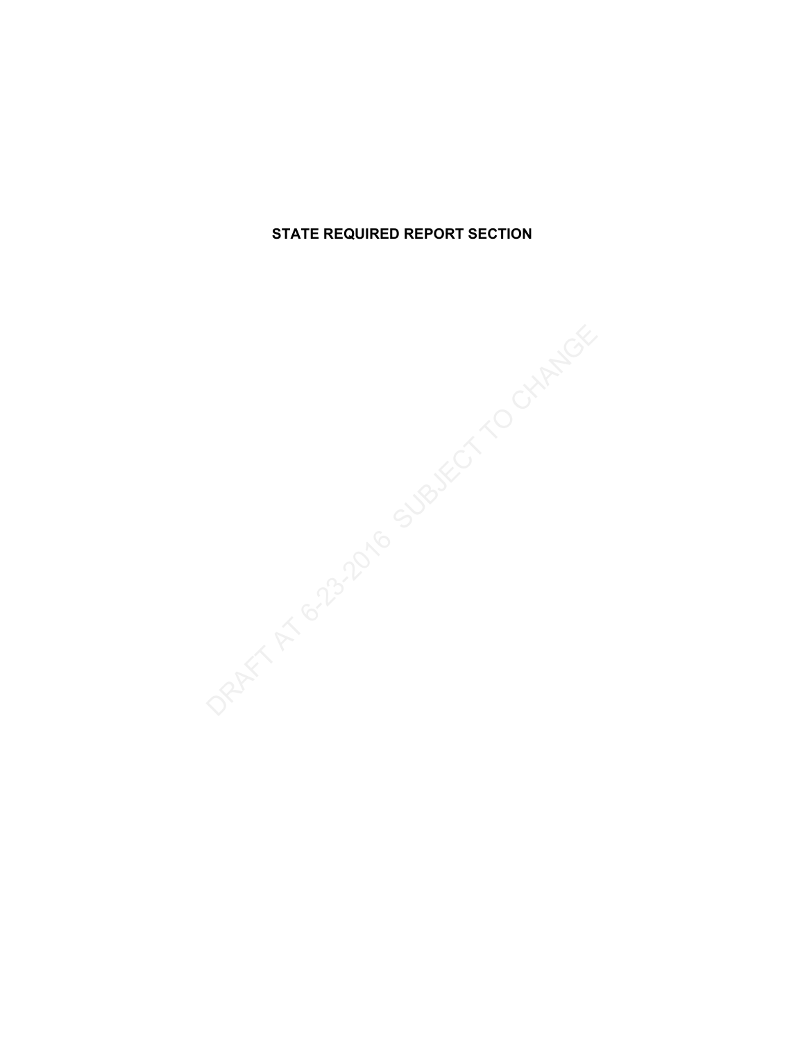**STATE REQUIRED REPORT SECTION**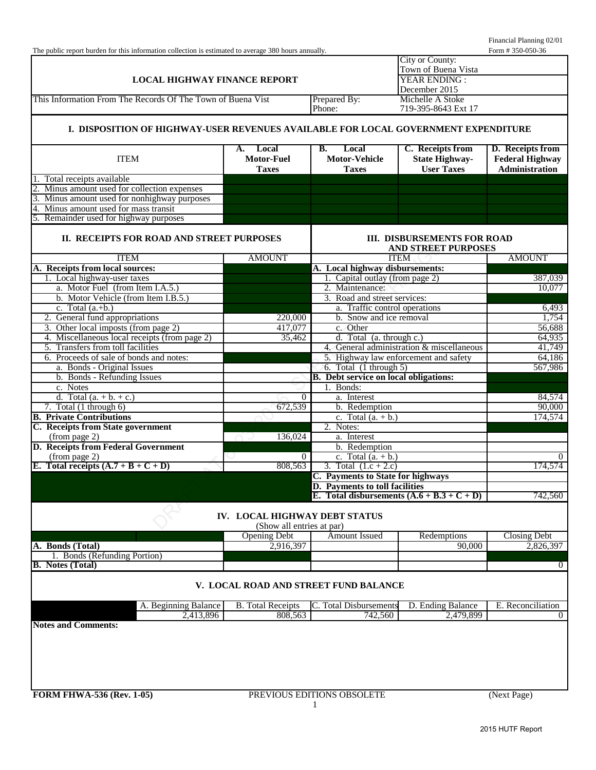Financial Planning 02/01

The public report burden for this information collection is estimated to average 380 hours annually. Form # 350-050-36

# LOCAL HIGHWAY FINANCE REPORT

| | |
|---|---|
| City or County: | Town of Buena Vista |
| YEAR ENDING : | December 2015 |
| This Information From The Records Of The Town of Buena Vist | |
| Prepared By: | Michelle A Stoke |
| Phone: | 719-395-8643 Ext 17 |

## I. DISPOSITION OF HIGHWAY-USER REVENUES AVAILABLE FOR LOCAL GOVERNMENT EXPENDITURE

| ITEM | A. Local Motor-Fuel Taxes | B. Local Motor-Vehicle Taxes | C. Receipts from State Highway-User Taxes | D. Receipts from Federal Highway Administration |
|---|---|---|---|---|
| 1. Total receipts available | | | | |
| 2. Minus amount used for collection expenses | | | | |
| 3. Minus amount used for nonhighway purposes | | | | |
| 4. Minus amount used for mass transit | | | | |
| 5. Remainder used for highway purposes | | | | |

## II. RECEIPTS FOR ROAD AND STREET PURPOSES

| ITEM | AMOUNT |
|---|---|
| **A. Receipts from local sources:** | |
| 1. Local highway-user taxes | |
| a. Motor Fuel (from Item I.A.5.) | |
| b. Motor Vehicle (from Item I.B.5.) | |
| c. Total (a.+b.) | |
| 2. General fund appropriations | 220,000 |
| 3. Other local imposts (from page 2) | 417,077 |
| 4. Miscellaneous local receipts (from page 2) | 35,462 |
| 5. Transfers from toll facilities | |
| 6. Proceeds of sale of bonds and notes: | |
| a. Bonds - Original Issues | |
| b. Bonds - Refunding Issues | |
| c. Notes | |
| d. Total (a. + b. + c.) | 0 |
| 7. Total (1 through 6) | 672,539 |
| **B. Private Contributions** | |
| **C. Receipts from State government** (from page 2) | 136,024 |
| **D. Receipts from Federal Government** (from page 2) | 0 |
| **E. Total receipts (A.7 + B + C + D)** | 808,563 |

## III. DISBURSEMENTS FOR ROAD AND STREET PURPOSES

| ITEM | AMOUNT |
|---|---|
| **A. Local highway disbursements:** | |
| 1. Capital outlay (from page 2) | 387,039 |
| 2. Maintenance: | 10,077 |
| 3. Road and street services: | |
| a. Traffic control operations | 6,493 |
| b. Snow and ice removal | 1,754 |
| c. Other | 56,688 |
| d. Total (a. through c.) | 64,935 |
| 4. General administration & miscellaneous | 41,749 |
| 5. Highway law enforcement and safety | 64,186 |
| 6. Total (1 through 5) | 567,986 |
| **B. Debt service on local obligations:** | |
| 1. Bonds: | |
| a. Interest | 84,574 |
| b. Redemption | 90,000 |
| c. Total (a. + b.) | 174,574 |
| 2. Notes: | |
| a. Interest | |
| b. Redemption | |
| c. Total (a. + b.) | 0 |
| 3. Total (1.c + 2.c) | 174,574 |
| **C. Payments to State for highways** | |
| **D. Payments to toll facilities** | |
| **E. Total disbursements (A.6 + B.3 + C + D)** | 742,560 |

## IV. LOCAL HIGHWAY DEBT STATUS

(Show all entries at par)

| | Opening Debt | Amount Issued | Redemptions | Closing Debt |
|---|---|---|---|---|
| **A. Bonds (Total)** | 2,916,397 | | 90,000 | 2,826,397 |
| 1. Bonds (Refunding Portion) | | | | |
| **B. Notes (Total)** | | | | 0 |

## V. LOCAL ROAD AND STREET FUND BALANCE

| A. Beginning Balance | B. Total Receipts | C. Total Disbursements | D. Ending Balance | E. Reconciliation |
|---|---|---|---|---|
| 2,413,896 | 808,563 | 742,560 | 2,479,899 | 0 |

**Notes and Comments:**

**FORM FHWA-536 (Rev. 1-05)** PREVIOUS EDITIONS OBSOLETE (Next Page)

2015 HUTF Report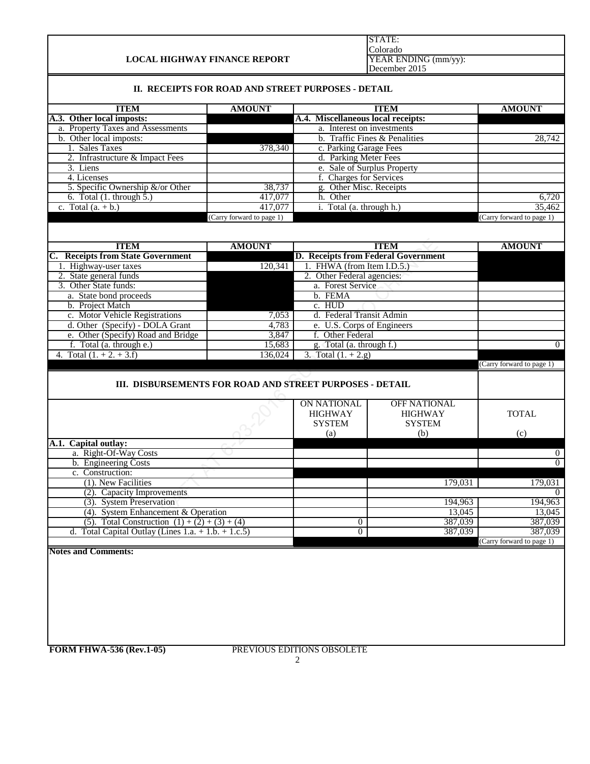**LOCAL HIGHWAY FINANCE REPORT**

STATE: Colorado

YEAR ENDING (mm/yy): December 2015

## II. RECEIPTS FOR ROAD AND STREET PURPOSES - DETAIL

| ITEM | AMOUNT | ITEM | AMOUNT |
|---|---|---|---|
| **A.3. Other local imposts:** | | **A.4. Miscellaneous local receipts:** | |
| a. Property Taxes and Assessments | | a. Interest on investments | |
| b. Other local imposts: | | b. Traffic Fines & Penalities | 28,742 |
| 1. Sales Taxes | 378,340 | c. Parking Garage Fees | |
| 2. Infrastructure & Impact Fees | | d. Parking Meter Fees | |
| 3. Liens | | e. Sale of Surplus Property | |
| 4. Licenses | | f. Charges for Services | |
| 5. Specific Ownership &/or Other | 38,737 | g. Other Misc. Receipts | |
| 6. Total (1. through 5.) | 417,077 | h. Other | 6,720 |
| c. Total (a. + b.) | 417,077 | i. Total (a. through h.) | 35,462 |
| | (Carry forward to page 1) | | (Carry forward to page 1) |

| ITEM | AMOUNT | ITEM | AMOUNT |
|---|---|---|---|
| **C. Receipts from State Government** | | **D. Receipts from Federal Government** | |
| 1. Highway-user taxes | 120,341 | 1. FHWA (from Item I.D.5.) | |
| 2. State general funds | | 2. Other Federal agencies: | |
| 3. Other State funds: | | a. Forest Service | |
| a. State bond proceeds | | b. FEMA | |
| b. Project Match | | c. HUD | |
| c. Motor Vehicle Registrations | 7,053 | d. Federal Transit Admin | |
| d. Other (Specify) - DOLA Grant | 4,783 | e. U.S. Corps of Engineers | |
| e. Other (Specify) Road and Bridge | 3,847 | f. Other Federal | |
| f. Total (a. through e.) | 15,683 | g. Total (a. through f.) | 0 |
| 4. Total (1. + 2. + 3.f) | 136,024 | 3. Total (1. + 2.g) | |
| | | | (Carry forward to page 1) |

## III. DISBURSEMENTS FOR ROAD AND STREET PURPOSES - DETAIL

| | ON NATIONAL HIGHWAY SYSTEM (a) | OFF NATIONAL HIGHWAY SYSTEM (b) | TOTAL (c) |
|---|---|---|---|
| **A.1. Capital outlay:** | | | |
| a. Right-Of-Way Costs | | | 0 |
| b. Engineering Costs | | | 0 |
| c. Construction: | | | |
| (1). New Facilities | | 179,031 | 179,031 |
| (2). Capacity Improvements | | | 0 |
| (3). System Preservation | | 194,963 | 194,963 |
| (4). System Enhancement & Operation | | 13,045 | 13,045 |
| (5). Total Construction (1) + (2) + (3) + (4) | 0 | 387,039 | 387,039 |
| d. Total Capital Outlay (Lines 1.a. + 1.b. + 1.c.5) | 0 | 387,039 | 387,039 |
| | | | (Carry forward to page 1) |

**Notes and Comments:**

**FORM FHWA-536 (Rev.1-05)** PREVIOUS EDITIONS OBSOLETE